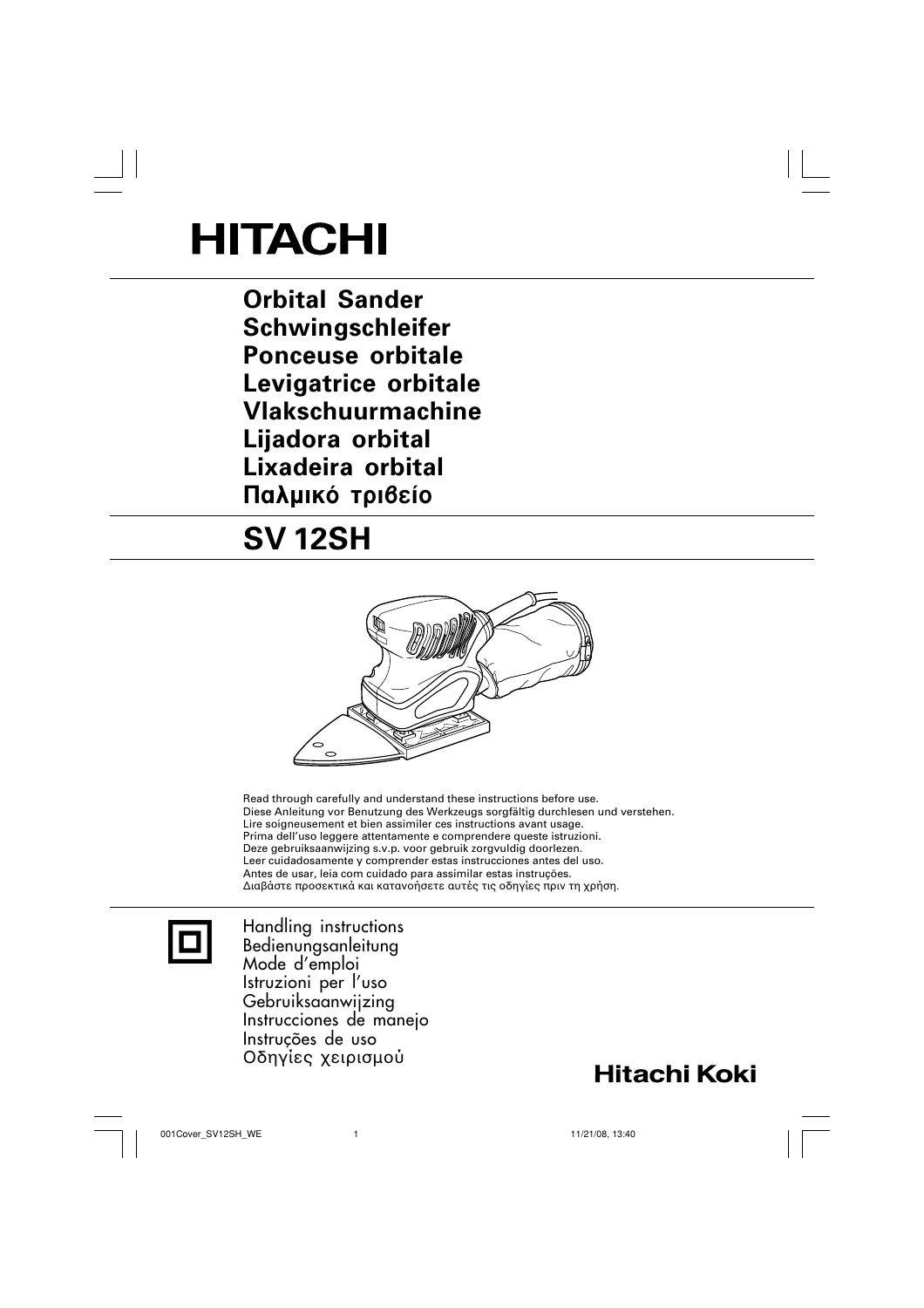# HITACHI

**Orbital Sander**
**Schwingschleifer**
**Ponceuse orbitale**
**Levigatrice orbitale**
**Vlakschuurmachine**
**Lijadora orbital**
**Lixadeira orbital**
**Παλμικό τριβείο**

## SV 12SH

Read through carefully and understand these instructions before use.
Diese Anleitung vor Benutzung des Werkzeugs sorgfältig durchlesen und verstehen.
Lire soigneusement et bien assimiler ces instructions avant usage.
Prima dell'uso leggere attentamente e comprendere queste istruzioni.
Deze gebruiksaanwijzing s.v.p. voor gebruik zorgvuldig doorlezen.
Leer cuidadosamente y comprender estas instrucciones antes del uso.
Antes de usar, leia com cuidado para assimilar estas instruções.
Διαβάστε προσεκτικά και κατανοήσετε αυτές τις οδηγίες πριν τη χρήση.

Handling instructions
Bedienungsanleitung
Mode d'emploi
Istruzioni per l'uso
Gebruiksaanwijzing
Instrucciones de manejo
Instruções de uso
Οδηγίες χειρισμού

**Hitachi Koki**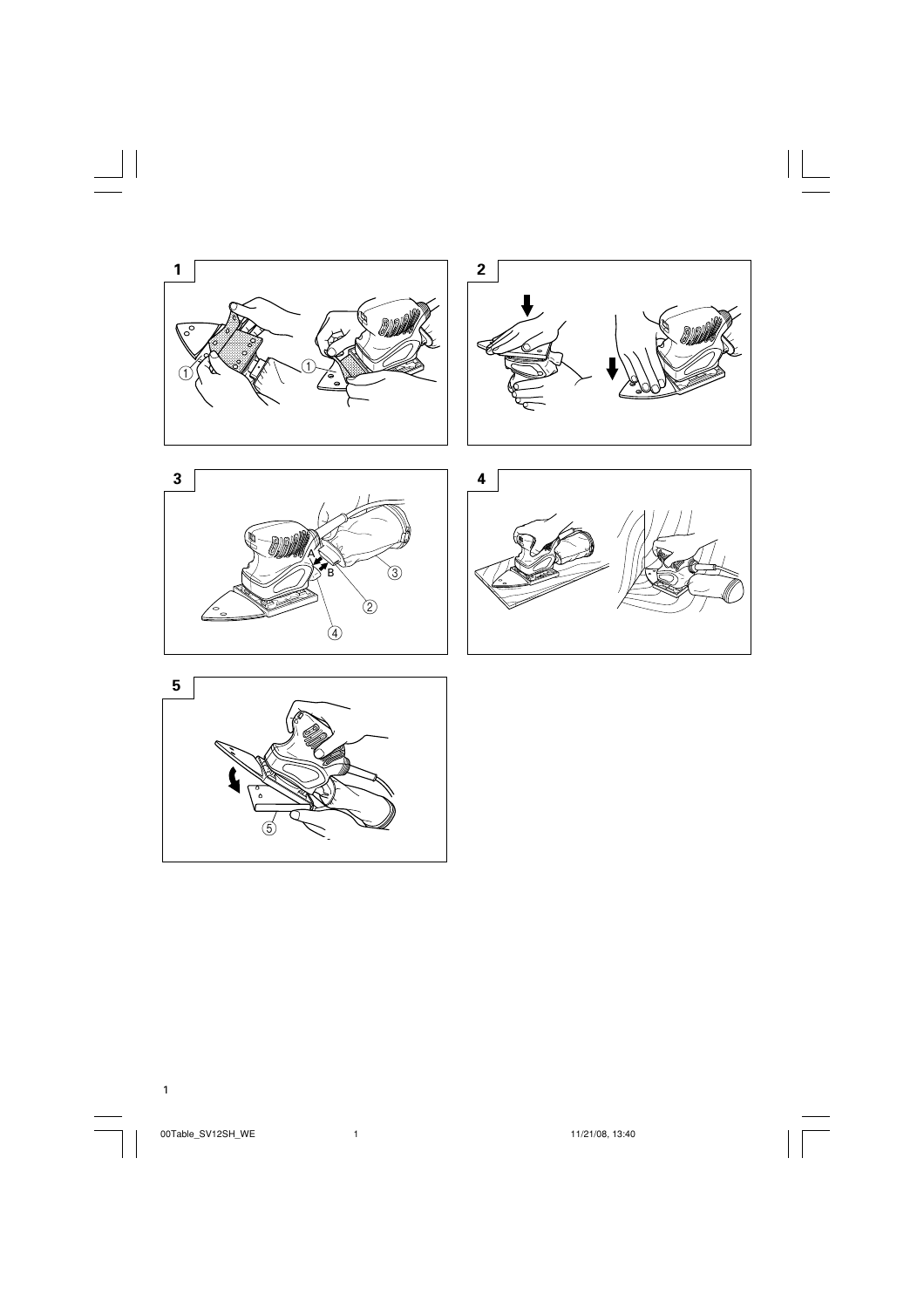1

2

3

4

5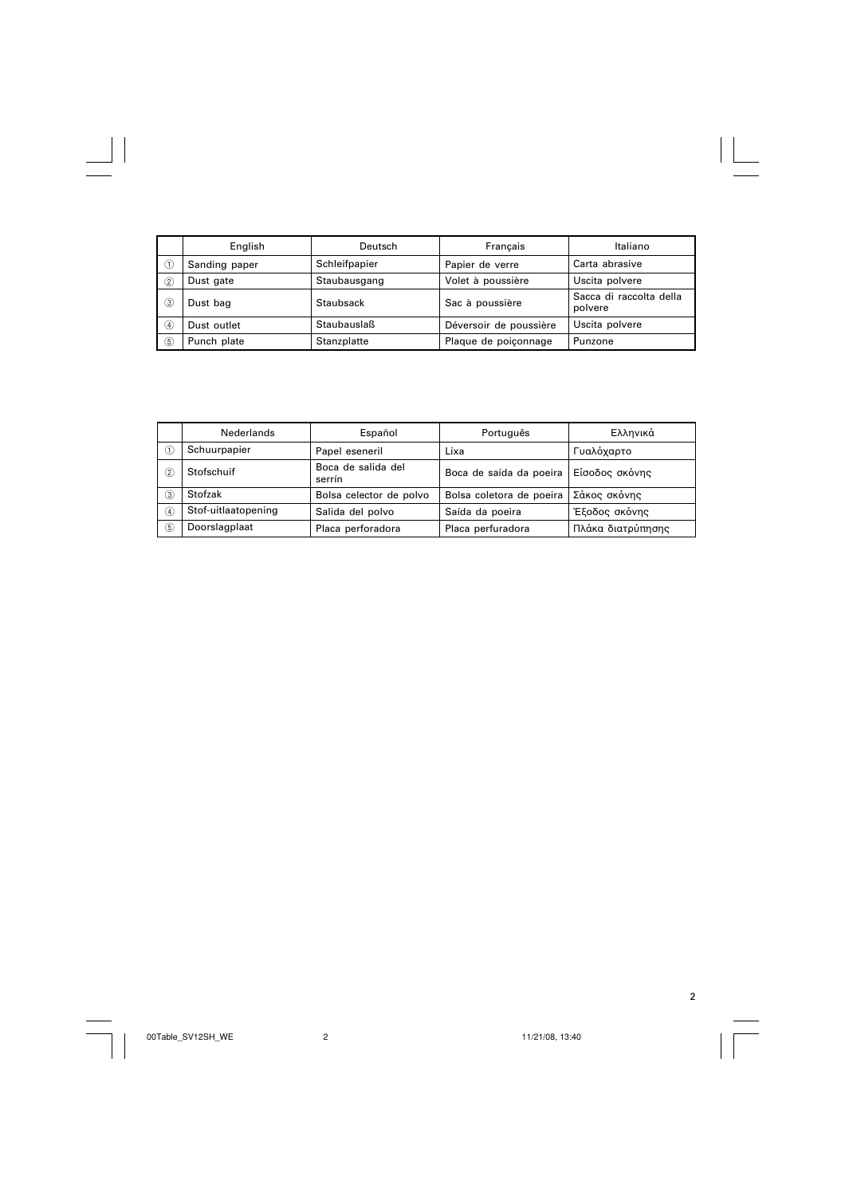| | English | Deutsch | Français | Italiano |
|---|---|---|---|---|
| ① | Sanding paper | Schleifpapier | Papier de verre | Carta abrasive |
| ② | Dust gate | Staubausgang | Volet à poussière | Uscita polvere |
| ③ | Dust bag | Staubsack | Sac à poussière | Sacca di raccolta della polvere |
| ④ | Dust outlet | Staubauslaß | Déversoir de poussière | Uscita polvere |
| ⑤ | Punch plate | Stanzplatte | Plaque de poiçonnage | Punzone |

| | Nederlands | Español | Português | Ελληνικά |
|---|---|---|---|---|
| ① | Schuurpapier | Papel eseneril | Lixa | Γυαλόχαρτο |
| ② | Stofschuif | Boca de salida del serrín | Boca de saída da poeira | Είσοδος σκόνης |
| ③ | Stofzak | Bolsa celector de polvo | Bolsa coletora de poeira | Σάκος σκόνης |
| ④ | Stof-uitlaatopening | Salida del polvo | Saída da poeira | Έξοδος σκόνης |
| ⑤ | Doorslagplaat | Placa perforadora | Placa perfuradora | Πλάκα διατρύπησης |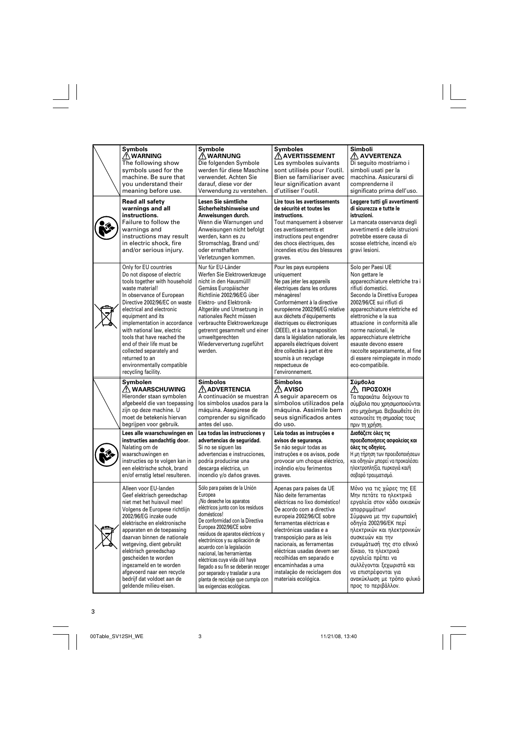| | **Symbols** ⚠ **WARNING** The following show symbols used for the machine. Be sure that you understand their meaning before use. | **Symbole** ⚠ **WARNUNG** Die folgenden Symbole werden für diese Maschine verwendet. Achten Sie darauf, diese vor der Verwendung zu verstehen. | **Symboles** ⚠ **AVERTISSEMENT** Les symboles suivants sont utilisés pour l'outil. Bien se familiariser avec leur signification avant d'utiliser l'outil. | **Simboli** ⚠ **AVVERTENZA** Di seguito mostriamo i simboli usati per la macchina. Assicurarsi di comprenderne il significato prima dell'uso. |
|---|---|---|---|---|
| | **Read all safety warnings and all instructions.** Failure to follow the warnings and instructions may result in electric shock, fire and/or serious injury. | **Lesen Sie sämtliche Sicherheitshinweise und Anweisungen durch.** Wenn die Warnungen und Anweisungen nicht befolgt werden, kann es zu Stromschlag, Brand und/ oder ernsthaften Verletzungen kommen. | **Lire tous les avertissements de sécurité et toutes les instructions.** Tout manquement à observer ces avertissements et instructions peut engendrer des chocs électriques, des incendies et/ou des blessures graves. | **Leggere tutti gli avvertimenti di sicurezza e tutte le istruzioni.** La mancata osservanza degli avvertimenti e delle istruzioni potrebbe essere causa di scosse elettriche, incendi e/o gravi lesioni. |
| | Only for EU countries Do not dispose of electric tools together with household waste material! In observance of European Directive 2002/96/EC on waste electrical and electronic equipment and its implementation in accordance with national law, electric tools that have reached the end of their life must be collected separately and returned to an environmentally compatible recycling facility. | Nur für EU-Länder Werfen Sie Elektrowerkzeuge nicht in den Hausmüll! Gemäss Europäischer Richtlinie 2002/96/EG über Elektro- und Elektronik-Altgeräte und Umsetzung in nationales Recht müssen verbrauchte Elektrowerkzeuge getrennt gesammelt und einer umweltgerechten Wiederverwertung zugeführt werden. | Pour les pays européens uniquement Ne pas jeter les appareils électriques dans les ordures ménagères! Conformément à la directive européenne 2002/96/EG relative aux déchets d'équipements électriques ou électroniques (DEEE), et à sa transposition dans la législation nationale, les appareils électriques doivent être collectés à part et être soumis à un recyclage respectueux de l'environnement. | Solo per Paesi UE Non gettare le apparecchiature elettriche tra i rifiuti domestici. Secondo la Direttiva Europea 2002/96/CE sui rifiuti di apparecchiature elettriche ed elettroniche e la sua attuazione in conformità alle norme nazionali, le apparecchiature elettriche esauste devono essere raccolte separatamente, al fine di essere reimpiegate in modo eco-compatibile. |
| | **Symbolen** ⚠ **WAARSCHUWING** Hieronder staan symbolen afgebeeld die van toepassing zijn op deze machine. U moet de betekenis hiervan begrijpen voor gebruik. | **Símbolos** ⚠ **ADVERTENCIA** A continuación se muestran los símbolos usados para la máquina. Asegúrese de comprender su significado antes del uso. | **Símbolos** ⚠ **AVISO** A seguir aparecem os símbolos utilizados pela máquina. Assimile bem seus significados antes do uso. | **Σύμβολα** ⚠ **ΠΡΟΣΟΧΗ** Τα παρακάτω δείχνουν τα σύμβολα που χρησιμοποιούνται στο μηχάνημα. Βεβαιωθείτε ότι κατανοείτε τη σημασίας τους πριν τη χρήση. |
| | **Lees alle waarschuwingen en instructies aandachtig door.** Nalating om de waarschuwingen en instructies op te volgen kan in een elektrische schok, brand en/of ernstig letsel resulteren. | **Lea todas las instrucciones y advertencias de seguridad.** Si no se siguen las advertencias e instrucciones, podría producirse una descarga eléctrica, un incendio y/o daños graves. | **Leia todas as instruções e avisos de segurança.** Se não seguir todas as instruções e os avisos, pode provocar um choque eléctrico, incêndio e/ou ferimentos graves. | **Διαβάζετε όλες τις προειδοποιήσεις ασφαλείας και όλες τις οδηγίες.** Η μη τήρηση των προειδοποιήσεων και οδηγιών μπορεί να προκαλέσει ηλεκτροπληξία, πυρκαγιά και/ή σοβαρό τραυματισμό. |
| | Alleen voor EU-landen Geef elektrisch gereedschap niet met het huisvuil mee! Volgens de Europese richtlijn 2002/96/EG inzake oude elektrische en elektronische apparaten en de toepassing daarvan binnen de nationale wetgeving, dient gebruikt elektrisch gereedschap gescheiden te worden ingezameld en te worden afgevoerd naar een recycle bedrijf dat voldoet aan de geldende milieu-eisen. | Sólo para países de la Unión Europea ¡No deseche los aparatos eléctricos junto con los residuos domésticos! De conformidad con la Directiva Europea 2002/96/CE sobre residuos de aparatos eléctricos y electrónicos y su aplicación de acuerdo con la legislación nacional, las herramientas eléctricas cuya vida útil haya llegado a su fin se deberán recoger por separado y trasladar a una planta de reciclaje que cumpla con las exigencias ecológicas. | Apenas para países da UE Não deite ferramentas eléctricas no lixo doméstico! De acordo com a directiva europeia 2002/96/CE sobre ferramentas eléctricas e electrónicas usadas e a transposição para as leis nacionais, as ferramentas eléctricas usadas devem ser recolhidas em separado e encaminhadas a uma instalação de reciclagem dos materiais ecológica. | Μόνο για τις χώρες της ΕΕ Μην πετάτε τα ηλεκτρικά εργαλεία στον κάδο οικιακών απορριμμάτων! Σύμφωνα με την ευρωπαϊκή οδηγία 2002/96/ΕΚ περί ηλεκτρικών και ηλεκτρονικών συσκευών και την ενσωμάτωσή της στο εθνικό δίκαιο, τα ηλεκτρικά εργαλεία πρέπει να συλλέγονται ξεχωριστά και να επιστρέφονται για ανακύκλωση με τρόπο φιλικό προς το περιβάλλον. |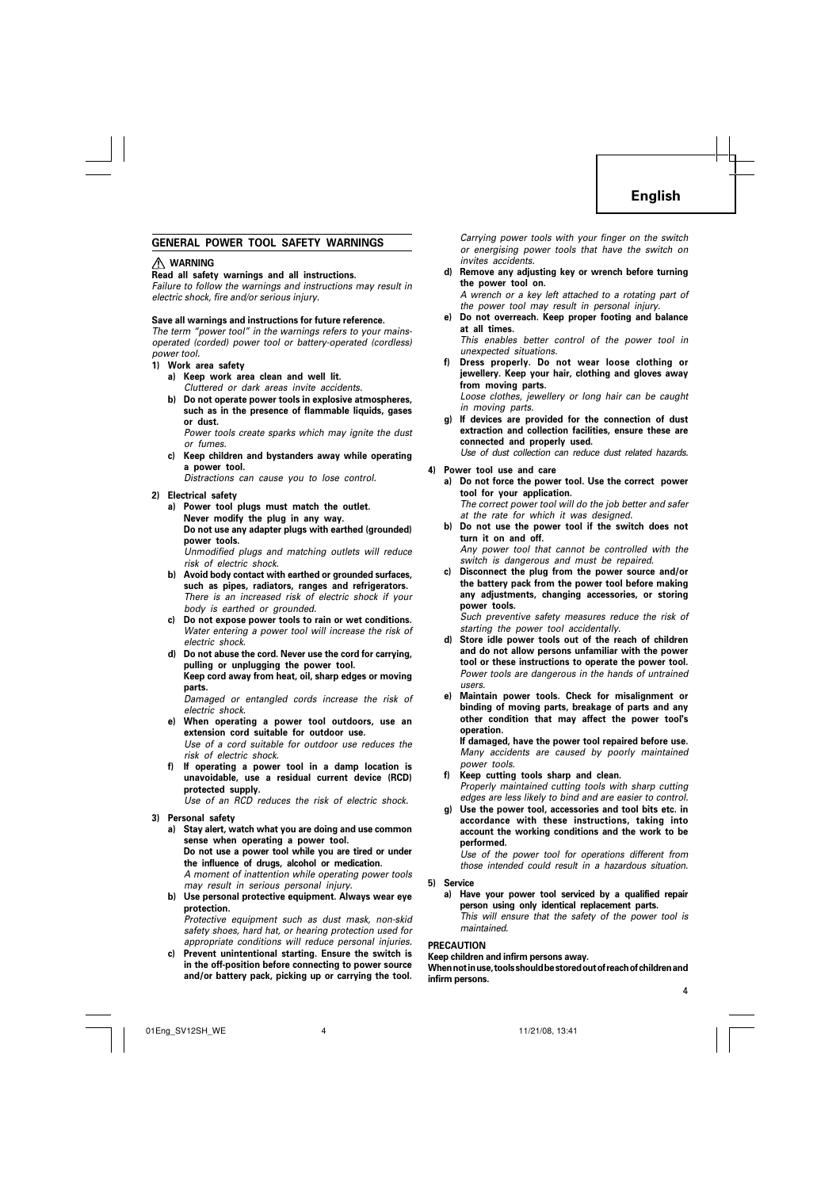## GENERAL POWER TOOL SAFETY WARNINGS

### ⚠ WARNING

**Read all safety warnings and all instructions.**
*Failure to follow the warnings and instructions may result in electric shock, fire and/or serious injury.*

**Save all warnings and instructions for future reference.**
*The term "power tool" in the warnings refers to your mains-operated (corded) power tool or battery-operated (cordless) power tool.*

**1) Work area safety**

a) **Keep work area clean and well lit.**
*Cluttered or dark areas invite accidents.*

b) **Do not operate power tools in explosive atmospheres, such as in the presence of flammable liquids, gases or dust.**
*Power tools create sparks which may ignite the dust or fumes.*

c) **Keep children and bystanders away while operating a power tool.**
*Distractions can cause you to lose control.*

**2) Electrical safety**

a) **Power tool plugs must match the outlet. Never modify the plug in any way. Do not use any adapter plugs with earthed (grounded) power tools.**
*Unmodified plugs and matching outlets will reduce risk of electric shock.*

b) **Avoid body contact with earthed or grounded surfaces, such as pipes, radiators, ranges and refrigerators.**
*There is an increased risk of electric shock if your body is earthed or grounded.*

c) **Do not expose power tools to rain or wet conditions.**
*Water entering a power tool will increase the risk of electric shock.*

d) **Do not abuse the cord. Never use the cord for carrying, pulling or unplugging the power tool. Keep cord away from heat, oil, sharp edges or moving parts.**
*Damaged or entangled cords increase the risk of electric shock.*

e) **When operating a power tool outdoors, use an extension cord suitable for outdoor use.**
*Use of a cord suitable for outdoor use reduces the risk of electric shock.*

f) **If operating a power tool in a damp location is unavoidable, use a residual current device (RCD) protected supply.**
*Use of an RCD reduces the risk of electric shock.*

**3) Personal safety**

a) **Stay alert, watch what you are doing and use common sense when operating a power tool. Do not use a power tool while you are tired or under the influence of drugs, alcohol or medication.**
*A moment of inattention while operating power tools may result in serious personal injury.*

b) **Use personal protective equipment. Always wear eye protection.**
*Protective equipment such as dust mask, non-skid safety shoes, hard hat, or hearing protection used for appropriate conditions will reduce personal injuries.*

c) **Prevent unintentional starting. Ensure the switch is in the off-position before connecting to power source and/or battery pack, picking up or carrying the tool.**
*Carrying power tools with your finger on the switch or energising power tools that have the switch on invites accidents.*

d) **Remove any adjusting key or wrench before turning the power tool on.**
*A wrench or a key left attached to a rotating part of the power tool may result in personal injury.*

e) **Do not overreach. Keep proper footing and balance at all times.**
*This enables better control of the power tool in unexpected situations.*

f) **Dress properly. Do not wear loose clothing or jewellery. Keep your hair, clothing and gloves away from moving parts.**
*Loose clothes, jewellery or long hair can be caught in moving parts.*

g) **If devices are provided for the connection of dust extraction and collection facilities, ensure these are connected and properly used.**
*Use of dust collection can reduce dust related hazards.*

**4) Power tool use and care**

a) **Do not force the power tool. Use the correct power tool for your application.**
*The correct power tool will do the job better and safer at the rate for which it was designed.*

b) **Do not use the power tool if the switch does not turn it on and off.**
*Any power tool that cannot be controlled with the switch is dangerous and must be repaired.*

c) **Disconnect the plug from the power source and/or the battery pack from the power tool before making any adjustments, changing accessories, or storing power tools.**
*Such preventive safety measures reduce the risk of starting the power tool accidentally.*

d) **Store idle power tools out of the reach of children and do not allow persons unfamiliar with the power tool or these instructions to operate the power tool.**
*Power tools are dangerous in the hands of untrained users.*

e) **Maintain power tools. Check for misalignment or binding of moving parts, breakage of parts and any other condition that may affect the power tool's operation. If damaged, have the power tool repaired before use.**
*Many accidents are caused by poorly maintained power tools.*

f) **Keep cutting tools sharp and clean.**
*Properly maintained cutting tools with sharp cutting edges are less likely to bind and are easier to control.*

g) **Use the power tool, accessories and tool bits etc. in accordance with these instructions, taking into account the working conditions and the work to be performed.**
*Use of the power tool for operations different from those intended could result in a hazardous situation.*

**5) Service**

a) **Have your power tool serviced by a qualified repair person using only identical replacement parts.**
*This will ensure that the safety of the power tool is maintained.*

**PRECAUTION**

**Keep children and infirm persons away.**

**When not in use, tools should be stored out of reach of children and infirm persons.**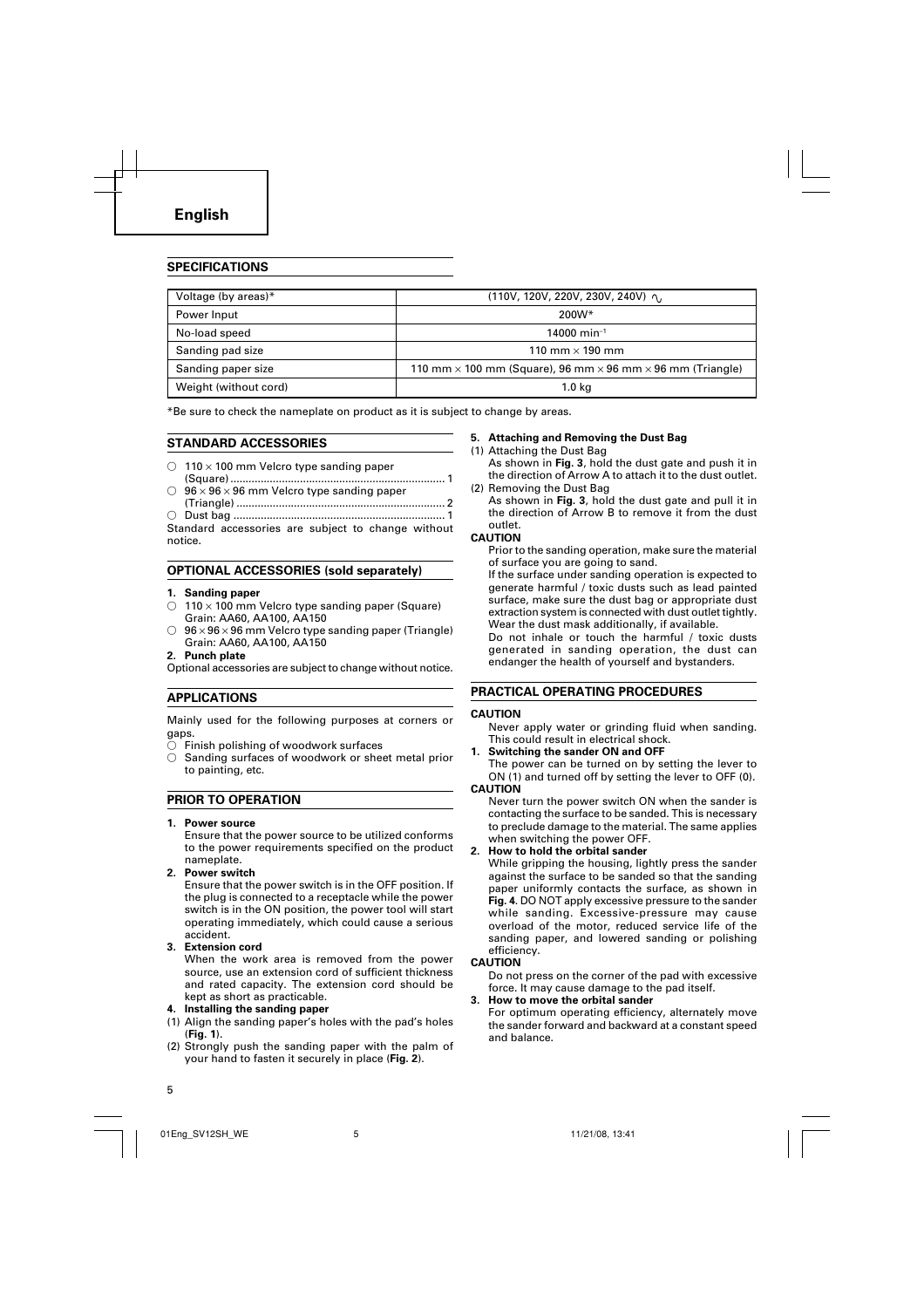# English

## SPECIFICATIONS

| Voltage (by areas)* | (110V, 120V, 220V, 230V, 240V) ∿ |
|---|---|
| Power Input | 200W* |
| No-load speed | 14000 $min^{-1}$ |
| Sanding pad size | 110 mm × 190 mm |
| Sanding paper size | 110 mm × 100 mm (Square), 96 mm × 96 mm × 96 mm (Triangle) |
| Weight (without cord) | 1.0 kg |

*Be sure to check the nameplate on product as it is subject to change by areas.

## STANDARD ACCESSORIES

- ○ 110 × 100 mm Velcro type sanding paper (Square) ........ 1
- ○ 96 × 96 × 96 mm Velcro type sanding paper (Triangle) ........ 2
- ○ Dust bag ........ 1

Standard accessories are subject to change without notice.

## OPTIONAL ACCESSORIES (sold separately)

**1. Sanding paper**

- ○ 110 × 100 mm Velcro type sanding paper (Square) Grain: AA60, AA100, AA150
- ○ 96 × 96 × 96 mm Velcro type sanding paper (Triangle) Grain: AA60, AA100, AA150

**2. Punch plate**

Optional accessories are subject to change without notice.

## APPLICATIONS

Mainly used for the following purposes at corners or gaps.

- ○ Finish polishing of woodwork surfaces
- ○ Sanding surfaces of woodwork or sheet metal prior to painting, etc.

## PRIOR TO OPERATION

**1. Power source**

Ensure that the power source to be utilized conforms to the power requirements specified on the product nameplate.

**2. Power switch**

Ensure that the power switch is in the OFF position. If the plug is connected to a receptacle while the power switch is in the ON position, the power tool will start operating immediately, which could cause a serious accident.

**3. Extension cord**

When the work area is removed from the power source, use an extension cord of sufficient thickness and rated capacity. The extension cord should be kept as short as practicable.

**4. Installing the sanding paper**

(1) Align the sanding paper's holes with the pad's holes (**Fig. 1**).

(2) Strongly push the sanding paper with the palm of your hand to fasten it securely in place (**Fig. 2**).

**5. Attaching and Removing the Dust Bag**

(1) Attaching the Dust Bag

As shown in **Fig. 3**, hold the dust gate and push it in the direction of Arrow A to attach it to the dust outlet.

(2) Removing the Dust Bag

As shown in **Fig. 3**, hold the dust gate and pull it in the direction of Arrow B to remove it from the dust outlet.

**CAUTION**

Prior to the sanding operation, make sure the material of surface you are going to sand.

If the surface under sanding operation is expected to generate harmful / toxic dusts such as lead painted surface, make sure the dust bag or appropriate dust extraction system is connected with dust outlet tightly. Wear the dust mask additionally, if available.

Do not inhale or touch the harmful / toxic dusts generated in sanding operation, the dust can endanger the health of yourself and bystanders.

## PRACTICAL OPERATING PROCEDURES

**CAUTION**

Never apply water or grinding fluid when sanding. This could result in electrical shock.

**1. Switching the sander ON and OFF**

The power can be turned on by setting the lever to ON (1) and turned off by setting the lever to OFF (0).

**CAUTION**

Never turn the power switch ON when the sander is contacting the surface to be sanded. This is necessary to preclude damage to the material. The same applies when switching the power OFF.

**2. How to hold the orbital sander**

While gripping the housing, lightly press the sander against the surface to be sanded so that the sanding paper uniformly contacts the surface, as shown in **Fig. 4**. DO NOT apply excessive pressure to the sander while sanding. Excessive-pressure may cause overload of the motor, reduced service life of the sanding paper, and lowered sanding or polishing efficiency.

**CAUTION**

Do not press on the corner of the pad with excessive force. It may cause damage to the pad itself.

**3. How to move the orbital sander**

For optimum operating efficiency, alternately move the sander forward and backward at a constant speed and balance.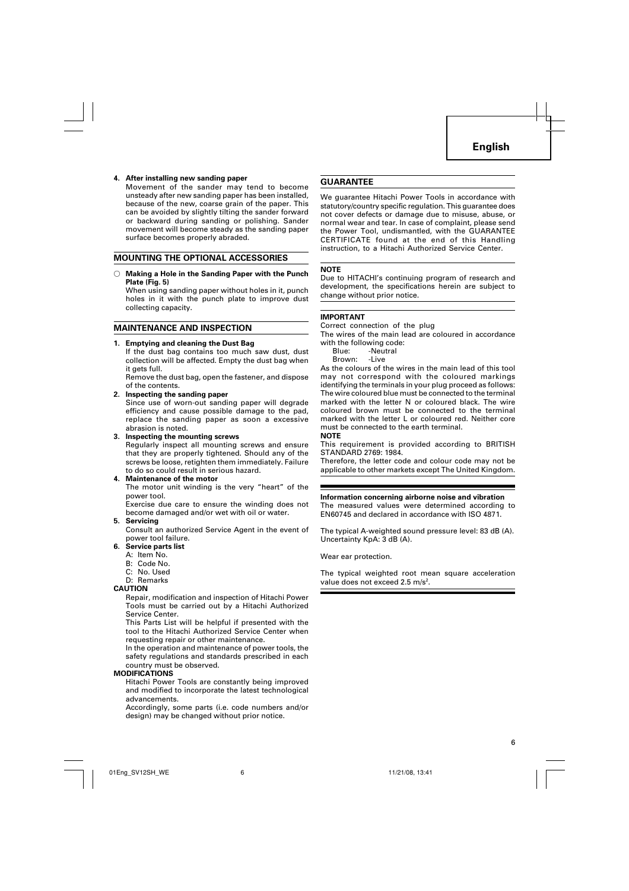**4. After installing new sanding paper**

Movement of the sander may tend to become unsteady after new sanding paper has been installed, because of the new, coarse grain of the paper. This can be avoided by slightly tilting the sander forward or backward during sanding or polishing. Sander movement will become steady as the sanding paper surface becomes properly abraded.

## MOUNTING THE OPTIONAL ACCESSORIES

○ **Making a Hole in the Sanding Paper with the Punch Plate (Fig. 5)**

When using sanding paper without holes in it, punch holes in it with the punch plate to improve dust collecting capacity.

## MAINTENANCE AND INSPECTION

**1. Emptying and cleaning the Dust Bag**

If the dust bag contains too much saw dust, dust collection will be affected. Empty the dust bag when it gets full.

Remove the dust bag, open the fastener, and dispose of the contents.

**2. Inspecting the sanding paper**

Since use of worn-out sanding paper will degrade efficiency and cause possible damage to the pad, replace the sanding paper as soon a excessive abrasion is noted.

**3. Inspecting the mounting screws**

Regularly inspect all mounting screws and ensure that they are properly tightened. Should any of the screws be loose, retighten them immediately. Failure to do so could result in serious hazard.

**4. Maintenance of the motor**

The motor unit winding is the very "heart" of the power tool.

Exercise due care to ensure the winding does not become damaged and/or wet with oil or water.

**5. Servicing**

Consult an authorized Service Agent in the event of power tool failure.

**6. Service parts list**

A: Item No.
B: Code No.
C: No. Used
D: Remarks

**CAUTION**

Repair, modification and inspection of Hitachi Power Tools must be carried out by a Hitachi Authorized Service Center.

This Parts List will be helpful if presented with the tool to the Hitachi Authorized Service Center when requesting repair or other maintenance.

In the operation and maintenance of power tools, the safety regulations and standards prescribed in each country must be observed.

**MODIFICATIONS**

Hitachi Power Tools are constantly being improved and modified to incorporate the latest technological advancements.

Accordingly, some parts (i.e. code numbers and/or design) may be changed without prior notice.

## GUARANTEE

We guarantee Hitachi Power Tools in accordance with statutory/country specific regulation. This guarantee does not cover defects or damage due to misuse, abuse, or normal wear and tear. In case of complaint, please send the Power Tool, undismantled, with the GUARANTEE CERTIFICATE found at the end of this Handling instruction, to a Hitachi Authorized Service Center.

**NOTE**

Due to HITACHI's continuing program of research and development, the specifications herein are subject to change without prior notice.

**IMPORTANT**

Correct connection of the plug

The wires of the main lead are coloured in accordance with the following code:

Blue: -Neutral
Brown: -Live

As the colours of the wires in the main lead of this tool may not correspond with the coloured markings identifying the terminals in your plug proceed as follows:

The wire coloured blue must be connected to the terminal marked with the letter N or coloured black. The wire coloured brown must be connected to the terminal marked with the letter L or coloured red. Neither core must be connected to the earth terminal.

**NOTE**

This requirement is provided according to BRITISH STANDARD 2769: 1984.

Therefore, the letter code and colour code may not be applicable to other markets except The United Kingdom.

**Information concerning airborne noise and vibration**

The measured values were determined according to EN60745 and declared in accordance with ISO 4871.

The typical A-weighted sound pressure level: 83 dB (A).
Uncertainty KpA: 3 dB (A).

Wear ear protection.

The typical weighted root mean square acceleration value does not exceed 2.5 $m/s^2$.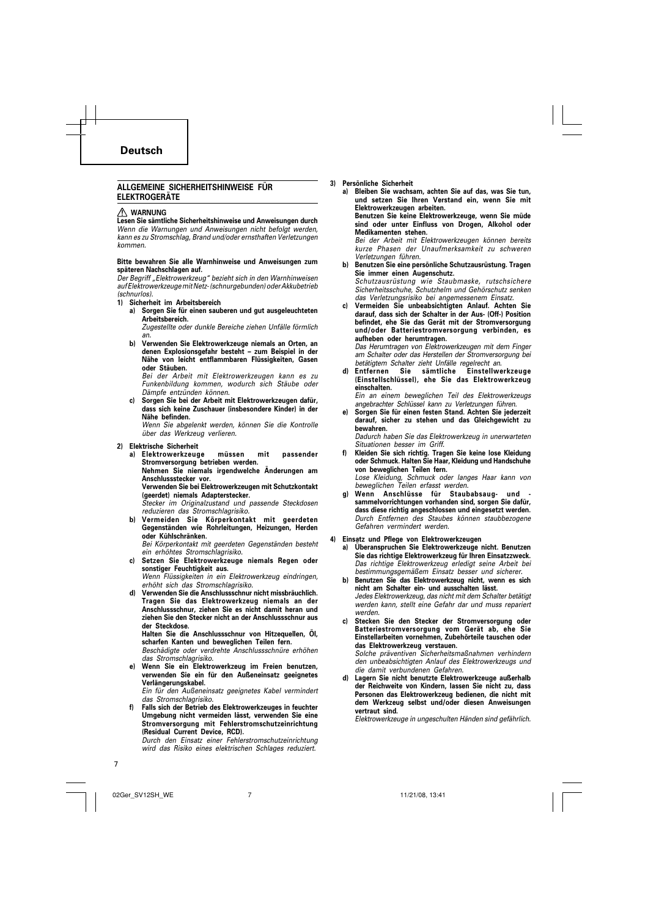## Deutsch

### ALLGEMEINE SICHERHEITSHINWEISE FÜR ELEKTROGERÄTE

⚠ **WARNUNG**

**Lesen Sie sämtliche Sicherheitshinweise und Anweisungen durch**
*Wenn die Warnungen und Anweisungen nicht befolgt werden, kann es zu Stromschlag, Brand und/oder ernsthaften Verletzungen kommen.*

**Bitte bewahren Sie alle Warnhinweise und Anweisungen zum späteren Nachschlagen auf.**
*Der Begriff „Elektrowerkzeug" bezieht sich in den Warnhinweisen auf Elektrowerkzeuge mit Netz- (schnurgebunden) oder Akkubetrieb (schnurlos).*

1) **Sicherheit im Arbeitsbereich**
   a) **Sorgen Sie für einen sauberen und gut ausgeleuchteten Arbeitsbereich.**
   *Zugestellte oder dunkle Bereiche ziehen Unfälle förmlich an.*
   b) **Verwenden Sie Elektrowerkzeuge niemals an Orten, an denen Explosionsgefahr besteht – zum Beispiel in der Nähe von leicht entflammbaren Flüssigkeiten, Gasen oder Stäuben.**
   *Bei der Arbeit mit Elektrowerkzeugen kann es zu Funkenbildung kommen, wodurch sich Stäube oder Dämpfe entzünden können.*
   c) **Sorgen Sie bei der Arbeit mit Elektrowerkzeugen dafür, dass sich keine Zuschauer (insbesondere Kinder) in der Nähe befinden.**
   *Wenn Sie abgelenkt werden, können Sie die Kontrolle über das Werkzeug verlieren.*

2) **Elektrische Sicherheit**
   a) **Elektrowerkzeuge müssen mit passender Stromversorgung betrieben werden.**
   **Nehmen Sie niemals irgendwelche Änderungen am Anschlussstecker vor.**
   **Verwenden Sie bei Elektrowerkzeugen mit Schutzkontakt (geerdet) niemals Adapterstecker.**
   *Stecker im Originalzustand und passende Steckdosen reduzieren das Stromschlagrisiko.*
   b) **Vermeiden Sie Körperkontakt mit geerdeten Gegenständen wie Rohrleitungen, Heizungen, Herden oder Kühlschränken.**
   *Bei Körperkontakt mit geerdeten Gegenständen besteht ein erhöhtes Stromschlagrisiko.*
   c) **Setzen Sie Elektrowerkzeuge niemals Regen oder sonstiger Feuchtigkeit aus.**
   *Wenn Flüssigkeiten in ein Elektrowerkzeug eindringen, erhöht sich das Stromschlagrisiko.*
   d) **Verwenden Sie die Anschlussschnur nicht missbräuchlich. Tragen Sie das Elektrowerkzeug niemals an der Anschlussschnur, ziehen Sie es nicht damit heran und ziehen Sie den Stecker nicht an der Anschlussschnur aus der Steckdose.**
   **Halten Sie die Anschlussschnur von Hitzequellen, Öl, scharfen Kanten und beweglichen Teilen fern.**
   *Beschädigte oder verdrehte Anschlussschnüre erhöhen das Stromschlagrisiko.*
   e) **Wenn Sie ein Elektrowerkzeug im Freien benutzen, verwenden Sie ein für den Außeneinsatz geeignetes Verlängerungskabel.**
   *Ein für den Außeneinsatz geeignetes Kabel vermindert das Stromschlagrisiko.*
   f) **Falls sich der Betrieb des Elektrowerkzeuges in feuchter Umgebung nicht vermeiden lässt, verwenden Sie eine Stromversorgung mit Fehlerstromschutzeinrichtung (Residual Current Device, RCD).**
   *Durch den Einsatz einer Fehlerstromschutzeinrichtung wird das Risiko eines elektrischen Schlages reduziert.*

3) **Persönliche Sicherheit**
   a) **Bleiben Sie wachsam, achten Sie auf das, was Sie tun, und setzen Sie Ihren Verstand ein, wenn Sie mit Elektrowerkzeugen arbeiten.**
   **Benutzen Sie keine Elektrowerkzeuge, wenn Sie müde sind oder unter Einfluss von Drogen, Alkohol oder Medikamenten stehen.**
   *Bei der Arbeit mit Elektrowerkzeugen können bereits kurze Phasen der Unaufmerksamkeit zu schweren Verletzungen führen.*
   b) **Benutzen Sie eine persönliche Schutzausrüstung. Tragen Sie immer einen Augenschutz.**
   *Schutzausrüstung wie Staubmaske, rutschsichere Sicherheitsschuhe, Schutzhelm und Gehörschutz senken das Verletzungsrisiko bei angemessenem Einsatz.*
   c) **Vermeiden Sie unbeabsichtigten Anlauf. Achten Sie darauf, dass sich der Schalter in der Aus- (Off-) Position befindet, ehe Sie das Gerät mit der Stromversorgung und/oder Batteriestromversorgung verbinden, es aufheben oder herumtragen.**
   *Das Herumtragen von Elektrowerkzeugen mit dem Finger am Schalter oder das Herstellen der Stromversorgung bei betätigtem Schalter zieht Unfälle regelrecht an.*
   d) **Entfernen Sie sämtliche Einstellwerkzeuge (Einstellschlüssel), ehe Sie das Elektrowerkzeug einschalten.**
   *Ein an einem beweglichen Teil des Elektrowerkzeugs angebrachter Schlüssel kann zu Verletzungen führen.*
   e) **Sorgen Sie für einen festen Stand. Achten Sie jederzeit darauf, sicher zu stehen und das Gleichgewicht zu bewahren.**
   *Dadurch haben Sie das Elektrowerkzeug in unerwarteten Situationen besser im Griff.*
   f) **Kleiden Sie sich richtig. Tragen Sie keine lose Kleidung oder Schmuck. Halten Sie Haar, Kleidung und Handschuhe von beweglichen Teilen fern.**
   *Lose Kleidung, Schmuck oder langes Haar kann von beweglichen Teilen erfasst werden.*
   g) **Wenn Anschlüsse für Staubabsaug- und -sammelvorrichtungen vorhanden sind, sorgen Sie dafür, dass diese richtig angeschlossen und eingesetzt werden.**
   *Durch Entfernen des Staubes können staubbezogene Gefahren vermindert werden.*

4) **Einsatz und Pflege von Elektrowerkzeugen**
   a) **Überanspruchen Sie Elektrowerkzeuge nicht. Benutzen Sie das richtige Elektrowerkzeug für Ihren Einsatzzweck.**
   *Das richtige Elektrowerkzeug erledigt seine Arbeit bei bestimmungsgemäßem Einsatz besser und sicherer.*
   b) **Benutzen Sie das Elektrowerkzeug nicht, wenn es sich nicht am Schalter ein- und ausschalten lässt.**
   *Jedes Elektrowerkzeug, das nicht mit dem Schalter betätigt werden kann, stellt eine Gefahr dar und muss repariert werden.*
   c) **Stecken Sie den Stecker der Stromversorgung oder Batteriestromversorgung vom Gerät ab, ehe Sie Einstellarbeiten vornehmen, Zubehörteile tauschen oder das Elektrowerkzeug verstauen.**
   *Solche präventiven Sicherheitsmaßnahmen verhindern den unbeabsichtigten Anlauf des Elektrowerkzeugs und die damit verbundenen Gefahren.*
   d) **Lagern Sie nicht benutzte Elektrowerkzeuge außerhalb der Reichweite von Kindern, lassen Sie nicht zu, dass Personen das Elektrowerkzeug bedienen, die nicht mit dem Werkzeug selbst und/oder diesen Anweisungen vertraut sind.**
   *Elektrowerkzeuge in ungeschulten Händen sind gefährlich.*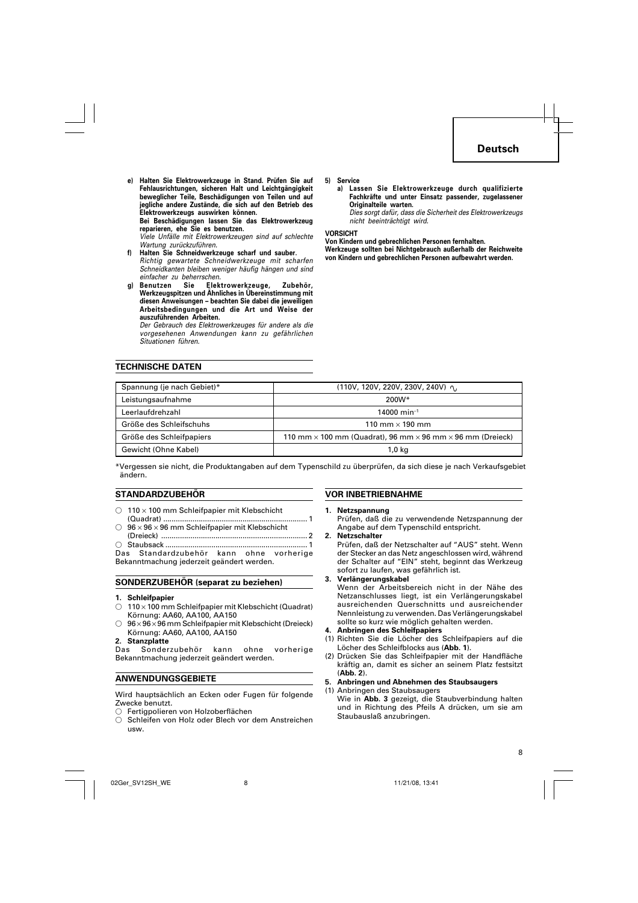**e) Halten Sie Elektrowerkzeuge in Stand. Prüfen Sie auf Fehlausrichtungen, sicheren Halt und Leichtgängigkeit beweglicher Teile, Beschädigungen von Teilen und auf jegliche andere Zustände, die sich auf den Betrieb des Elektrowerkzeugs auswirken können.**
**Bei Beschädigungen lassen Sie das Elektrowerkzeug reparieren, ehe Sie es benutzen.**
*Viele Unfälle mit Elektrowerkzeugen sind auf schlechte Wartung zurückzuführen.*

**f) Halten Sie Schneidwerkzeuge scharf und sauber.**
*Richtig gewartete Schneidwerkzeuge mit scharfen Schneidkanten bleiben weniger häufig hängen und sind einfacher zu beherrschen.*

**g) Benutzen Sie Elektrowerkzeuge, Zubehör, Werkzeugspitzen und Ähnliches in Übereinstimmung mit diesen Anweisungen – beachten Sie dabei die jeweiligen Arbeitsbedingungen und die Art und Weise der auszuführenden Arbeiten.**
*Der Gebrauch des Elektrowerkzeuges für andere als die vorgesehenen Anwendungen kann zu gefährlichen Situationen führen.*

**5) Service**

**a) Lassen Sie Elektrowerkzeuge durch qualifizierte Fachkräfte und unter Einsatz passender, zugelassener Originalteile warten.**
*Dies sorgt dafür, dass die Sicherheit des Elektrowerkzeugs nicht beeinträchtigt wird.*

**VORSICHT**
**Von Kindern und gebrechlichen Personen fernhalten.**
**Werkzeuge sollten bei Nichtgebrauch außerhalb der Reichweite von Kindern und gebrechlichen Personen aufbewahrt werden.**

## TECHNISCHE DATEN

| Spannung (je nach Gebiet)* | (110V, 120V, 220V, 230V, 240V) ∿ |
|---|---|
| Leistungsaufnahme | 200W* |
| Leerlaufdrehzahl | 14000 min$^{-1}$ |
| Größe des Schleifschuhs | 110 mm × 190 mm |
| Größe des Schleifpapiers | 110 mm × 100 mm (Quadrat), 96 mm × 96 mm × 96 mm (Dreieck) |
| Gewicht (Ohne Kabel) | 1,0 kg |

*Vergessen sie nicht, die Produktangaben auf dem Typenschild zu überprüfen, da sich diese je nach Verkaufsgebiet ändern.

## STANDARDZUBEHÖR

○ 110 × 100 mm Schleifpapier mit Klebschicht (Quadrat) .................................................. 1
○ 96 × 96 × 96 mm Schleifpapier mit Klebschicht (Dreieck) .................................................. 2
○ Staubsack .................................................. 1

Das Standardzubehör kann ohne vorherige Bekanntmachung jederzeit geändert werden.

## SONDERZUBEHÖR (separat zu beziehen)

**1. Schleifpapier**
○ 110 × 100 mm Schleifpapier mit Klebschicht (Quadrat) Körnung: AA60, AA100, AA150
○ 96 × 96 × 96 mm Schleifpapier mit Klebschicht (Dreieck) Körnung: AA60, AA100, AA150

**2. Stanzplatte**

Das Sonderzubehör kann ohne vorherige Bekanntmachung jederzeit geändert werden.

## ANWENDUNGSGEBIETE

Wird hauptsächlich an Ecken oder Fugen für folgende Zwecke benutzt.
○ Fertigpolieren von Holzoberflächen
○ Schleifen von Holz oder Blech vor dem Anstreichen usw.

## VOR INBETRIEBNAHME

**1. Netzspannung**
Prüfen, daß die zu verwendende Netzspannung der Angabe auf dem Typenschild entspricht.

**2. Netzschalter**
Prüfen, daß der Netzschalter auf "AUS" steht. Wenn der Stecker an das Netz angeschlossen wird, während der Schalter auf "EIN" steht, beginnt das Werkzeug sofort zu laufen, was gefährlich ist.

**3. Verlängerungskabel**
Wenn der Arbeitsbereich nicht in der Nähe des Netzanschlusses liegt, ist ein Verlängerungskabel ausreichenden Querschnitts und ausreichender Nennleistung zu verwenden. Das Verlängerungskabel sollte so kurz wie möglich gehalten werden.

**4. Anbringen des Schleifpapiers**
(1) Richten Sie die Löcher des Schleifpapiers auf die Löcher des Schleifblocks aus (**Abb. 1**).
(2) Drücken Sie das Schleifpapier mit der Handfläche kräftig an, damit es sicher an seinem Platz festsitzt (**Abb. 2**).

**5. Anbringen und Abnehmen des Staubsaugers**
(1) Anbringen des Staubsaugers
Wie in **Abb. 3** gezeigt, die Staubverbindung halten und in Richtung des Pfeils A drücken, um sie am Staubauslaß anzubringen.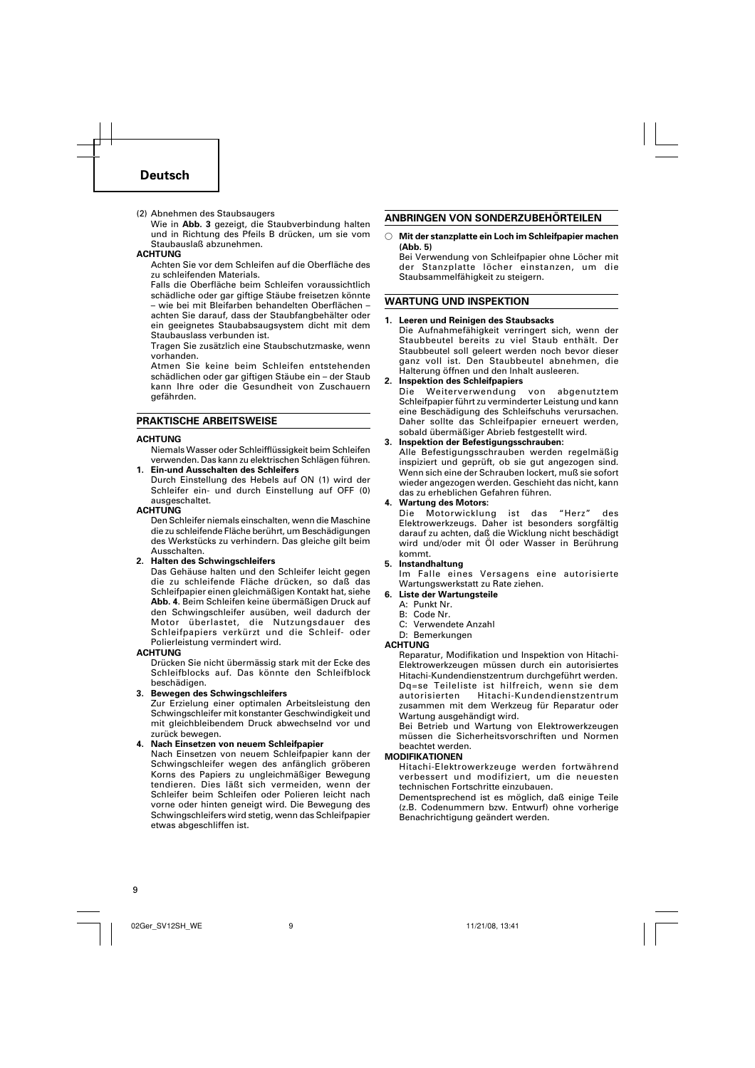(2) Abnehmen des Staubsaugers

Wie in **Abb. 3** gezeigt, die Staubverbindung halten und in Richtung des Pfeils B drücken, um sie vom Staubauslaß abzunehmen.

**ACHTUNG**

Achten Sie vor dem Schleifen auf die Oberfläche des zu schleifenden Materials.

Falls die Oberfläche beim Schleifen voraussichtlich schädliche oder gar giftige Stäube freisetzen könnte – wie bei mit Bleifarben behandelten Oberflächen – achten Sie darauf, dass der Staubfangbehälter oder ein geeignetes Staubabsaugsystem dicht mit dem Staubauslass verbunden ist.

Tragen Sie zusätzlich eine Staubschutzmaske, wenn vorhanden.

Atmen Sie keine beim Schleifen entstehenden schädlichen oder gar giftigen Stäube ein – der Staub kann Ihre oder die Gesundheit von Zuschauern gefährden.

## PRAKTISCHE ARBEITSWEISE

**ACHTUNG**

Niemals Wasser oder Schleifflüssigkeit beim Schleifen verwenden. Das kann zu elektrischen Schlägen führen.

1. **Ein-und Ausschalten des Schleifers**

   Durch Einstellung des Hebels auf ON (1) wird der Schleifer ein- und durch Einstellung auf OFF (0) ausgeschaltet.

**ACHTUNG**

Den Schleifer niemals einschalten, wenn die Maschine die zu schleifende Fläche berührt, um Beschädigungen des Werkstücks zu verhindern. Das gleiche gilt beim Ausschalten.

2. **Halten des Schwingschleifers**

   Das Gehäuse halten und den Schleifer leicht gegen die zu schleifende Fläche drücken, so daß das Schleifpapier einen gleichmäßigen Kontakt hat, siehe **Abb. 4**. Beim Schleifen keine übermäßigen Druck auf den Schwingschleifer ausüben, weil dadurch der Motor überlastet, die Nutzungsdauer des Schleifpapiers verkürzt und die Schleif- oder Polierleistung vermindert wird.

**ACHTUNG**

Drücken Sie nicht übermässig stark mit der Ecke des Schleifblocks auf. Das könnte den Schleifblock beschädigen.

3. **Bewegen des Schwingschleifers**

   Zur Erzielung einer optimalen Arbeitsleistung den Schwingschleifer mit konstanter Geschwindigkeit und mit gleichbleibendem Druck abwechselnd vor und zurück bewegen.

4. **Nach Einsetzen von neuem Schleifpapier**

   Nach Einsetzen von neuem Schleifpapier kann der Schwingschleifer wegen des anfänglich gröberen Korns des Papiers zu ungleichmäßiger Bewegung tendieren. Dies läßt sich vermeiden, wenn der Schleifer beim Schleifen oder Polieren leicht nach vorne oder hinten geneigt wird. Die Bewegung des Schwingschleifers wird stetig, wenn das Schleifpapier etwas abgeschliffen ist.

## ANBRINGEN VON SONDERZUBEHÖRTEILEN

○ **Mit der stanzplatte ein Loch im Schleifpapier machen (Abb. 5)**

Bei Verwendung von Schleifpapier ohne Löcher mit der Stanzplatte löcher einstanzen, um die Staubsammelfähigkeit zu steigern.

## WARTUNG UND INSPEKTION

1. **Leeren und Reinigen des Staubsacks**

   Die Aufnahmefähigkeit verringert sich, wenn der Staubbeutel bereits zu viel Staub enthält. Der Staubbeutel soll geleert werden noch bevor dieser ganz voll ist. Den Staubbeutel abnehmen, die Halterung öffnen und den Inhalt ausleeren.

2. **Inspektion des Schleifpapiers**

   Die Weiterverwendung von abgenutztem Schleifpapier führt zu verminderter Leistung und kann eine Beschädigung des Schleifschuhs verursachen. Daher sollte das Schleifpapier erneuert werden, sobald übermäßiger Abrieb festgestellt wird.

3. **Inspektion der Befestigungsschrauben:**

   Alle Befestigungsschrauben werden regelmäßig inspiziert und geprüft, ob sie gut angezogen sind. Wenn sich eine der Schrauben lockert, muß sie sofort wieder angezogen werden. Geschieht das nicht, kann das zu erheblichen Gefahren führen.

4. **Wartung des Motors:**

   Die Motorwicklung ist das "Herz" des Elektrowerkzeugs. Daher ist besonders sorgfältig darauf zu achten, daß die Wicklung nicht beschädigt wird und/oder mit Öl oder Wasser in Berührung kommt.

5. **Instandhaltung**

   Im Falle eines Versagens eine autorisierte Wartungswerkstatt zu Rate ziehen.

6. **Liste der Wartungsteile**

   A: Punkt Nr.
   B: Code Nr.
   C: Verwendete Anzahl
   D: Bemerkungen

**ACHTUNG**

Reparatur, Modifikation und Inspektion von Hitachi-Elektrowerkzeugen müssen durch ein autorisiertes Hitachi-Kundendienstzentrum durchgeführt werden. Dq=se Teileliste ist hilfreich, wenn sie dem autorisierten Hitachi-Kundendienstzentrum zusammen mit dem Werkzeug für Reparatur oder Wartung ausgehändigt wird.

Bei Betrieb und Wartung von Elektrowerkzeugen müssen die Sicherheitsvorschriften und Normen beachtet werden.

**MODIFIKATIONEN**

Hitachi-Elektrowerkzeuge werden fortwährend verbessert und modifiziert, um die neuesten technischen Fortschritte einzubauen.

Dementsprechend ist es möglich, daß einige Teile (z.B. Codenummern bzw. Entwurf) ohne vorherige Benachrichtigung geändert werden.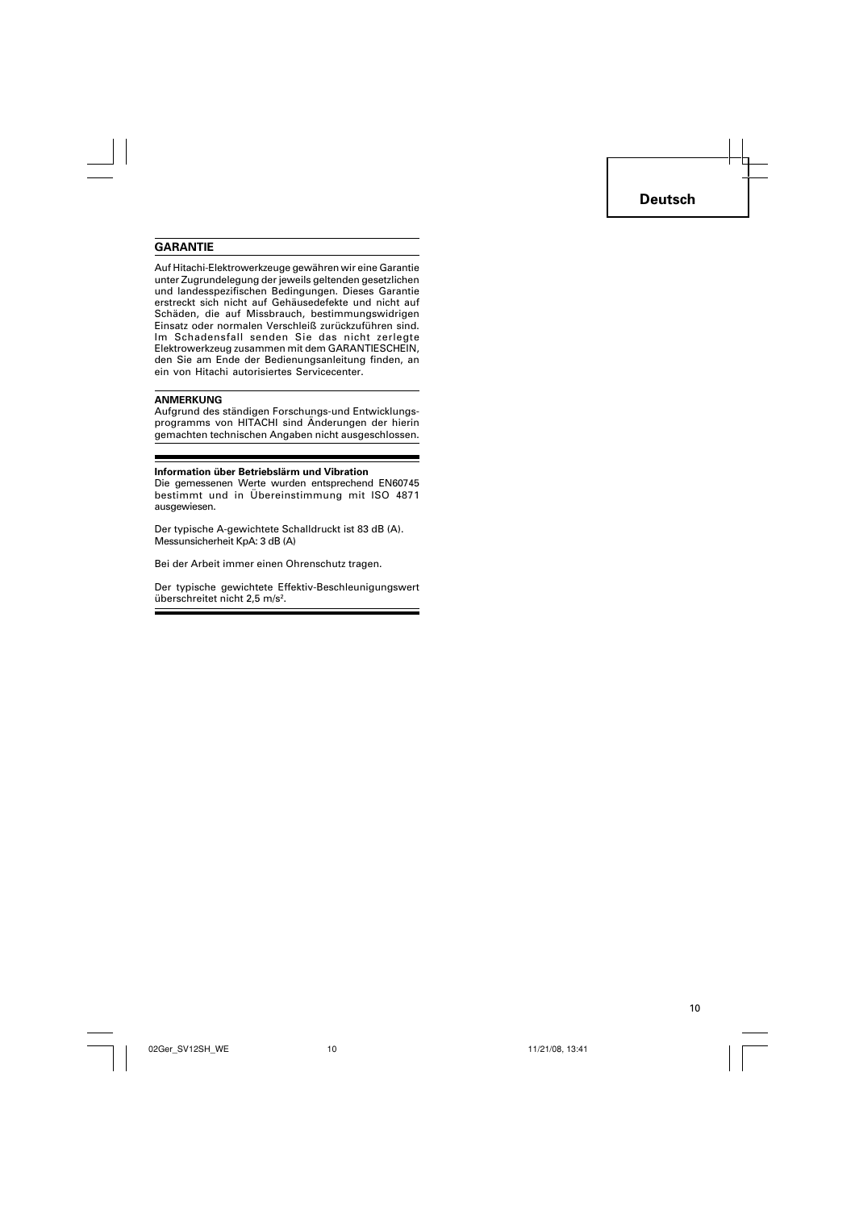## GARANTIE

Auf Hitachi-Elektrowerkzeuge gewähren wir eine Garantie unter Zugrundelegung der jeweils geltenden gesetzlichen und landesspezifischen Bedingungen. Dieses Garantie erstreckt sich nicht auf Gehäusedefekte und nicht auf Schäden, die auf Missbrauch, bestimmungswidrigen Einsatz oder normalen Verschleiß zurückzuführen sind. Im Schadensfall senden Sie das nicht zerlegte Elektrowerkzeug zusammen mit dem GARANTIESCHEIN, den Sie am Ende der Bedienungsanleitung finden, an ein von Hitachi autorisiertes Servicecenter.

**ANMERKUNG**

Aufgrund des ständigen Forschungs-und Entwicklungsprogramms von HITACHI sind Änderungen der hierin gemachten technischen Angaben nicht ausgeschlossen.

**Information über Betriebslärm und Vibration**

Die gemessenen Werte wurden entsprechend EN60745 bestimmt und in Übereinstimmung mit ISO 4871 ausgewiesen.

Der typische A-gewichtete Schalldruckt ist 83 dB (A).
Messunsicherheit KpA: 3 dB (A)

Bei der Arbeit immer einen Ohrenschutz tragen.

Der typische gewichtete Effektiv-Beschleunigungswert überschreitet nicht 2,5 $m/s^2$.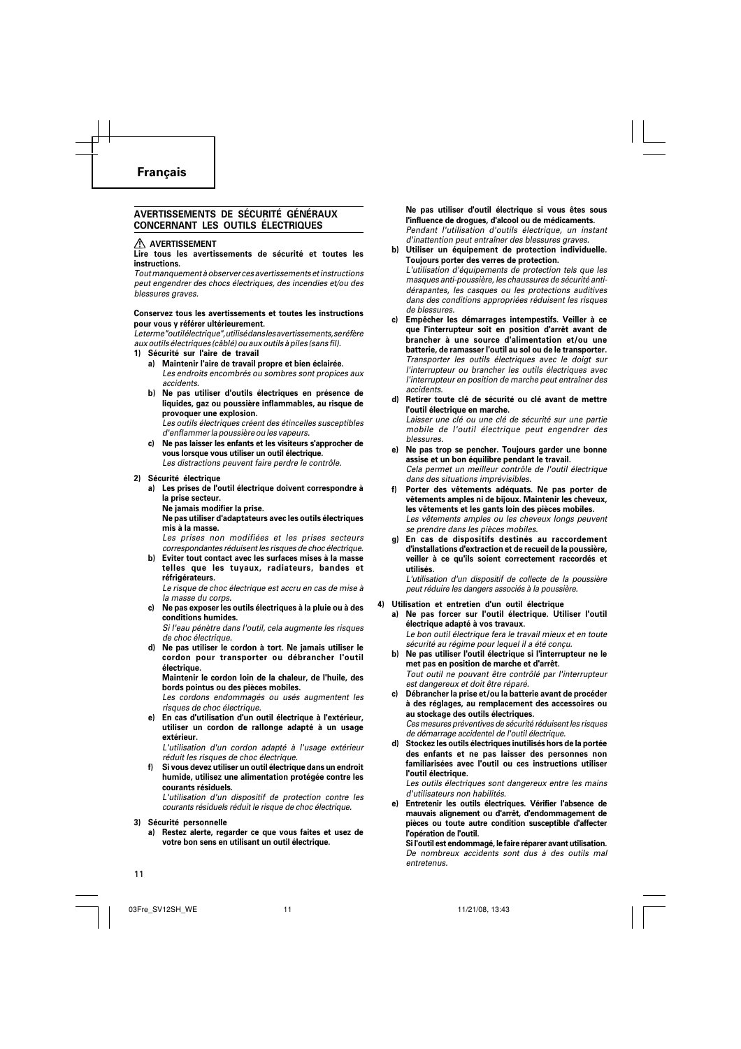# Français

## AVERTISSEMENTS DE SÉCURITÉ GÉNÉRAUX CONCERNANT LES OUTILS ÉLECTRIQUES

### ⚠ AVERTISSEMENT

**Lire tous les avertissements de sécurité et toutes les instructions.**

*Tout manquement à observer ces avertissements et instructions peut engendrer des chocs électriques, des incendies et/ou des blessures graves.*

**Conservez tous les avertissements et toutes les instructions pour vous y référer ultérieurement.**

*Le terme "outil électrique", utilisé dans les avertissements, se réfère aux outils électriques (câblé) ou aux outils à piles (sans fil).*

**1) Sécurité sur l'aire de travail**

a) **Maintenir l'aire de travail propre et bien éclairée.**
*Les endroits encombrés ou sombres sont propices aux accidents.*

b) **Ne pas utiliser d'outils électriques en présence de liquides, gaz ou poussière inflammables, au risque de provoquer une explosion.**
*Les outils électriques créent des étincelles susceptibles d'enflammer la poussière ou les vapeurs.*

c) **Ne pas laisser les enfants et les visiteurs s'approcher de vous lorsque vous utiliser un outil électrique.**
*Les distractions peuvent faire perdre le contrôle.*

**2) Sécurité électrique**

a) **Les prises de l'outil électrique doivent correspondre à la prise secteur.**
**Ne jamais modifier la prise.**
**Ne pas utiliser d'adaptateurs avec les outils électriques mis à la masse.**
*Les prises non modifiées et les prises secteurs correspondantes réduisent les risques de choc électrique.*

b) **Eviter tout contact avec les surfaces mises à la masse telles que les tuyaux, radiateurs, bandes et réfrigérateurs.**
*Le risque de choc électrique est accru en cas de mise à la masse du corps.*

c) **Ne pas exposer les outils électriques à la pluie ou à des conditions humides.**
*Si l'eau pénètre dans l'outil, cela augmente les risques de choc électrique.*

d) **Ne pas utiliser le cordon à tort. Ne jamais utiliser le cordon pour transporter ou débrancher l'outil électrique.**
**Maintenir le cordon loin de la chaleur, de l'huile, des bords pointus ou des pièces mobiles.**
*Les cordons endommagés ou usés augmentent les risques de choc électrique.*

e) **En cas d'utilisation d'un outil électrique à l'extérieur, utiliser un cordon de rallonge adapté à un usage extérieur.**
*L'utilisation d'un cordon adapté à l'usage extérieur réduit les risques de choc électrique.*

f) **Si vous devez utiliser un outil électrique dans un endroit humide, utilisez une alimentation protégée contre les courants résiduels.**
*L'utilisation d'un dispositif de protection contre les courants résiduels réduit le risque de choc électrique.*

**3) Sécurité personnelle**

a) **Restez alerte, regarder ce que vous faites et usez de votre bon sens en utilisant un outil électrique.**
**Ne pas utiliser d'outil électrique si vous êtes sous l'influence de drogues, d'alcool ou de médicaments.**
*Pendant l'utilisation d'outils électrique, un instant d'inattention peut entraîner des blessures graves.*

b) **Utiliser un équipement de protection individuelle. Toujours porter des verres de protection.**
*L'utilisation d'équipements de protection tels que les masques anti-poussière, les chaussures de sécurité anti-dérapantes, les casques ou les protections auditives dans des conditions appropriées réduisent les risques de blessures.*

c) **Empêcher les démarrages intempestifs. Veiller à ce que l'interrupteur soit en position d'arrêt avant de brancher à une source d'alimentation et/ou une batterie, de ramasser l'outil au sol ou de le transporter.**
*Transporter les outils électriques avec le doigt sur l'interrupteur ou brancher les outils électriques avec l'interrupteur en position de marche peut entraîner des accidents.*

d) **Retirer toute clé de sécurité ou clé avant de mettre l'outil électrique en marche.**
*Laisser une clé ou une clé de sécurité sur une partie mobile de l'outil électrique peut engendrer des blessures.*

e) **Ne pas trop se pencher. Toujours garder une bonne assise et un bon équilibre pendant le travail.**
*Cela permet un meilleur contrôle de l'outil électrique dans des situations imprévisibles.*

f) **Porter des vêtements adéquats. Ne pas porter de vêtements amples ni de bijoux. Maintenir les cheveux, les vêtements et les gants loin des pièces mobiles.**
*Les vêtements amples ou les cheveux longs peuvent se prendre dans les pièces mobiles.*

g) **En cas de dispositifs destinés au raccordement d'installations d'extraction et de recueil de la poussière, veiller à ce qu'ils soient correctement raccordés et utilisés.**
*L'utilisation d'un dispositif de collecte de la poussière peut réduire les dangers associés à la poussière.*

**4) Utilisation et entretien d'un outil électrique**

a) **Ne pas forcer sur l'outil électrique. Utiliser l'outil électrique adapté à vos travaux.**
*Le bon outil électrique fera le travail mieux et en toute sécurité au régime pour lequel il a été conçu.*

b) **Ne pas utiliser l'outil électrique si l'interrupteur ne le met pas en position de marche et d'arrêt.**
*Tout outil ne pouvant être contrôlé par l'interrupteur est dangereux et doit être réparé.*

c) **Débrancher la prise et/ou la batterie avant de procéder à des réglages, au remplacement des accessoires ou au stockage des outils électriques.**
*Ces mesures préventives de sécurité réduisent les risques de démarrage accidentel de l'outil électrique.*

d) **Stockez les outils électriques inutilisés hors de la portée des enfants et ne pas laisser des personnes non familiarisées avec l'outil ou ces instructions utiliser l'outil électrique.**
*Les outils électriques sont dangereux entre les mains d'utilisateurs non habilités.*

e) **Entretenir les outils électriques. Vérifier l'absence de mauvais alignement ou d'arrêt, d'endommagement de pièces ou toute autre condition susceptible d'affecter l'opération de l'outil.**
**Si l'outil est endommagé, le faire réparer avant utilisation.**
*De nombreux accidents sont dus à des outils mal entretenus.*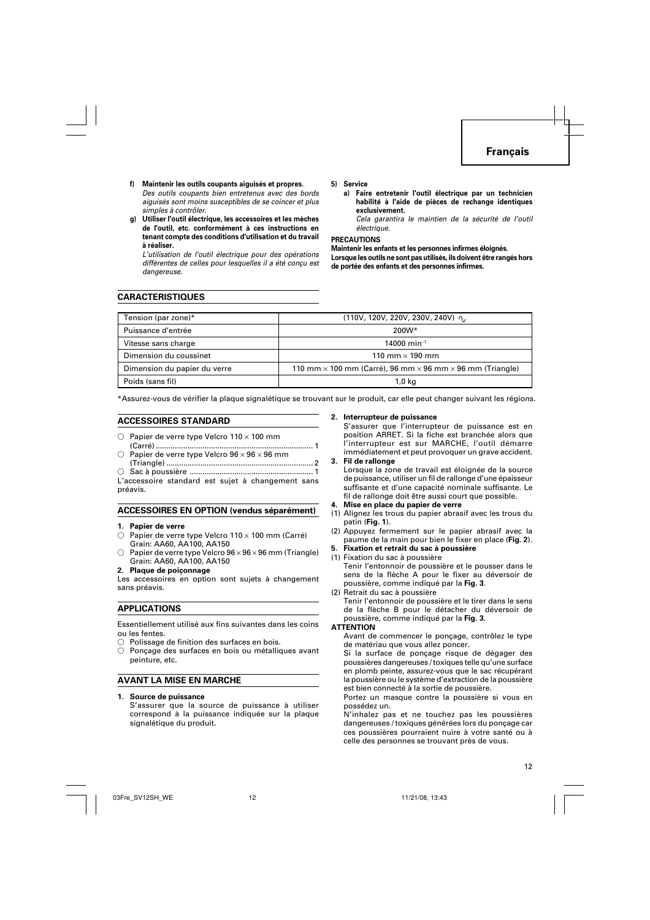**f) Maintenir les outils coupants aiguisés et propres.**
*Des outils coupants bien entretenus avec des bords aiguisés sont moins susceptibles de se coincer et plus simples à contrôler.*

**g) Utiliser l'outil électrique, les accessoires et les mèches de l'outil, etc. conformément à ces instructions en tenant compte des conditions d'utilisation et du travail à réaliser.**
*L'utilisation de l'outil électrique pour des opérations différentes de celles pour lesquelles il a été conçu est dangereuse.*

**5) Service**

**a) Faire entretenir l'outil électrique par un technicien habilité à l'aide de pièces de rechange identiques exclusivement.**
*Cela garantira le maintien de la sécurité de l'outil électrique.*

**PRECAUTIONS**

**Maintenir les enfants et les personnes infirmes éloignés.**
**Lorsque les outils ne sont pas utilisés, ils doivent être rangés hors de portée des enfants et des personnes infirmes.**

## CARACTERISTIQUES

| Tension (par zone)* | (110V, 120V, 220V, 230V, 240V) ∿ |
|---|---|
| Puissance d'entrée | 200W* |
| Vitesse sans charge | 14000 min$^{-1}$ |
| Dimension du coussinet | 110 mm × 190 mm |
| Dimension du papier du verre | 110 mm × 100 mm (Carré), 96 mm × 96 mm × 96 mm (Triangle) |
| Poids (sans fil) | 1,0 kg |

*Assurez-vous de vérifier la plaque signalétique se trouvant sur le produit, car elle peut changer suivant les régions.

## ACCESSOIRES STANDARD

- ○ Papier de verre type Velcro 110 × 100 mm (Carré) .......................................................... 1
- ○ Papier de verre type Velcro 96 × 96 × 96 mm (Triangle) ..................................................... 2
- ○ Sac à poussière ......................................................... 1

L'accessoire standard est sujet à changement sans préavis.

## ACCESSOIRES EN OPTION (vendus séparément)

**1. Papier de verre**

- ○ Papier de verre type Velcro 110 × 100 mm (Carré) Grain: AA60, AA100, AA150
- ○ Papier de verre type Velcro 96 × 96 × 96 mm (Triangle) Grain: AA60, AA100, AA150

**2. Plaque de poiçonnage**

Les accessoires en option sont sujets à changement sans préavis.

## APPLICATIONS

Essentiellement utilisé aux fins suivantes dans les coins ou les fentes.

- ○ Polissage de finition des surfaces en bois.
- ○ Ponçage des surfaces en bois ou métalliques avant peinture, etc.

## AVANT LA MISE EN MARCHE

**1. Source de puissance**
S'assurer que la source de puissance à utiliser correspond à la puissance indiquée sur la plaque signalétique du produit.

**2. Interrupteur de puissance**
S'assurer que l'interrupteur de puissance est en position ARRET. Si la fiche est branchée alors que l'interrupteur est sur MARCHE, l'outil démarre immédiatement et peut provoquer un grave accident.

**3. Fil de rallonge**
Lorsque la zone de travail est éloignée de la source de puissance, utiliser un fil de rallonge d'une épaisseur suffisante et d'une capacité nominale suffisante. Le fil de rallonge doit être aussi court que possible.

**4. Mise en place du papier de verre**

(1) Alignez les trous du papier abrasif avec les trous du patin (**Fig. 1**).
(2) Appuyez fermement sur le papier abrasif avec la paume de la main pour bien le fixer en place (**Fig. 2**).

**5. Fixation et retrait du sac à poussière**

(1) Fixation du sac à poussière
Tenir l'entonnoir de poussière et le pousser dans le sens de la flèche A pour le fixer au déversoir de poussière, comme indiqué par la **Fig. 3**.
(2) Retrait du sac à poussière
Tenir l'entonnoir de poussière et le tirer dans le sens de la flèche B pour le détacher du déversoir de poussière, comme indiqué par la **Fig. 3**.

**ATTENTION**

Avant de commencer le ponçage, contrôlez le type de matériau que vous allez poncer.

Si la surface de ponçage risque de dégager des poussières dangereuses / toxiques telle qu'une surface en plomb peinte, assurez-vous que le sac récupérant la poussière ou le système d'extraction de la poussière est bien connecté à la sortie de poussière.

Portez un masque contre la poussière si vous en possédez un.

N'inhalez pas et ne touchez pas les poussières dangereuses / toxiques générées lors du ponçage car ces poussières pourraient nuire à votre santé ou à celle des personnes se trouvant près de vous.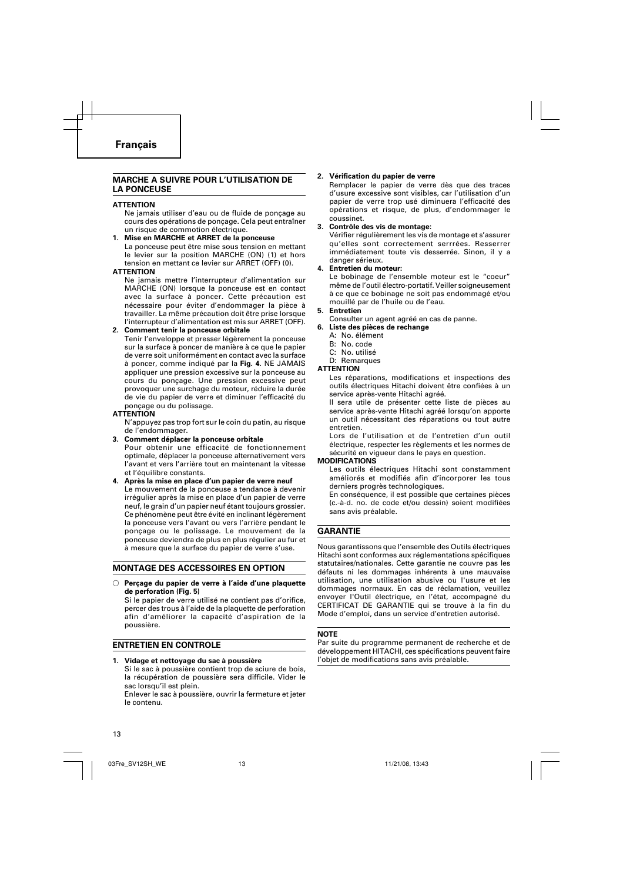## MARCHE A SUIVRE POUR L'UTILISATION DE LA PONCEUSE

**ATTENTION**

Ne jamais utiliser d'eau ou de fluide de ponçage au cours des opérations de ponçage. Cela peut entraîner un risque de commotion électrique.

**1. Mise en MARCHE et ARRET de la ponceuse**

La ponceuse peut être mise sous tension en mettant le levier sur la position MARCHE (ON) (1) et hors tension en mettant ce levier sur ARRET (OFF) (0).

**ATTENTION**

Ne jamais mettre l'interrupteur d'alimentation sur MARCHE (ON) lorsque la ponceuse est en contact avec la surface à poncer. Cette précaution est nécessaire pour éviter d'endommager la pièce à travailler. La même précaution doit être prise lorsque l'interrupteur d'alimentation est mis sur ARRET (OFF).

**2. Comment tenir la ponceuse orbitale**

Tenir l'enveloppe et presser légèrement la ponceuse sur la surface à poncer de manière à ce que le papier de verre soit uniformément en contact avec la surface à poncer, comme indiqué par la **Fig. 4**. NE JAMAIS appliquer une pression excessive sur la ponceuse au cours du ponçage. Une pression excessive peut provoquer une surchage du moteur, réduire la durée de vie du papier de verre et diminuer l'efficacité du ponçage ou du polissage.

**ATTENTION**

N'appuyez pas trop fort sur le coin du patin, au risque de l'endommager.

**3. Comment déplacer la ponceuse orbitale**

Pour obtenir une efficacité de fonctionnement optimale, déplacer la ponceuse alternativement vers l'avant et vers l'arrière tout en maintenant la vitesse et l'équilibre constants.

**4. Après la mise en place d'un papier de verre neuf**

Le mouvement de la ponceuse a tendance à devenir irrégulier après la mise en place d'un papier de verre neuf, le grain d'un papier neuf étant toujours grossier. Ce phénomène peut être évité en inclinant légèrement la ponceuse vers l'avant ou vers l'arrière pendant le ponçage ou le polissage. Le mouvement de la ponceuse deviendra de plus en plus régulier au fur et à mesure que la surface du papier de verre s'use.

## MONTAGE DES ACCESSOIRES EN OPTION

○ **Perçage du papier de verre à l'aide d'une plaquette de perforation (Fig. 5)**

Si le papier de verre utilisé ne contient pas d'orifice, percer des trous à l'aide de la plaquette de perforation afin d'améliorer la capacité d'aspiration de la poussière.

## ENTRETIEN EN CONTROLE

**1. Vidage et nettoyage du sac à poussière**

Si le sac à poussière contient trop de sciure de bois, la récupération de poussière sera difficile. Vider le sac lorsqu'il est plein.

Enlever le sac à poussière, ouvrir la fermeture et jeter le contenu.

**2. Vérification du papier de verre**

Remplacer le papier de verre dès que des traces d'usure excessive sont visibles, car l'utilisation d'un papier de verre trop usé diminuera l'efficacité des opérations et risque, de plus, d'endommager le coussinet.

**3. Contrôle des vis de montage:**

Vérifier régulièrement les vis de montage et s'assurer qu'elles sont correctement serrrées. Resserrer immédiatement toute vis desserrée. Sinon, il y a danger sérieux.

**4. Entretien du moteur:**

Le bobinage de l'ensemble moteur est le "coeur" même de l'outil électro-portatif. Veiller soigneusement à ce que ce bobinage ne soit pas endommagé et/ou mouillé par de l'huile ou de l'eau.

**5. Entretien**

Consulter un agent agréé en cas de panne.

**6. Liste des pièces de rechange**

A: No. élément
B: No. code
C: No. utilisé
D: Remarques

**ATTENTION**

Les réparations, modifications et inspections des outils électriques Hitachi doivent être confiées à un service après-vente Hitachi agréé.

Il sera utile de présenter cette liste de pièces au service après-vente Hitachi agréé lorsqu'on apporte un outil nécessitant des réparations ou tout autre entretien.

Lors de l'utilisation et de l'entretien d'un outil électrique, respecter les règlements et les normes de sécurité en vigueur dans le pays en question.

**MODIFICATIONS**

Les outils électriques Hitachi sont constamment améliorés et modifiés afin d'incorporer les tous derniers progrès technologiques.

En conséquence, il est possible que certaines pièces (c.-à-d. no. de code et/ou dessin) soient modifiées sans avis préalable.

## GARANTIE

Nous garantissons que l'ensemble des Outils électriques Hitachi sont conformes aux réglementations spécifiques statutaires/nationales. Cette garantie ne couvre pas les défauts ni les dommages inhérents à une mauvaise utilisation, une utilisation abusive ou l'usure et les dommages normaux. En cas de réclamation, veuillez envoyer l'Outil électrique, en l'état, accompagné du CERTIFICAT DE GARANTIE qui se trouve à la fin du Mode d'emploi, dans un service d'entretien autorisé.

**NOTE**

Par suite du programme permanent de recherche et de développement HITACHI, ces spécifications peuvent faire l'objet de modifications sans avis préalable.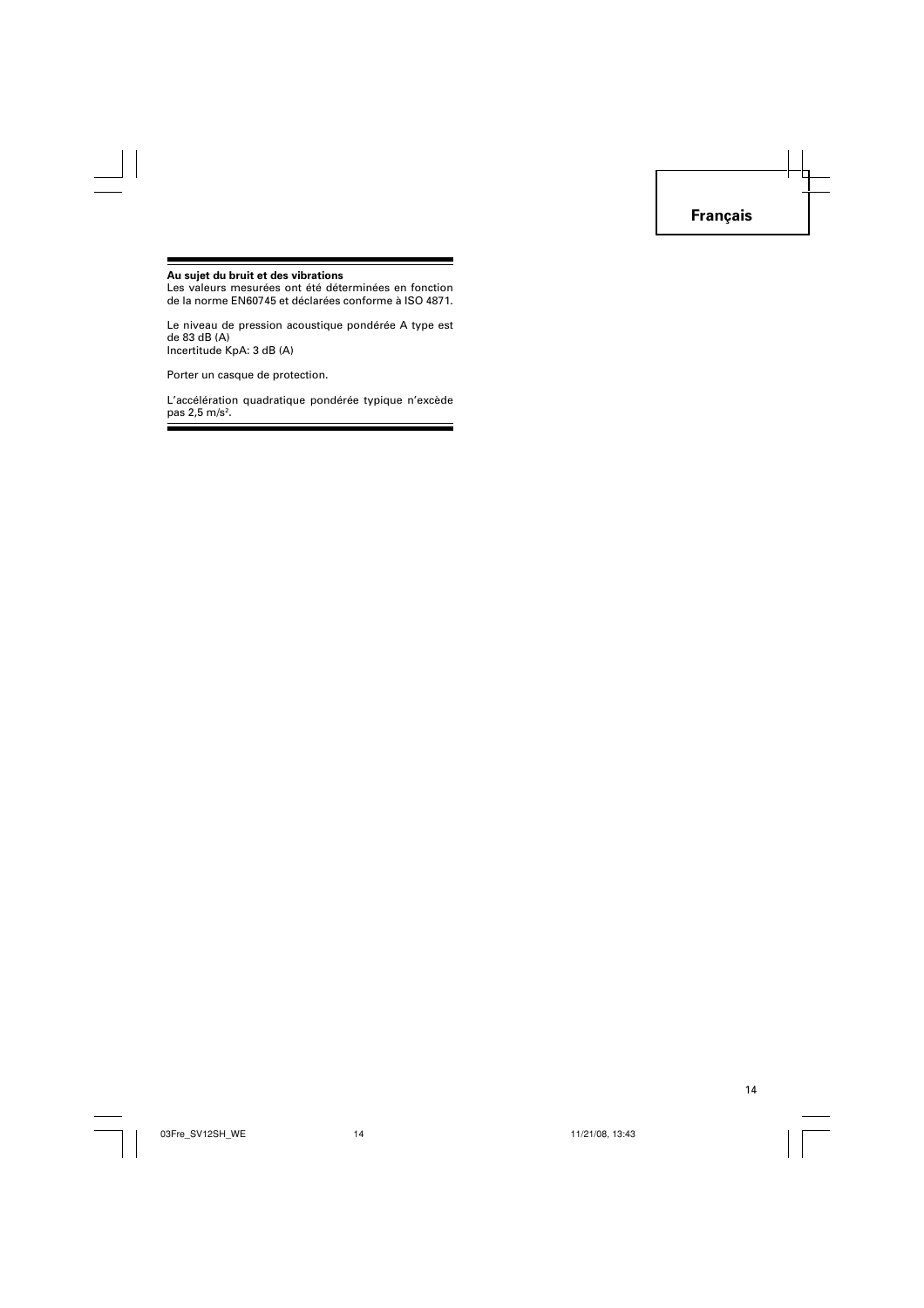**Au sujet du bruit et des vibrations**

Les valeurs mesurées ont été déterminées en fonction de la norme EN60745 et déclarées conforme à ISO 4871.

Le niveau de pression acoustique pondérée A type est de 83 dB (A)
Incertitude KpA: 3 dB (A)

Porter un casque de protection.

L'accélération quadratique pondérée typique n'excède pas 2,5 $m/s^2$.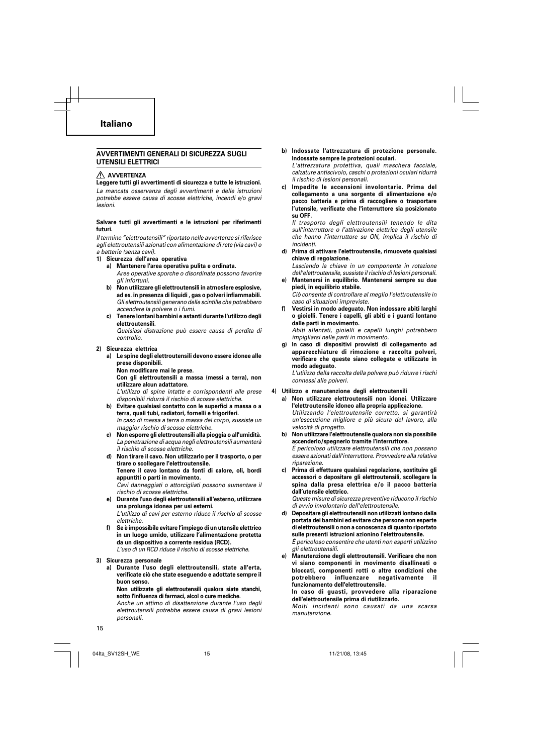## Italiano

### AVVERTIMENTI GENERALI DI SICUREZZA SUGLI UTENSILI ELETTRICI

⚠ **AVVERTENZA**

**Leggere tutti gli avvertimenti di sicurezza e tutte le istruzioni.**

*La mancata osservanza degli avvertimenti e delle istruzioni potrebbe essere causa di scosse elettriche, incendi e/o gravi lesioni.*

**Salvare tutti gli avvertimenti e le istruzioni per riferimenti futuri.**

*Il termine "elettroutensili" riportato nelle avvertenze si riferisce agli elettroutensili azionati con alimentazione di rete (via cavi) o a batterie (senza cavi).*

1) **Sicurezza dell'area operativa**
   a) **Mantenere l'area operativa pulita e ordinata.**
   *Aree operative sporche o disordinate possono favorire gli infortuni.*
   b) **Non utilizzare gli elettroutensili in atmosfere esplosive, ad es. in presenza di liquidi , gas o polveri infiammabili.**
   *Gli elettroutensili generano delle scintille che potrebbero accendere la polvere o i fumi.*
   c) **Tenere lontani bambini e astanti durante l'utilizzo degli elettroutensili.**
   *Qualsiasi distrazione può essere causa di perdita di controllo.*

2) **Sicurezza elettrica**
   a) **Le spine degli elettroutensili devono essere idonee alle prese disponibili.**
   **Non modificare mai le prese.**
   **Con gli elettroutensili a massa (messi a terra), non utilizzare alcun adattatore.**
   *L'utilizzo di spine intatte e corrispondenti alle prese disponibili ridurrà il rischio di scosse elettriche.*
   b) **Evitare qualsiasi contatto con le superfici a massa o a terra, quali tubi, radiatori, fornelli e frigoriferi.**
   *In caso di messa a terra o massa del corpo, sussiste un maggior rischio di scosse elettriche.*
   c) **Non esporre gli elettroutensili alla pioggia o all'umidità.**
   *La penetrazione di acqua negli elettroutensili aumenterà il rischio di scosse elettriche.*
   d) **Non tirare il cavo. Non utilizzarlo per il trasporto, o per tirare o scollegare l'elettroutensile.**
   **Tenere il cavo lontano da fonti di calore, oli, bordi appuntiti o parti in movimento.**
   *Cavi danneggiati o attorcigliati possono aumentare il rischio di scosse elettriche.*
   e) **Durante l'uso degli elettroutensili all'esterno, utilizzare una prolunga idonea per usi esterni.**
   *L'utilizzo di cavi per esterno riduce il rischio di scosse elettriche.*
   f) **Se è impossibile evitare l'impiego di un utensile elettrico in un luogo umido, utilizzare l'alimentazione protetta da un dispositivo a corrente residua (RCD).**
   *L'uso di un RCD riduce il rischio di scosse elettriche.*

3) **Sicurezza personale**
   a) **Durante l'uso degli elettroutensili, state all'erta, verificate ciò che state eseguendo e adottate sempre il buon senso.**
   **Non utilizzate gli elettroutensili qualora siate stanchi, sotto l'influenza di farmaci, alcol o cure mediche.**
   *Anche un attimo di disattenzione durante l'uso degli elettroutensili potrebbe essere causa di gravi lesioni personali.*
   b) **Indossate l'attrezzatura di protezione personale. Indossate sempre le protezioni oculari.**
   *L'attrezzatura protettiva, quali maschera facciale, calzature antiscivolo, caschi o protezioni oculari ridurrà il rischio di lesioni personali.*
   c) **Impedite le accensioni involontarie. Prima del collegamento a una sorgente di alimentazione e/o pacco batteria e prima di raccogliere o trasportare l'utensile, verificate che l'interruttore sia posizionato su OFF.**
   *Il trasporto degli elettroutensili tenendo le dita sull'interruttore o l'attivazione elettrica degli utensile che hanno l'interruttore su ON, implica il rischio di incidenti.*
   d) **Prima di attivare l'elettroutensile, rimuovete qualsiasi chiave di regolazione.**
   *Lasciando la chiave in un componente in rotazione dell'elettroutensile, sussiste il rischio di lesioni personali.*
   e) **Mantenersi in equilibrio. Mantenersi sempre su due piedi, in equilibrio stabile.**
   *Ciò consente di controllare al meglio l'elettroutensile in caso di situazioni impreviste.*
   f) **Vestirsi in modo adeguato. Non indossare abiti larghi o gioielli. Tenere i capelli, gli abiti e i guanti lontano dalle parti in movimento.**
   *Abiti allentati, gioielli e capelli lunghi potrebbero impigliarsi nelle parti in movimento.*
   g) **In caso di dispositivi provvisti di collegamento ad apparecchiature di rimozione e raccolta polveri, verificare che queste siano collegate e utilizzate in modo adeguato.**
   *L'utilizzo della raccolta della polvere può ridurre i rischi connessi alle polveri.*

4) **Utilizzo e manutenzione degli elettroutensili**
   a) **Non utilizzare elettroutensili non idonei. Utilizzare l'elettroutensile idoneo alla propria applicazione.**
   *Utilizzando l'elettroutensile corretto, si garantirà un'esecuzione migliore e più sicura del lavoro, alla velocità di progetto.*
   b) **Non utilizzare l'elettroutensile qualora non sia possibile accenderlo/spegnerlo tramite l'interruttore.**
   *É pericoloso utilizzare elettroutensili che non possano essere azionati dall'interruttore. Provvedere alla relativa riparazione.*
   c) **Prima di effettuare qualsiasi regolazione, sostituire gli accessori o depositare gli elettroutensili, scollegare la spina dalla presa elettrica e/o il pacco batteria dall'utensile elettrico.**
   *Queste misure di sicurezza preventive riducono il rischio di avvio involontario dell'elettroutensile.*
   d) **Depositare gli elettroutensili non utilizzati lontano dalla portata dei bambini ed evitare che persone non esperte di elettroutensili o non a conoscenza di quanto riportato sulle presenti istruzioni azionino l'elettroutensile.**
   *É pericoloso consentire che utenti non esperti utilizzino gli elettroutensili.*
   e) **Manutenzione degli elettroutensili. Verificare che non vi siano componenti in movimento disallineati o bloccati, componenti rotti o altre condizioni che potrebbero influenzare negativamente il funzionamento dell'elettroutensile.**
   **In caso di guasti, provvedere alla riparazione dell'elettroutensile prima di riutilizzarlo.**
   *Molti incidenti sono causati da una scarsa manutenzione.*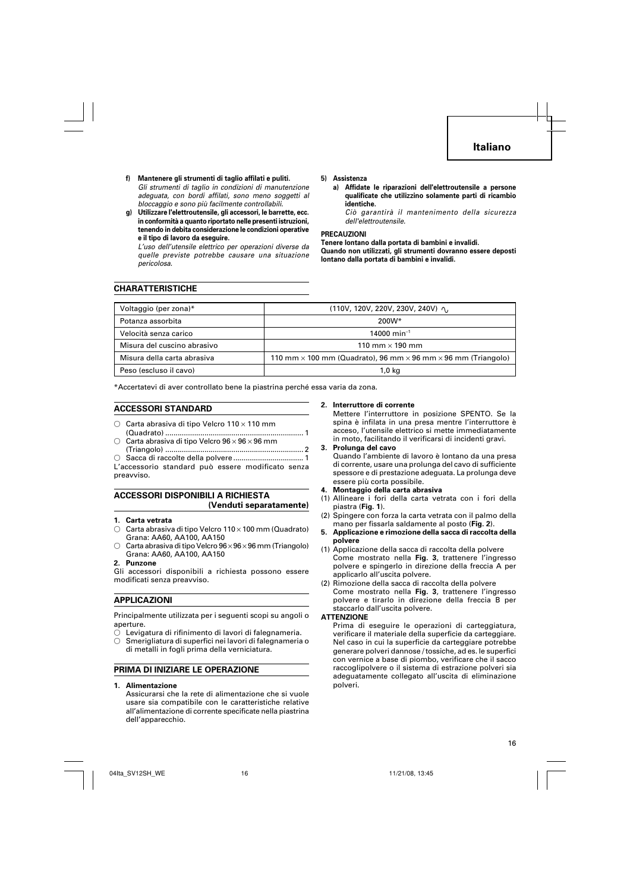**f) Mantenere gli strumenti di taglio affilati e puliti.**
*Gli strumenti di taglio in condizioni di manutenzione adeguata, con bordi affilati, sono meno soggetti al bloccaggio e sono più facilmente controllabili.*

**g) Utilizzare l'elettroutensile, gli accessori, le barrette, ecc. in conformità a quanto riportato nelle presenti istruzioni, tenendo in debita considerazione le condizioni operative e il tipo di lavoro da eseguire.**
*L'uso dell'utensile elettrico per operazioni diverse da quelle previste potrebbe causare una situazione pericolosa.*

**5) Assistenza**

**a) Affidate le riparazioni dell'elettroutensile a persone qualificate che utilizzino solamente parti di ricambio identiche.**
*Ciò garantirà il mantenimento della sicurezza dell'elettroutensile.*

**PRECAUZIONI**

**Tenere lontano dalla portata di bambini e invalidi.**
**Quando non utilizzati, gli strumenti dovranno essere deposti lontano dalla portata di bambini e invalidi.**

## CHARATTERISTICHE

| Voltaggio (per zona)* | (110V, 120V, 220V, 230V, 240V) ∿ |
|---|---|
| Potanza assorbita | 200W* |
| Velocità senza carico | 14000 $min^{-1}$ |
| Misura del cuscino abrasivo | 110 mm × 190 mm |
| Misura della carta abrasiva | 110 mm × 100 mm (Quadrato), 96 mm × 96 mm × 96 mm (Triangolo) |
| Peso (escluso il cavo) | 1,0 kg |

*Accertatevi di aver controllato bene la piastrina perché essa varia da zona.

## ACCESSORI STANDARD

○ Carta abrasiva di tipo Velcro 110 × 110 mm (Quadrato) .................................................... 1
○ Carta abrasiva di tipo Velcro 96 × 96 × 96 mm (Triangolo) .................................................... 2
○ Sacca di raccolte della polvere .................................... 1

L'accessorio standard può essere modificato senza preavviso.

## ACCESSORI DISPONIBILI A RICHIESTA (Venduti separatamente)

**1. Carta vetrata**
○ Carta abrasiva di tipo Velcro 110 × 100 mm (Quadrato) Grana: AA60, AA100, AA150
○ Carta abrasiva di tipo Velcro 96 × 96 × 96 mm (Triangolo) Grana: AA60, AA100, AA150

**2. Punzone**

Gli accessori disponibili a richiesta possono essere modificati senza preavviso.

## APPLICAZIONI

Principalmente utilizzata per i seguenti scopi su angoli o aperture.
○ Levigatura di rifinimento di lavori di falegnameria.
○ Smerigliatura di superfici nei lavori di falegnameria o di metalli in fogli prima della verniciatura.

## PRIMA DI INIZIARE LE OPERAZIONE

**1. Alimentazione**
Assicurarsi che la rete di alimentazione che si vuole usare sia compatibile con le caratteristiche relative all'alimentazione di corrente specificate nella piastrina dell'apparecchio.

**2. Interruttore di corrente**
Mettere l'interruttore in posizione SPENTO. Se la spina è infilata in una presa mentre l'interruttore è acceso, l'utensile elettrico si mette immediatamente in moto, facilitando il verificarsi di incidenti gravi.

**3. Prolunga del cavo**
Quando l'ambiente di lavoro è lontano da una presa di corrente, usare una prolunga del cavo di sufficiente spessore e di prestazione adeguata. La prolunga deve essere più corta possibile.

**4. Montaggio della carta abrasiva**
(1) Allineare i fori della carta vetrata con i fori della piastra (**Fig. 1**).
(2) Spingere con forza la carta vetrata con il palmo della mano per fissarla saldamente al posto (**Fig. 2**).

**5. Applicazione e rimozione della sacca di raccolta della polvere**
(1) Applicazione della sacca di raccolta della polvere
Come mostrato nella **Fig. 3**, trattenere l'ingresso polvere e spingerlo in direzione della freccia A per applicarlo all'uscita polvere.
(2) Rimozione della sacca di raccolta della polvere
Come mostrato nella **Fig. 3**, trattenere l'ingresso polvere e tirarlo in direzione della freccia B per staccarlo dall'uscita polvere.

**ATTENZIONE**
Prima di eseguire le operazioni di carteggiatura, verificare il materiale della superficie da carteggiare. Nel caso in cui la superficie da carteggiare potrebbe generare polveri dannose / tossiche, ad es. le superfici con vernice a base di piombo, verificare che il sacco raccoglipolvere o il sistema di estrazione polveri sia adeguatamente collegato all'uscita di eliminazione polveri.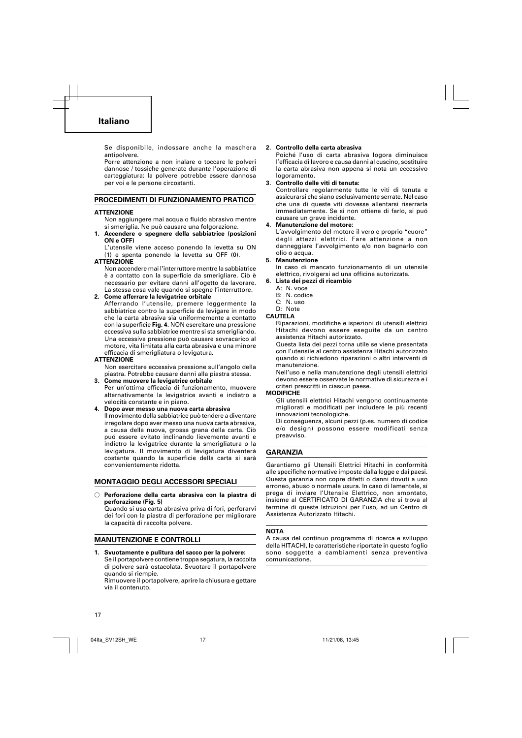Se disponibile, indossare anche la maschera antipolvere.

Porre attenzione a non inalare o toccare le polveri dannose / tossiche generate durante l'operazione di carteggiatura: la polvere potrebbe essere dannosa per voi e le persone circostanti.

## PROCEDIMENTI DI FUNZIONAMENTO PRATICO

**ATTENZIONE**

Non aggiungere mai acqua o fluido abrasivo mentre si smeriglia. Ne può causare una folgorazione.

1. **Accendere o spegnere della sabbiatrice (posizioni ON e OFF)**

   L'utensile viene acceso ponendo la levetta su ON (1) e spenta ponendo la levetta su OFF (0).

**ATTENZIONE**

Non accendere mai l'interruttore mentre la sabbiatrice è a contatto con la superficie da smerigliare. Ciò è necessario per evitare danni all'oggetto da lavorare. La stessa cosa vale quando si spegne l'interruttore.

2. **Come afferrare la levigatrice orbitale**

   Afferrando l'utensile, premere leggermente la sabbiatrice contro la superficie da levigare in modo che la carta abrasiva sia uniformemente a contatto con la superficie **Fig. 4**. NON esercitare una pressione eccessiva sulla sabbiatrice mentre si sta smerigliando. Una eccessiva pressione può causare sovraccarico al motore, vita limitata alla carta abrasiva e una minore efficacia di smerigliatura o levigatura.

**ATTENZIONE**

Non esercitare eccessiva pressione sull'angolo della piastra. Potrebbe causare danni alla piastra stessa.

3. **Come muovere la levigatrice orbitale**

   Per un'ottima efficacia di funzionamento, muovere alternativamente la levigatrice avanti e indietro a velocità constante e in piano.

4. **Dopo aver messo una nuova carta abrasiva**

   Il movimento della sabbiatrice può tendere a diventare irregolare dopo aver messo una nuova carta abrasiva, a causa della nuova, grossa grana della carta. Ciò puó essere evitato inclinando lievemente avanti e indietro la levigatrice durante la smerigliatura o la levigatura. Il movimento di levigatura diventerà costante quando la superficie della carta si sarà convenientemente ridotta.

## MONTAGGIO DEGLI ACCESSORI SPECIALI

○ **Perforazione della carta abrasiva con la piastra di perforazione (Fig. 5)**

Quando si usa carta abrasiva priva di fori, perforarvi dei fori con la piastra di perforazione per migliorare la capacità di raccolta polvere.

## MANUTENZIONE E CONTROLLI

1. **Svuotamento e pulitura del sacco per la polvere:**

   Se il portapolvere contiene troppa segatura, la raccolta di polvere sarà ostacolata. Svuotare il portapolvere quando si riempie.

   Rimuovere il portapolvere, aprire la chiusura e gettare via il contenuto.

2. **Controllo della carta abrasiva**

   Poiché l'uso di carta abrasiva logora diminuisce l'efficacia di lavoro e causa danni al cuscino, sostituire la carta abrasiva non appena si nota un eccessivo logoramento.

3. **Controllo delle viti di tenuta:**

   Controllare regolarmente tutte le viti di tenuta e assicurarsi che siano esclusivamente serrate. Nel caso che una di queste viti dovesse allentarsi riserrarla immediatamente. Se si non ottiene di farlo, si puó causare un grave incidente.

4. **Manutenzione del motore:**

   L'avvolgimento del motore il vero e proprio "cuore" degli attezzi elettrici. Fare attenzione a non danneggiare l'avvolgimento e/o non bagnarlo con olio o acqua.

5. **Manutenzione**

   In caso di mancato funzionamento di un utensile elettrico, rivolgersi ad una officina autorizzata.

6. **Lista dei pezzi di ricambio**

   A: N. voce
   B: N. codice
   C: N. uso
   D: Note

**CAUTELA**

Riparazioni, modifiche e ispezioni di utensili elettrici Hitachi devono essere eseguite da un centro assistenza Hitachi autorizzato.

Questa lista dei pezzi torna utile se viene presentata con l'utensile al centro assistenza Hitachi autorizzato quando si richiedono riparazioni o altri interventi di manutenzione.

Nell'uso e nella manutenzione degli utensili elettrici devono essere osservate le normative di sicurezza e i criteri prescritti in ciascun paese.

**MODIFICHE**

Gli utensili elettrici Hitachi vengono continuamente migliorati e modificati per includere le più recenti innovazioni tecnologiche.

Di conseguenza, alcuni pezzi (p.es. numero di codice e/o design) possono essere modificati senza preavviso.

## GARANZIA

Garantiamo gli Utensili Elettrici Hitachi in conformità alle specifiche normative imposte dalla legge e dai paesi. Questa garanzia non copre difetti o danni dovuti a uso erroneo, abuso o normale usura. In caso di lamentele, si prega di inviare l'Utensile Elettrico, non smontato, insieme al CERTIFICATO DI GARANZIA che si trova al termine di queste Istruzioni per l'uso, ad un Centro di Assistenza Autorizzato Hitachi.

**NOTA**

A causa del continuo programma di ricerca e sviluppo della HITACHI, le caratteristiche riportate in questo foglio sono soggette a cambiamenti senza preventiva comunicazione.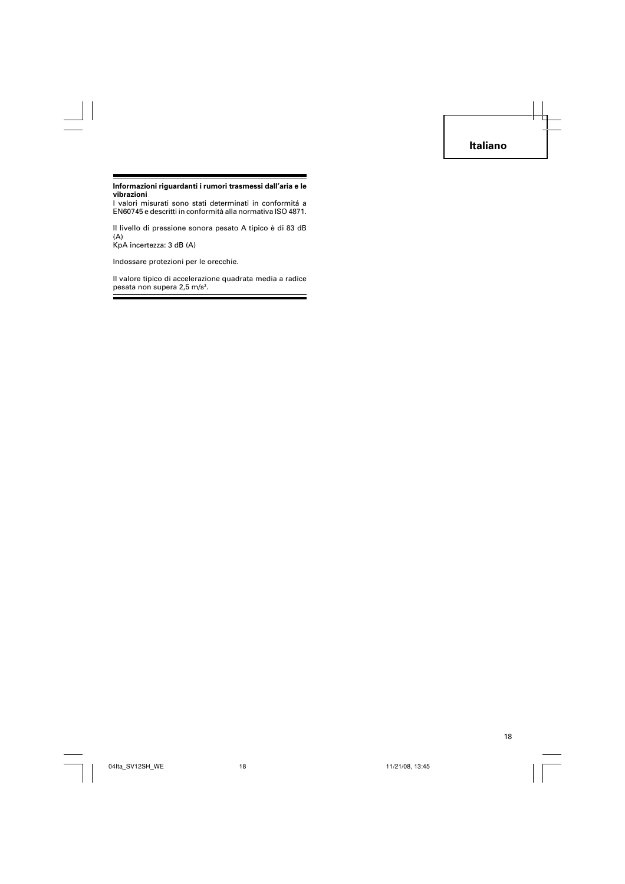**Informazioni riguardanti i rumori trasmessi dall'aria e le vibrazioni**

I valori misurati sono stati determinati in conformitá a EN60745 e descritti in conformità alla normativa ISO 4871.

Il livello di pressione sonora pesato A tipico è di 83 dB (A)
KpA incertezza: 3 dB (A)

Indossare protezioni per le orecchie.

Il valore tipico di accelerazione quadrata media a radice pesata non supera 2,5 $m/s^2$.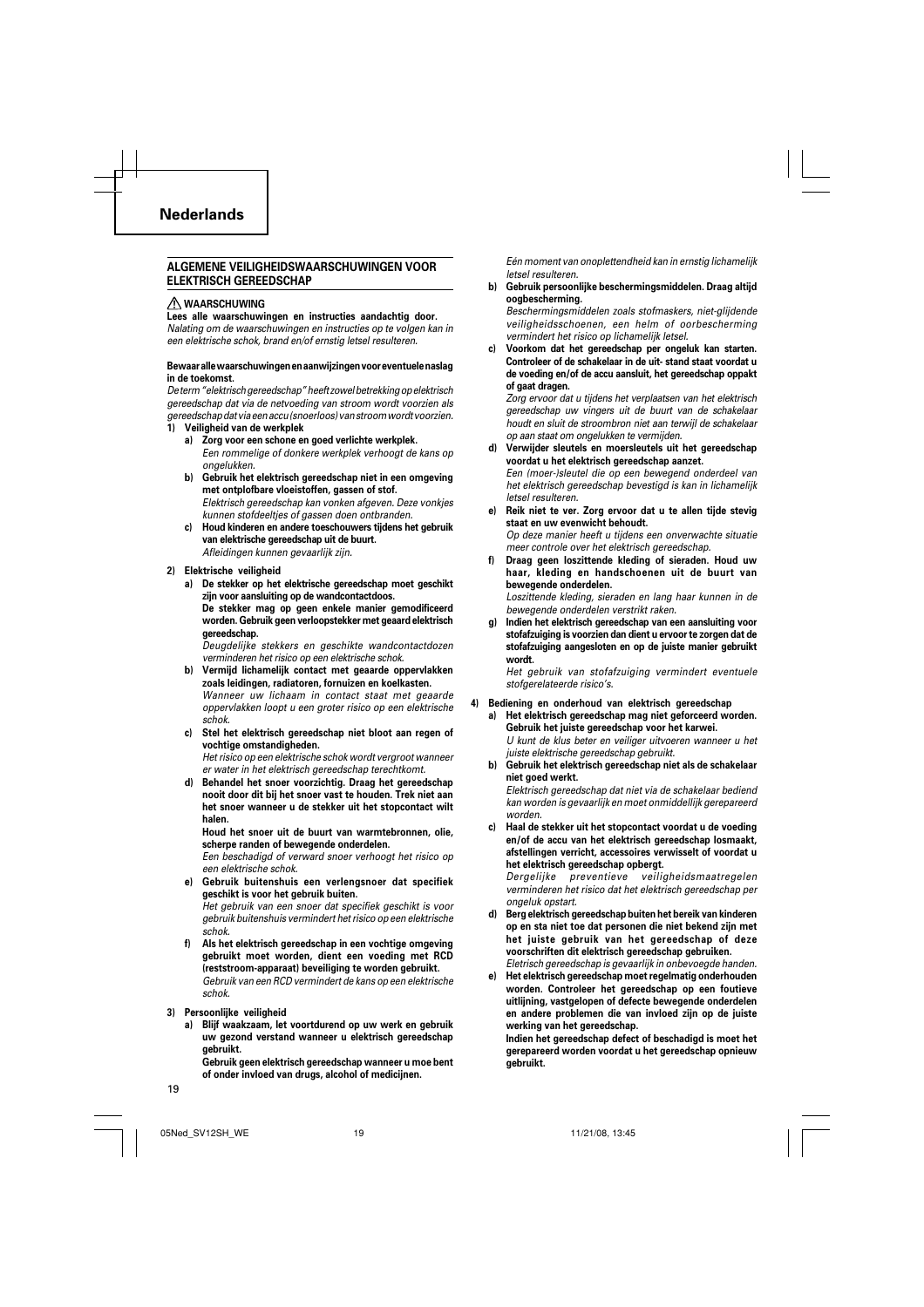# Nederlands

## ALGEMENE VEILIGHEIDSWAARSCHUWINGEN VOOR ELEKTRISCH GEREEDSCHAP

**⚠ WAARSCHUWING**

**Lees alle waarschuwingen en instructies aandachtig door.**
*Nalating om de waarschuwingen en instructies op te volgen kan in een elektrische schok, brand en/of ernstig letsel resulteren.*

**Bewaar alle waarschuwingen en aanwijzingen voor eventuele naslag in de toekomst.**

*De term "elektrisch gereedschap" heeft zowel betrekking op elektrisch gereedschap dat via de netvoeding van stroom wordt voorzien als gereedschap dat via een accu (snoerloos) van stroom wordt voorzien.*

1) **Veiligheid van de werkplek**
   a) **Zorg voor een schone en goed verlichte werkplek.**
   *Een rommelige of donkere werkplek verhoogt de kans op ongelukken.*
   b) **Gebruik het elektrisch gereedschap niet in een omgeving met ontplofbare vloeistoffen, gassen of stof.**
   *Elektrisch gereedschap kan vonken afgeven. Deze vonkjes kunnen stofdeeltjes of gassen doen ontbranden.*
   c) **Houd kinderen en andere toeschouwers tijdens het gebruik van elektrische gereedschap uit de buurt.**
   *Afleidingen kunnen gevaarlijk zijn.*

2) **Elektrische veiligheid**
   a) **De stekker op het elektrische gereedschap moet geschikt zijn voor aansluiting op de wandcontactdoos.**
   **De stekker mag op geen enkele manier gemodificeerd worden. Gebruik geen verloopstekker met geaard elektrisch gereedschap.**
   *Deugdelijke stekkers en geschikte wandcontactdozen verminderen het risico op een elektrische schok.*
   b) **Vermijd lichamelijk contact met geaarde oppervlakken zoals leidingen, radiatoren, fornuizen en koelkasten.**
   *Wanneer uw lichaam in contact staat met geaarde oppervlakken loopt u een groter risico op een elektrische schok.*
   c) **Stel het elektrisch gereedschap niet bloot aan regen of vochtige omstandigheden.**
   *Het risico op een elektrische schok wordt vergroot wanneer er water in het elektrisch gereedschap terechtkomt.*
   d) **Behandel het snoer voorzichtig. Draag het gereedschap nooit door dit bij het snoer vast te houden. Trek niet aan het snoer wanneer u de stekker uit het stopcontact wilt halen.**
   **Houd het snoer uit de buurt van warmtebronnen, olie, scherpe randen of bewegende onderdelen.**
   *Een beschadigd of verward snoer verhoogt het risico op een elektrische schok.*
   e) **Gebruik buitenshuis een verlengsnoer dat specifiek geschikt is voor het gebruik buiten.**
   *Het gebruik van een snoer dat specifiek geschikt is voor gebruik buitenshuis vermindert het risico op een elektrische schok.*
   f) **Als het elektrisch gereedschap in een vochtige omgeving gebruikt moet worden, dient een voeding met RCD (reststroom-apparaat) beveiliging te worden gebruikt.**
   *Gebruik van een RCD vermindert de kans op een elektrische schok.*

3) **Persoonlijke veiligheid**
   a) **Blijf waakzaam, let voortdurend op uw werk en gebruik uw gezond verstand wanneer u elektrisch gereedschap gebruikt.**
   **Gebruik geen elektrisch gereedschap wanneer u moe bent of onder invloed van drugs, alcohol of medicijnen.**
   *Eén moment van onoplettendheid kan in ernstig lichamelijk letsel resulteren.*
   b) **Gebruik persoonlijke beschermingsmiddelen. Draag altijd oogbescherming.**
   *Beschermingsmiddelen zoals stofmaskers, niet-glijdende veiligheidsschoenen, een helm of oorbescherming vermindert het risico op lichamelijk letsel.*
   c) **Voorkom dat het gereedschap per ongeluk kan starten. Controleer of de schakelaar in de uit- stand staat voordat u de voeding en/of de accu aansluit, het gereedschap oppakt of gaat dragen.**
   *Zorg ervoor dat u tijdens het verplaatsen van het elektrisch gereedschap uw vingers uit de buurt van de schakelaar houdt en sluit de stroombron niet aan terwijl de schakelaar op aan staat om ongelukken te vermijden.*
   d) **Verwijder sleutels en moersleutels uit het gereedschap voordat u het elektrisch gereedschap aanzet.**
   *Een (moer-)sleutel die op een bewegend onderdeel van het elektrisch gereedschap bevestigd is kan in lichamelijk letsel resulteren.*
   e) **Reik niet te ver. Zorg ervoor dat u te allen tijde stevig staat en uw evenwicht behoudt.**
   *Op deze manier heeft u tijdens een onverwachte situatie meer controle over het elektrisch gereedschap.*
   f) **Draag geen loszittende kleding of sieraden. Houd uw haar, kleding en handschoenen uit de buurt van bewegende onderdelen.**
   *Loszittende kleding, sieraden en lang haar kunnen in de bewegende onderdelen verstrikt raken.*
   g) **Indien het elektrisch gereedschap van een aansluiting voor stofafzuiging is voorzien dan dient u ervoor te zorgen dat de stofafzuiging aangesloten en op de juiste manier gebruikt wordt.**
   *Het gebruik van stofafzuiging vermindert eventuele stofgerelateerde risico's.*

4) **Bediening en onderhoud van elektrisch gereedschap**
   a) **Het elektrisch gereedschap mag niet geforceerd worden. Gebruik het juiste gereedschap voor het karwei.**
   *U kunt de klus beter en veiliger uitvoeren wanneer u het juiste elektrische gereedschap gebruikt.*
   b) **Gebruik het elektrisch gereedschap niet als de schakelaar niet goed werkt.**
   *Elektrisch gereedschap dat niet via de schakelaar bediend kan worden is gevaarlijk en moet onmiddellijk gerepareerd worden.*
   c) **Haal de stekker uit het stopcontact voordat u de voeding en/of de accu van het elektrisch gereedschap losmaakt, afstellingen verricht, accessoires verwisselt of voordat u het elektrisch gereedschap opbergt.**
   *Dergelijke preventieve veiligheidsmaatregelen verminderen het risico dat het elektrisch gereedschap per ongeluk opstart.*
   d) **Berg elektrisch gereedschap buiten het bereik van kinderen op en sta niet toe dat personen die niet bekend zijn met het juiste gebruik van het gereedschap of deze voorschriften dit elektrisch gereedschap gebruiken.**
   *Eletrisch gereedschap is gevaarlijk in onbevoegde handen.*
   e) **Het elektrisch gereedschap moet regelmatig onderhouden worden. Controleer het gereedschap op een foutieve uitlijning, vastgelopen of defecte bewegende onderdelen en andere problemen die van invloed zijn op de juiste werking van het gereedschap.**
   **Indien het gereedschap defect of beschadigd is moet het gerepareerd worden voordat u het gereedschap opnieuw gebruikt.**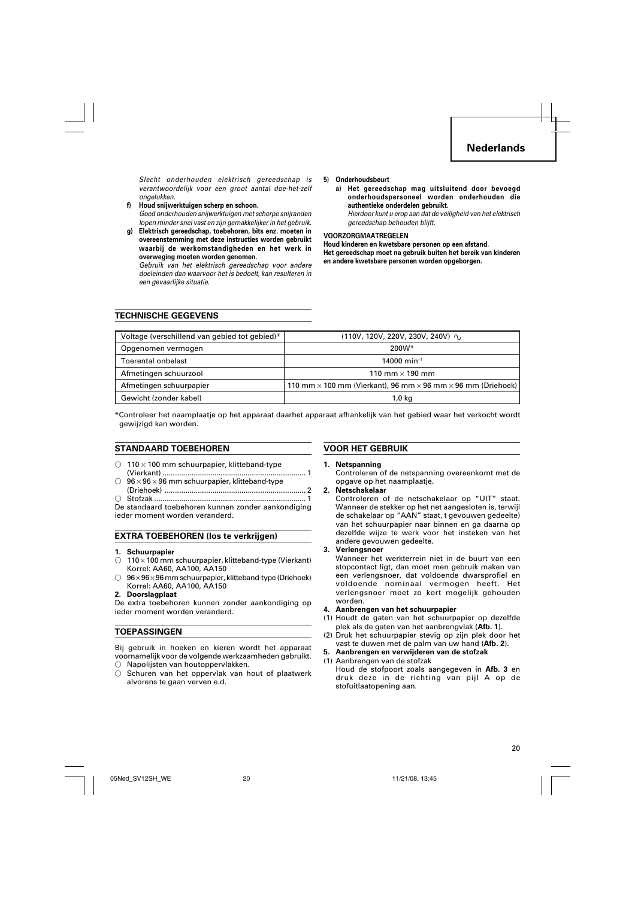*Slecht onderhouden elektrisch gereedschap is verantwoordelijk voor een groot aantal doe-het-zelf ongelukken.*

**f) Houd snijwerktuigen scherp en schoon.**
*Goed onderhouden snijwerktuigen met scherpe snijranden lopen minder snel vast en zijn gemakkelijker in het gebruik.*

**g) Elektrisch gereedschap, toebehoren, bits enz. moeten in overeenstemming met deze instructies worden gebruikt waarbij de werkomstandigheden en het werk in overweging moeten worden genomen.**
*Gebruik van het elektrisch gereedschap voor andere doeleinden dan waarvoor het is bedoelt, kan resulteren in een gevaarlijke situatie.*

**5) Onderhoudsbeurt**

**a) Het gereedschap mag uitsluitend door bevoegd onderhoudspersoneel worden onderhouden die authentieke onderdelen gebruikt.**
*Hierdoor kunt u erop aan dat de veiligheid van het elektrisch gereedschap behouden blijft.*

**VOORZORGMAATREGELEN**

**Houd kinderen en kwetsbare personen op een afstand.**
**Het gereedschap moet na gebruik buiten het bereik van kinderen en andere kwetsbare personen worden opgeborgen.**

## TECHNISCHE GEGEVENS

| | |
|---|---|
| Voltage (verschillend van gebied tot gebied)* | (110V, 120V, 220V, 230V, 240V) ∿ |
| Opgenomen vermogen | 200W* |
| Toerental onbelast | 14000 $min^{-1}$ |
| Afmetingen schuurzool | 110 mm × 190 mm |
| Afmetingen schuurpapier | 110 mm × 100 mm (Vierkant), 96 mm × 96 mm × 96 mm (Driehoek) |
| Gewicht (zonder kabel) | 1,0 kg |

*Controleer het naamplaatje op het apparaat daarhet apparaat afhankelijk van het gebied waar het verkocht wordt gewijzigd kan worden.

## STANDAARD TOEBEHOREN

○ 110 × 100 mm schuurpapier, klitteband-type (Vierkant) .................................................................... 1
○ 96 × 96 × 96 mm schuurpapier, klitteband-type (Driehoek) .................................................................... 2
○ Stofzak ........................................................................ 1

De standaard toebehoren kunnen zonder aankondiging ieder moment worden veranderd.

## EXTRA TOEBEHOREN (los te verkrijgen)

**1. Schuurpapier**
○ 110 × 100 mm schuurpapier, klitteband-type (Vierkant) Korrel: AA60, AA100, AA150
○ 96 × 96 × 96 mm schuurpapier, klitteband-type (Driehoek) Korrel: AA60, AA100, AA150

**2. Doorslagplaat**

De extra toebehoren kunnen zonder aankondiging op ieder moment worden veranderd.

## TOEPASSINGEN

Bij gebruik in hoeken en kieren wordt het apparaat voornamelijk voor de volgende werkzaamheden gebruikt.
○ Napolijsten van houtoppervlakken.
○ Schuren van het oppervlak van hout of plaatwerk alvorens te gaan verven e.d.

## VOOR HET GEBRUIK

**1. Netspanning**
Controleren of de netspanning overeenkomt met de opgave op het naamplaatje.

**2. Netschakelaar**
Controleren of de netschakelaar op "UIT" staat. Wanneer de stekker op het net aangesloten is, terwijl de schakelaar op "AAN" staat, t gevouwen gedeelte) van het schuurpapier naar binnen en ga daarna op dezelfde wijze te werk voor het insteken van het andere gevouwen gedeelte.

**3. Verlengsnoer**
Wanneer het werkterrein niet in de buurt van een stopcontact ligt, dan moet men gebruik maken van een verlengsnoer, dat voldoende dwarsprofiel en voldoende nominaal vermogen heeft. Het verlengsnoer moet zo kort mogelijk gehouden worden.

**4. Aanbrengen van het schuurpapier**
(1) Houdt de gaten van het schuurpapier op dezelfde plek als de gaten van het aanbrengvlak (**Afb. 1**).
(2) Druk het schuurpapier stevig op zijn plek door het vast te duwen met de palm van uw hand (**Afb. 2**).

**5. Aanbrengen en verwijderen van de stofzak**
(1) Aanbrengen van de stofzak
Houd de stofpoort zoals aangegeven in **Afb. 3** en druk deze in de richting van pijl A op de stofuitlaatopening aan.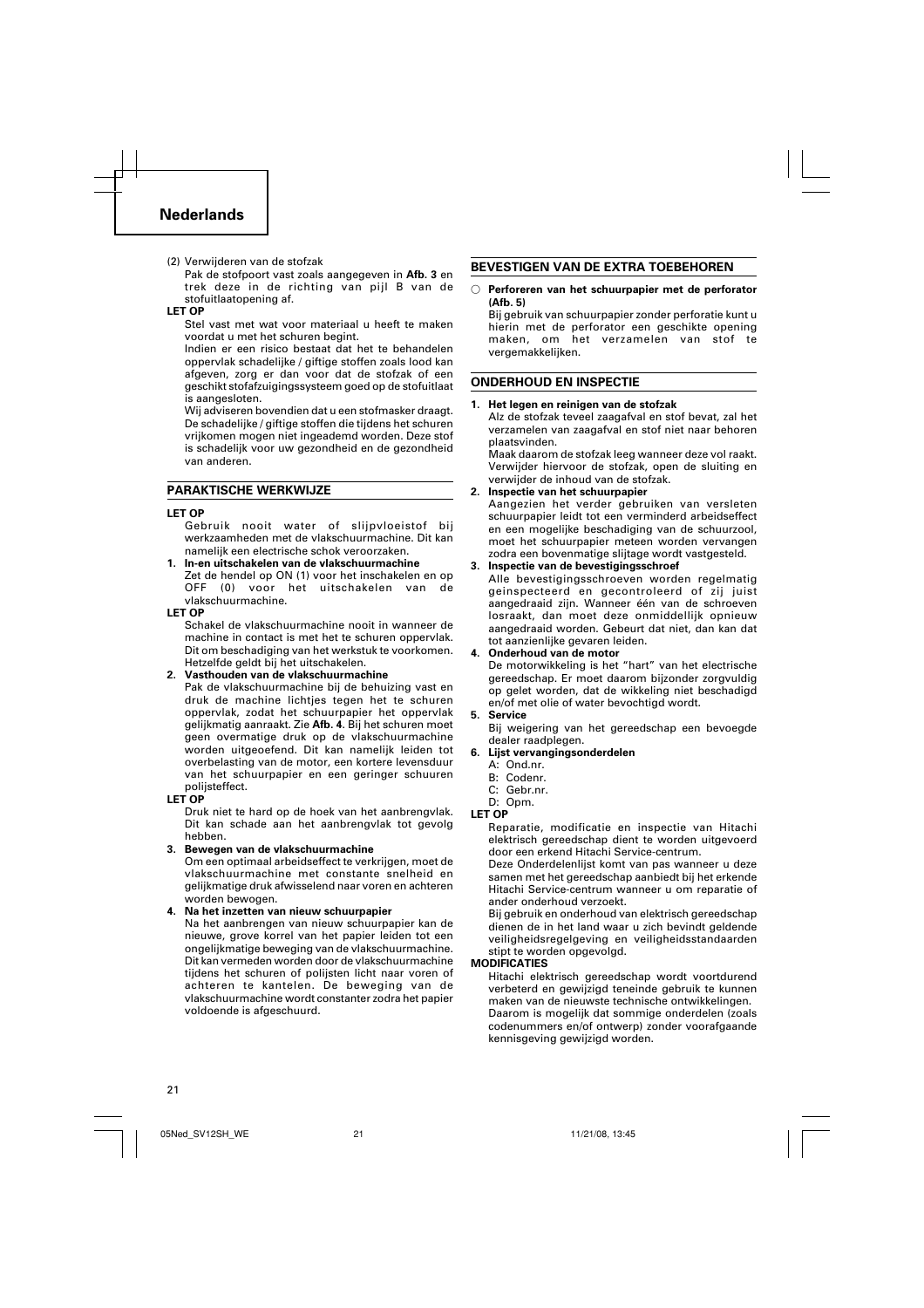(2) Verwijderen van de stofzak

Pak de stofpoort vast zoals aangegeven in **Afb. 3** en trek deze in de richting van pijl B van de stofuitlaatopening af.

**LET OP**

Stel vast met wat voor materiaal u heeft te maken voordat u met het schuren begint.

Indien er een risico bestaat dat het te behandelen oppervlak schadelijke / giftige stoffen zoals lood kan afgeven, zorg er dan voor dat de stofzak of een geschikt stofafzuigingssysteem goed op de stofuitlaat is aangesloten.

Wij adviseren bovendien dat u een stofmasker draagt. De schadelijke / giftige stoffen die tijdens het schuren vrijkomen mogen niet ingeademd worden. Deze stof is schadelijk voor uw gezondheid en de gezondheid van anderen.

## PARAKTISCHE WERKWIJZE

**LET OP**

Gebruik nooit water of slijpvloeistof bij werkzaamheden met de vlakschuurmachine. Dit kan namelijk een electrische schok veroorzaken.

**1. In-en uitschakelen van de vlakschuurmachine**

Zet de hendel op ON (1) voor het inschakelen en op OFF (0) voor het uitschakelen van de vlakschuurmachine.

**LET OP**

Schakel de vlakschuurmachine nooit in wanneer de machine in contact is met het te schuren oppervlak. Dit om beschadiging van het werkstuk te voorkomen. Hetzelfde geldt bij het uitschakelen.

**2. Vasthouden van de vlakschuurmachine**

Pak de vlakschuurmachine bij de behuizing vast en druk de machine lichtjes tegen het te schuren oppervlak, zodat het schuurpapier het oppervlak gelijkmatig aanraakt. Zie **Afb. 4**. Bij het schuren moet geen overmatige druk op de vlakschuurmachine worden uitgeoefend. Dit kan namelijk leiden tot overbelasting van de motor, een kortere levensduur van het schuurpapier en een geringer schuuren polijsteffect.

**LET OP**

Druk niet te hard op de hoek van het aanbrengvlak. Dit kan schade aan het aanbrengvlak tot gevolg hebben.

**3. Bewegen van de vlakschuurmachine**

Om een optimaal arbeidseffect te verkrijgen, moet de vlakschuurmachine met constante snelheid en gelijkmatige druk afwisselend naar voren en achteren worden bewogen.

**4. Na het inzetten van nieuw schuurpapier**

Na het aanbrengen van nieuw schuurpapier kan de nieuwe, grove korrel van het papier leiden tot een ongelijkmatige beweging van de vlakschuurmachine. Dit kan vermeden worden door de vlakschuurmachine tijdens het schuren of polijsten licht naar voren of achteren te kantelen. De beweging van de vlakschuurmachine wordt constanter zodra het papier voldoende is afgeschuurd.

## BEVESTIGEN VAN DE EXTRA TOEBEHOREN

○ **Perforeren van het schuurpapier met de perforator (Afb. 5)**

Bij gebruik van schuurpapier zonder perforatie kunt u hierin met de perforator een geschikte opening maken, om het verzamelen van stof te vergemakkelijken.

## ONDERHOUD EN INSPECTIE

**1. Het legen en reinigen van de stofzak**

Alz de stofzak teveel zaagafval en stof bevat, zal het verzamelen van zaagafval en stof niet naar behoren plaatsvinden.

Maak daarom de stofzak leeg wanneer deze vol raakt. Verwijder hiervoor de stofzak, open de sluiting en verwijder de inhoud van de stofzak.

**2. Inspectie van het schuurpapier**

Aangezien het verder gebruiken van versleten schuurpapier leidt tot een verminderd arbeidseffect en een mogelijke beschadiging van de schuurzool, moet het schuurpapier meteen worden vervangen zodra een bovenmatige slijtage wordt vastgesteld.

**3. Inspectie van de bevestigingsschroef**

Alle bevestigingsschroeven worden regelmatig geinspecteerd en gecontroleerd of zij juist aangedraaid zijn. Wanneer één van de schroeven losraakt, dan moet deze onmiddellijk opnieuw aangedraaid worden. Gebeurt dat niet, dan kan dat tot aanzienlijke gevaren leiden.

**4. Onderhoud van de motor**

De motorwikkeling is het "hart" van het electrische gereedschap. Er moet daarom bijzonder zorgvuldig op gelet worden, dat de wikkeling niet beschadigd en/of met olie of water bevochtigd wordt.

**5. Service**

Bij weigering van het gereedschap een bevoegde dealer raadplegen.

**6. Lijst vervangingsonderdelen**

A: Ond.nr.
B: Codenr.
C: Gebr.nr.
D: Opm.

**LET OP**

Reparatie, modificatie en inspectie van Hitachi elektrisch gereedschap dient te worden uitgevoerd door een erkend Hitachi Service-centrum.

Deze Onderdelenlijst komt van pas wanneer u deze samen met het gereedschap aanbiedt bij het erkende Hitachi Service-centrum wanneer u om reparatie of ander onderhoud verzoekt.

Bij gebruik en onderhoud van elektrisch gereedschap dienen de in het land waar u zich bevindt geldende veiligheidsregelgeving en veiligheidsstandaarden stipt te worden opgevolgd.

**MODIFICATIES**

Hitachi elektrisch gereedschap wordt voortdurend verbeterd en gewijzigd teneinde gebruik te kunnen maken van de nieuwste technische ontwikkelingen.

Daarom is mogelijk dat sommige onderdelen (zoals codenummers en/of ontwerp) zonder voorafgaande kennisgeving gewijzigd worden.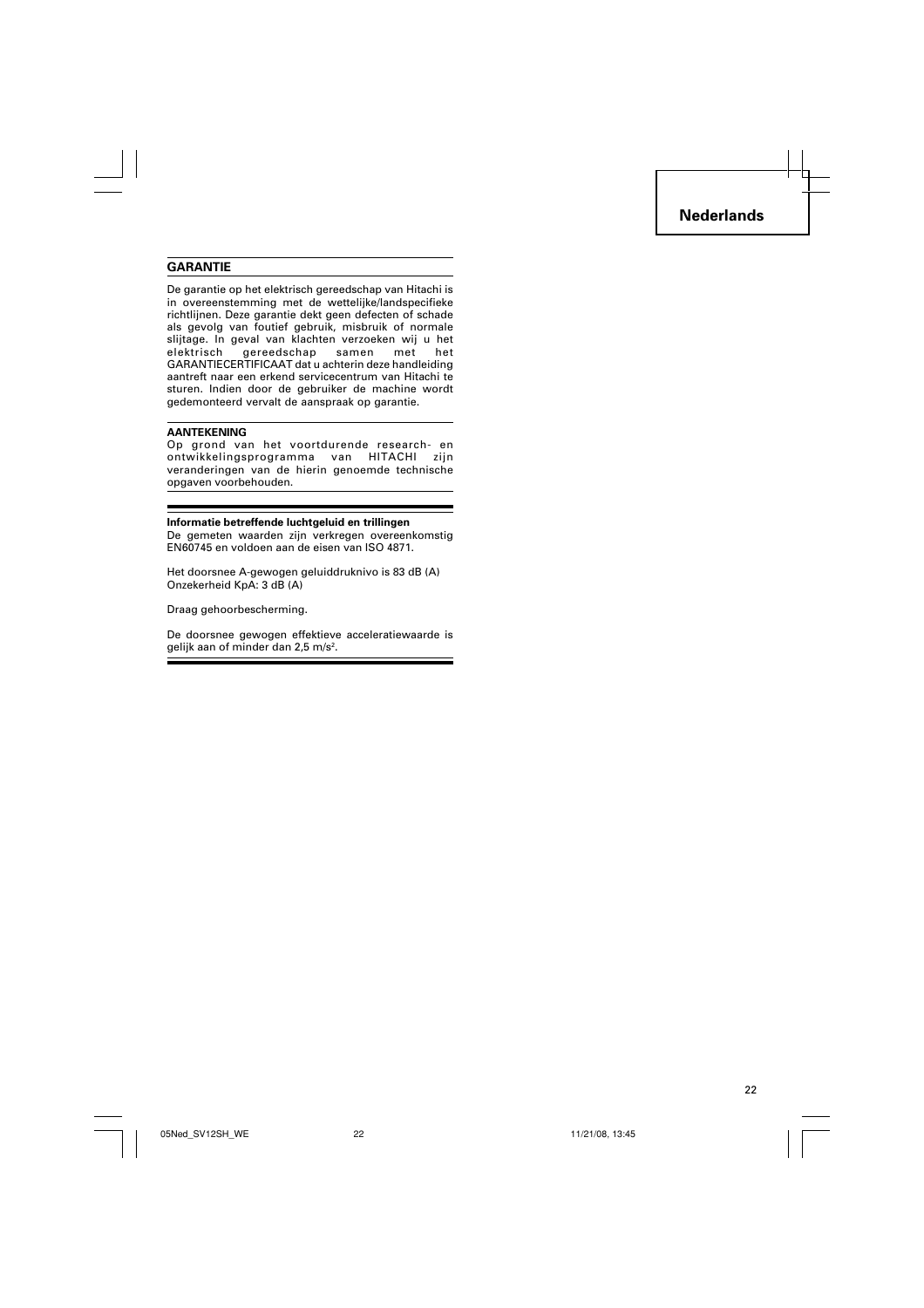## GARANTIE

De garantie op het elektrisch gereedschap van Hitachi is in overeenstemming met de wettelijke/landspecifieke richtlijnen. Deze garantie dekt geen defecten of schade als gevolg van foutief gebruik, misbruik of normale slijtage. In geval van klachten verzoeken wij u het elektrisch gereedschap samen met het GARANTIECERTIFICAAT dat u achterin deze handleiding aantreft naar een erkend servicecentrum van Hitachi te sturen. Indien door de gebruiker de machine wordt gedemonteerd vervalt de aanspraak op garantie.

### AANTEKENING

Op grond van het voortdurende research- en ontwikkelingsprogramma van HITACHI zijn veranderingen van de hierin genoemde technische opgaven voorbehouden.

---

**Informatie betreffende luchtgeluid en trillingen**

De gemeten waarden zijn verkregen overeenkomstig EN60745 en voldoen aan de eisen van ISO 4871.

Het doorsnee A-gewogen geluiddruknivo is 83 dB (A)
Onzekerheid KpA: 3 dB (A)

Draag gehoorbescherming.

De doorsnee gewogen effektieve acceleratiewaarde is gelijk aan of minder dan 2,5 m/s².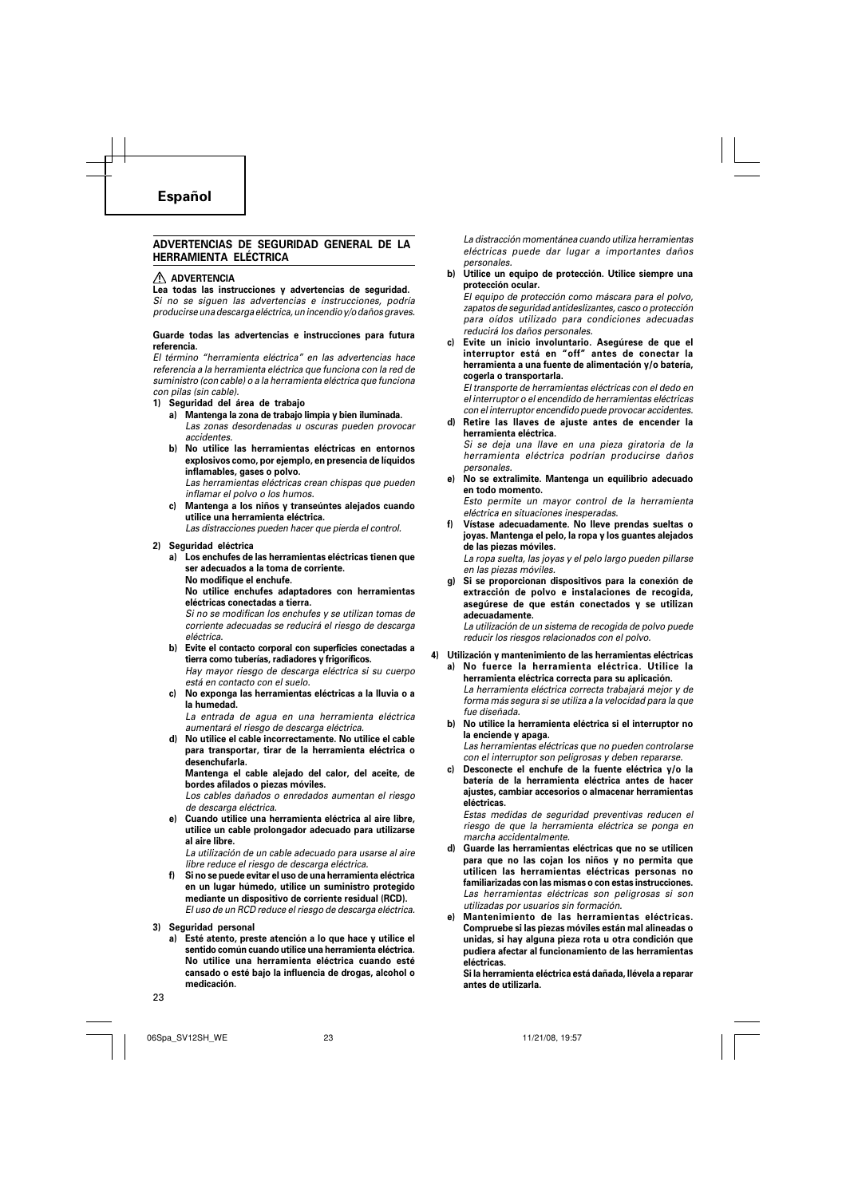# Español

## ADVERTENCIAS DE SEGURIDAD GENERAL DE LA HERRAMIENTA ELÉCTRICA

**⚠ ADVERTENCIA**

**Lea todas las instrucciones y advertencias de seguridad.**
*Si no se siguen las advertencias e instrucciones, podría producirse una descarga eléctrica, un incendio y/o daños graves.*

**Guarde todas las advertencias e instrucciones para futura referencia.**

*El término "herramienta eléctrica" en las advertencias hace referencia a la herramienta eléctrica que funciona con la red de suministro (con cable) o a la herramienta eléctrica que funciona con pilas (sin cable).*

**1) Seguridad del área de trabajo**

**a) Mantenga la zona de trabajo limpia y bien iluminada.**
*Las zonas desordenadas u oscuras pueden provocar accidentes.*

**b) No utilice las herramientas eléctricas en entornos explosivos como, por ejemplo, en presencia de líquidos inflamables, gases o polvo.**
*Las herramientas eléctricas crean chispas que pueden inflamar el polvo o los humos.*

**c) Mantenga a los niños y transeúntes alejados cuando utilice una herramienta eléctrica.**
*Las distracciones pueden hacer que pierda el control.*

**2) Seguridad eléctrica**

**a) Los enchufes de las herramientas eléctricas tienen que ser adecuados a la toma de corriente.**
**No modifique el enchufe.**
**No utilice enchufes adaptadores con herramientas eléctricas conectadas a tierra.**
*Si no se modifican los enchufes y se utilizan tomas de corriente adecuadas se reducirá el riesgo de descarga eléctrica.*

**b) Evite el contacto corporal con superficies conectadas a tierra como tuberías, radiadores y frigoríficos.**
*Hay mayor riesgo de descarga eléctrica si su cuerpo está en contacto con el suelo.*

**c) No exponga las herramientas eléctricas a la lluvia o a la humedad.**
*La entrada de agua en una herramienta eléctrica aumentará el riesgo de descarga eléctrica.*

**d) No utilice el cable incorrectamente. No utilice el cable para transportar, tirar de la herramienta eléctrica o desenchufarla.**
**Mantenga el cable alejado del calor, del aceite, de bordes afilados o piezas móviles.**
*Los cables dañados o enredados aumentan el riesgo de descarga eléctrica.*

**e) Cuando utilice una herramienta eléctrica al aire libre, utilice un cable prolongador adecuado para utilizarse al aire libre.**
*La utilización de un cable adecuado para usarse al aire libre reduce el riesgo de descarga eléctrica.*

**f) Si no se puede evitar el uso de una herramienta eléctrica en un lugar húmedo, utilice un suministro protegido mediante un dispositivo de corriente residual (RCD).**
*El uso de un RCD reduce el riesgo de descarga eléctrica.*

**3) Seguridad personal**

**a) Esté atento, preste atención a lo que hace y utilice el sentido común cuando utilice una herramienta eléctrica. No utilice una herramienta eléctrica cuando esté cansado o esté bajo la influencia de drogas, alcohol o medicación.**
*La distracción momentánea cuando utiliza herramientas eléctricas puede dar lugar a importantes daños personales.*

**b) Utilice un equipo de protección. Utilice siempre una protección ocular.**
*El equipo de protección como máscara para el polvo, zapatos de seguridad antideslizantes, casco o protección para oídos utilizado para condiciones adecuadas reducirá los daños personales.*

**c) Evite un inicio involuntario. Asegúrese de que el interruptor está en "off" antes de conectar la herramienta a una fuente de alimentación y/o batería, cogerla o transportarla.**
*El transporte de herramientas eléctricas con el dedo en el interruptor o el encendido de herramientas eléctricas con el interruptor encendido puede provocar accidentes.*

**d) Retire las llaves de ajuste antes de encender la herramienta eléctrica.**
*Si se deja una llave en una pieza giratoria de la herramienta eléctrica podrían producirse daños personales.*

**e) No se extralimite. Mantenga un equilibrio adecuado en todo momento.**
*Esto permite un mayor control de la herramienta eléctrica en situaciones inesperadas.*

**f) Vístase adecuadamente. No lleve prendas sueltas o joyas. Mantenga el pelo, la ropa y los guantes alejados de las piezas móviles.**
*La ropa suelta, las joyas y el pelo largo pueden pillarse en las piezas móviles.*

**g) Si se proporcionan dispositivos para la conexión de extracción de polvo e instalaciones de recogida, asegúrese de que están conectados y se utilizan adecuadamente.**
*La utilización de un sistema de recogida de polvo puede reducir los riesgos relacionados con el polvo.*

**4) Utilización y mantenimiento de las herramientas eléctricas**

**a) No fuerce la herramienta eléctrica. Utilice la herramienta eléctrica correcta para su aplicación.**
*La herramienta eléctrica correcta trabajará mejor y de forma más segura si se utiliza a la velocidad para la que fue diseñada.*

**b) No utilice la herramienta eléctrica si el interruptor no la enciende y apaga.**
*Las herramientas eléctricas que no pueden controlarse con el interruptor son peligrosas y deben repararse.*

**c) Desconecte el enchufe de la fuente eléctrica y/o la batería de la herramienta eléctrica antes de hacer ajustes, cambiar accesorios o almacenar herramientas eléctricas.**
*Estas medidas de seguridad preventivas reducen el riesgo de que la herramienta eléctrica se ponga en marcha accidentalmente.*

**d) Guarde las herramientas eléctricas que no se utilicen para que no las cojan los niños y no permita que utilicen las herramientas eléctricas personas no familiarizadas con las mismas o con estas instrucciones.**
*Las herramientas eléctricas son peligrosas si son utilizadas por usuarios sin formación.*

**e) Mantenimiento de las herramientas eléctricas. Compruebe si las piezas móviles están mal alineadas o unidas, si hay alguna pieza rota u otra condición que pudiera afectar al funcionamiento de las herramientas eléctricas.**
**Si la herramienta eléctrica está dañada, llévela a reparar antes de utilizarla.**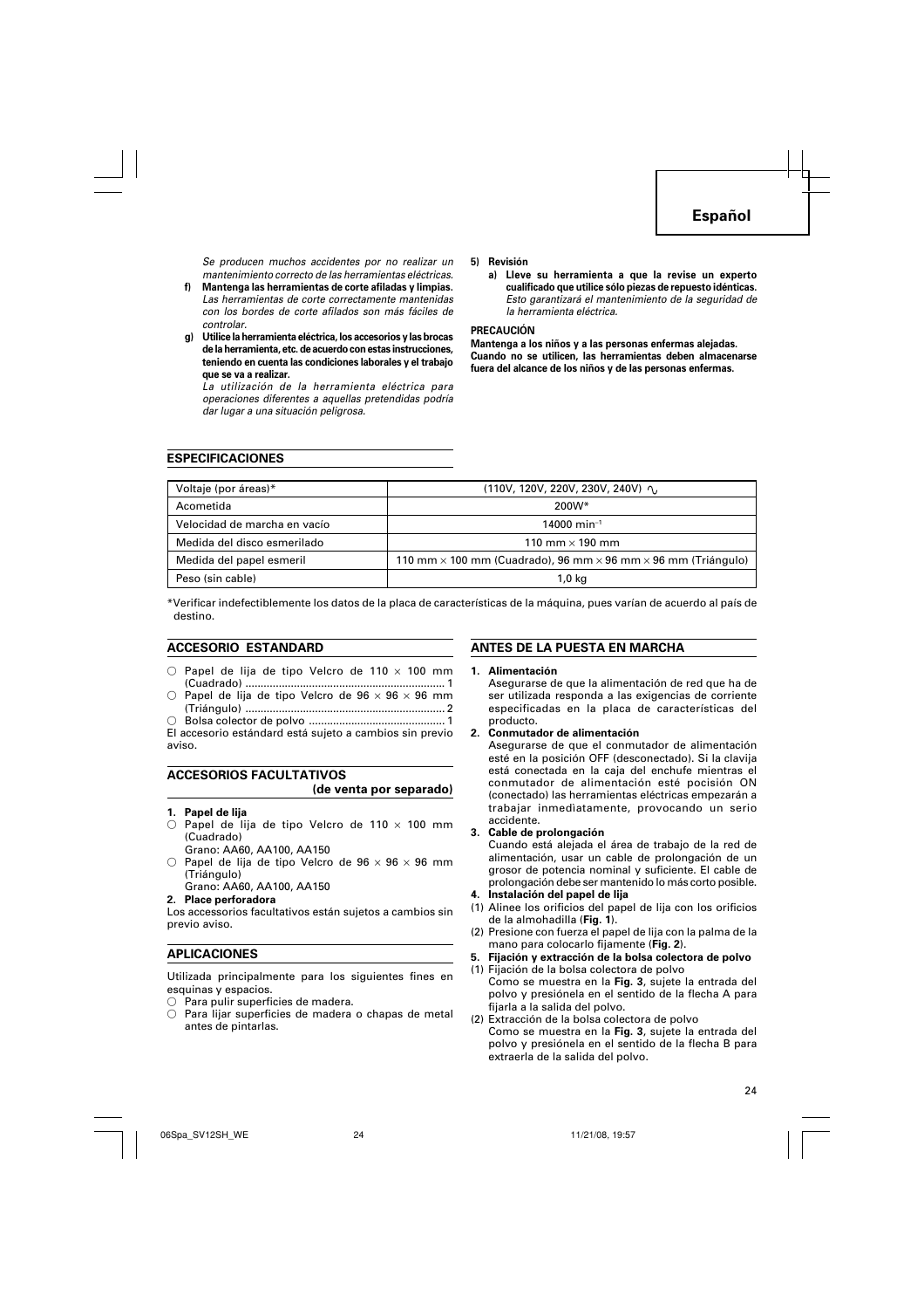*Se producen muchos accidentes por no realizar un mantenimiento correcto de las herramientas eléctricas.*

**f) Mantenga las herramientas de corte afiladas y limpias.**
*Las herramientas de corte correctamente mantenidas con los bordes de corte afilados son más fáciles de controlar.*

**g) Utilice la herramienta eléctrica, los accesorios y las brocas de la herramienta, etc. de acuerdo con estas instrucciones, teniendo en cuenta las condiciones laborales y el trabajo que se va a realizar.**
*La utilización de la herramienta eléctrica para operaciones diferentes a aquellas pretendidas podría dar lugar a una situación peligrosa.*

**5) Revisión**

**a) Lleve su herramienta a que la revise un experto cualificado que utilice sólo piezas de repuesto idénticas.**
*Esto garantizará el mantenimiento de la seguridad de la herramienta eléctrica.*

**PRECAUCIÓN**

**Mantenga a los niños y a las personas enfermas alejadas. Cuando no se utilicen, las herramientas deben almacenarse fuera del alcance de los niños y de las personas enfermas.**

## ESPECIFICACIONES

| Voltaje (por áreas)* | (110V, 120V, 220V, 230V, 240V) ∿ |
|---|---|
| Acometida | 200W* |
| Velocidad de marcha en vacío | 14000 $min^{-1}$ |
| Medida del disco esmerilado | 110 mm × 190 mm |
| Medida del papel esmeril | 110 mm × 100 mm (Cuadrado), 96 mm × 96 mm × 96 mm (Triángulo) |
| Peso (sin cable) | 1,0 kg |

*Verificar indefectiblemente los datos de la placa de características de la máquina, pues varían de acuerdo al país de destino.

## ACCESORIO ESTANDARD

- ○ Papel de lija de tipo Velcro de 110 × 100 mm (Cuadrado) ................................................................ 1
- ○ Papel de lija de tipo Velcro de 96 × 96 × 96 mm (Triángulo) ................................................................ 2
- ○ Bolsa colector de polvo ............................................ 1

El accesorio estándard está sujeto a cambios sin previo aviso.

## ACCESORIOS FACULTATIVOS (de venta por separado)

**1. Papel de lija**

- ○ Papel de lija de tipo Velcro de 110 × 100 mm (Cuadrado)
  Grano: AA60, AA100, AA150
- ○ Papel de lija de tipo Velcro de 96 × 96 × 96 mm (Triángulo)
  Grano: AA60, AA100, AA150

**2. Place perforadora**

Los accessorios facultativos están sujetos a cambios sin previo aviso.

## APLICACIONES

Utilizada principalmente para los siguientes fines en esquinas y espacios.

- ○ Para pulir superficies de madera.
- ○ Para lijar superficies de madera o chapas de metal antes de pintarlas.

## ANTES DE LA PUESTA EN MARCHA

**1. Alimentación**

Asegurarse de que la alimentación de red que ha de ser utilizada responda a las exigencias de corriente especificadas en la placa de características del producto.

**2. Conmutador de alimentación**

Asegurarse de que el conmutador de alimentación esté en la posición OFF (desconectado). Si la clavija está conectada en la caja del enchufe mientras el conmutador de alimentación esté posición ON (conectado) las herramientas eléctricas empezarán a trabajar inmediatamente, provocando un serio accidente.

**3. Cable de prolongación**

Cuando está alejada el área de trabajo de la red de alimentación, usar un cable de prolongación de un grosor de potencia nominal y suficiente. El cable de prolongación debe ser mantenido lo más corto posible.

**4. Instalación del papel de lija**

(1) Alinee los orificios del papel de lija con los orificios de la almohadilla (**Fig. 1**).

(2) Presione con fuerza el papel de lija con la palma de la mano para colocarlo fijamente (**Fig. 2**).

**5. Fijación y extracción de la bolsa colectora de polvo**

(1) Fijación de la bolsa colectora de polvo
Como se muestra en la **Fig. 3**, sujete la entrada del polvo y presiónela en el sentido de la flecha A para fijarla a la salida del polvo.

(2) Extracción de la bolsa colectora de polvo
Como se muestra en la **Fig. 3**, sujete la entrada del polvo y presiónela en el sentido de la flecha B para extraerla de la salida del polvo.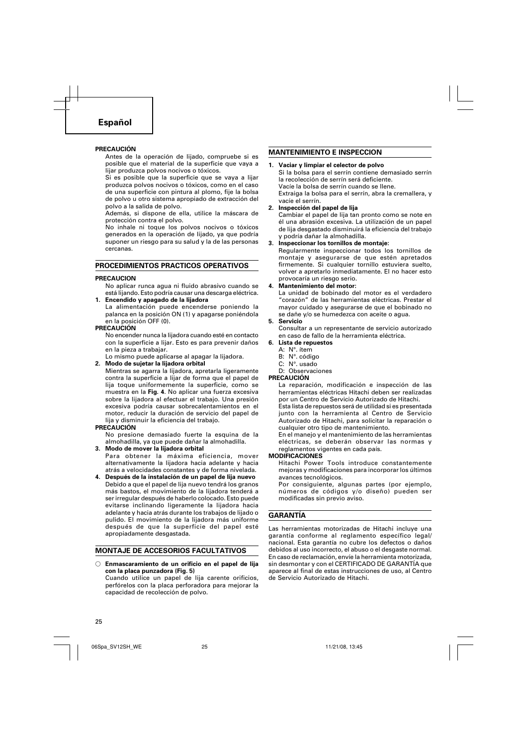## Español

**PRECAUCIÓN**

Antes de la operación de lijado, compruebe si es posible que el material de la superficie que vaya a lijar produzca polvos nocivos o tóxicos.

Si es posible que la superficie que se vaya a lijar produzca polvos nocivos o tóxicos, como en el caso de una superficie con pintura al plomo, fije la bolsa de polvo u otro sistema apropiado de extracción del polvo a la salida de polvo.

Además, si dispone de ella, utilice la máscara de protección contra el polvo.

No inhale ni toque los polvos nocivos o tóxicos generados en la operación de lijado, ya que podría suponer un riesgo para su salud y la de las personas cercanas.

### PROCEDIMIENTOS PRACTICOS OPERATIVOS

**PRECAUCION**

No aplicar runca agua ni fluido abrasivo cuando se está lijando. Esto podría causar una descarga eléctrica.

1. **Encendido y apagado de la lijadora**
   La alimentación puede encenderse poniendo la palanca en la posición ON (1) y apagarse poniéndola en la posición OFF (0).

**PRECAUCIÓN**

No encender nunca la lijadora cuando esté en contacto con la superficie a lijar. Esto es para prevenir daños en la pieza a trabajar.

Lo mismo puede aplicarse al apagar la lijadora.

2. **Modo de sujetar la lijadora orbital**
   Mientras se agarra la lijadora, apretarla ligeramente contra la superficie a lijar de forma que el papel de lija toque uniformemente la superficie, como se muestra en la **Fig. 4**. No aplicar una fuerza excesiva sobre la lijadora al efectuar el trabajo. Una presión excesiva podría causar sobrecalentamientos en el motor, reducir la duración de servicio del papel de lija y disminuir la eficiencia del trabajo.

**PRECAUCIÓN**

No presione demasiado fuerte la esquina de la almohadilla, ya que puede dañar la almohadilla.

3. **Modo de mover la lijadora orbital**
   Para obtener la máxima eficiencia, mover alternativamente la lijadora hacia adelante y hacia atrás a velocidades constantes y de forma nivelada.
4. **Después de la instalación de un papel de lija nuevo**
   Debido a que el papel de lija nuevo tendrá los granos más bastos, el movimiento de la lijadora tenderá a ser irregular después de haberlo colocado. Esto puede evitarse inclinando ligeramente la lijadora hacia adelante y hacia atrás durante los trabajos de lijado o pulido. El movimiento de la lijadora más uniforme después de que la superficie del papel esté apropiadamente desgastada.

### MONTAJE DE ACCESORIOS FACULTATIVOS

○ **Enmascaramiento de un orificio en el papel de lija con la placa punzadora (Fig. 5)**
Cuando utilice un papel de lija carente orificios, perfórelos con la placa perforadora para mejorar la capacidad de recolección de polvo.

### MANTENIMIENTO E INSPECCION

1. **Vaciar y limpiar el celector de polvo**
   Si la bolsa para el serrín contiene demasiado serrín la recolección de serrín será deficiente.
   Vacíe la bolsa de serrín cuando se llene.
   Extraiga la bolsa para el serrín, abra la cremallera, y vacíe el serrín.
2. **Inspección del papel de lija**
   Cambiar el papel de lija tan pronto como se note en él una abrasión excesiva. La utilización de un papel de lija desgastado disminuirá la eficiencia del trabajo y podría dañar la almohadilla.
3. **Inspeccionar los tornillos de montaje:**
   Regularmente inspeccionar todos los tornillos de montaje y asegurarse de que estén apretados firmemente. Si cualquier tornillo estuviera suelto, volver a apretarlo inmediatamente. El no hacer esto provocaría un riesgo serio.
4. **Mantenimiento del motor:**
   La unidad de bobinado del motor es el verdadero "corazón" de las herramientas eléctricas. Prestar el mayor cuidado y asegurarse de que el bobinado no se dañe y/o se humedezca con aceite o agua.
5. **Servicio**
   Consultar a un representante de servicio autorizado en caso de fallo de la herramienta eléctrica.
6. **Lista de repuestos**
   A: N°. ítem
   B: N°. código
   C: N°. usado
   D: Observaciones

**PRECAUCIÓN**

La reparación, modificación e inspección de las herramientas eléctricas Hitachi deben ser realizadas por un Centro de Servicio Autorizado de Hitachi.

Esta lista de repuestos será de utilidad si es presentada junto con la herramienta al Centro de Servicio Autorizado de Hitachi, para solicitar la reparación o cualquier otro tipo de mantenimiento.

En el manejo y el mantenimiento de las herramientas eléctricas, se deberán observar las normas y reglamentos vigentes en cada país.

**MODIFICACIONES**

Hitachi Power Tools introduce constantemente mejoras y modificaciones para incorporar los últimos avances tecnológicos.

Por consiguiente, algunas partes (por ejemplo, números de códigos y/o diseño) pueden ser modificadas sin previo aviso.

### GARANTÍA

Las herramientas motorizadas de Hitachi incluye una garantía conforme al reglamento específico legal/nacional. Esta garantía no cubre los defectos o daños debidos al uso incorrecto, el abuso o el desgaste normal. En caso de reclamación, envíe la herramienta motorizada, sin desmontar y con el CERTIFICADO DE GARANTÍA que aparece al final de estas instrucciones de uso, al Centro de Servicio Autorizado de Hitachi.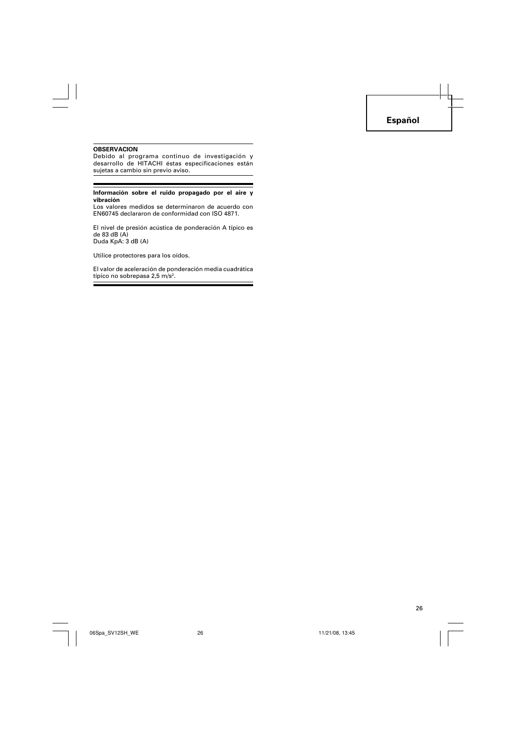**OBSERVACION**
Debido al programa continuo de investigación y desarrollo de HITACHI éstas especificaciones están sujetas a cambio sin previo aviso.

**Información sobre el ruido propagado por el aire y vibración**
Los valores medidos se determinaron de acuerdo con EN60745 declararon de conformidad con ISO 4871.

El nivel de presión acústica de ponderación A típico es de 83 dB (A)
Duda KpA: 3 dB (A)

Utilice protectores para los oídos.

El valor de aceleración de ponderación media cuadrática típico no sobrepasa 2,5 $m/s^2$.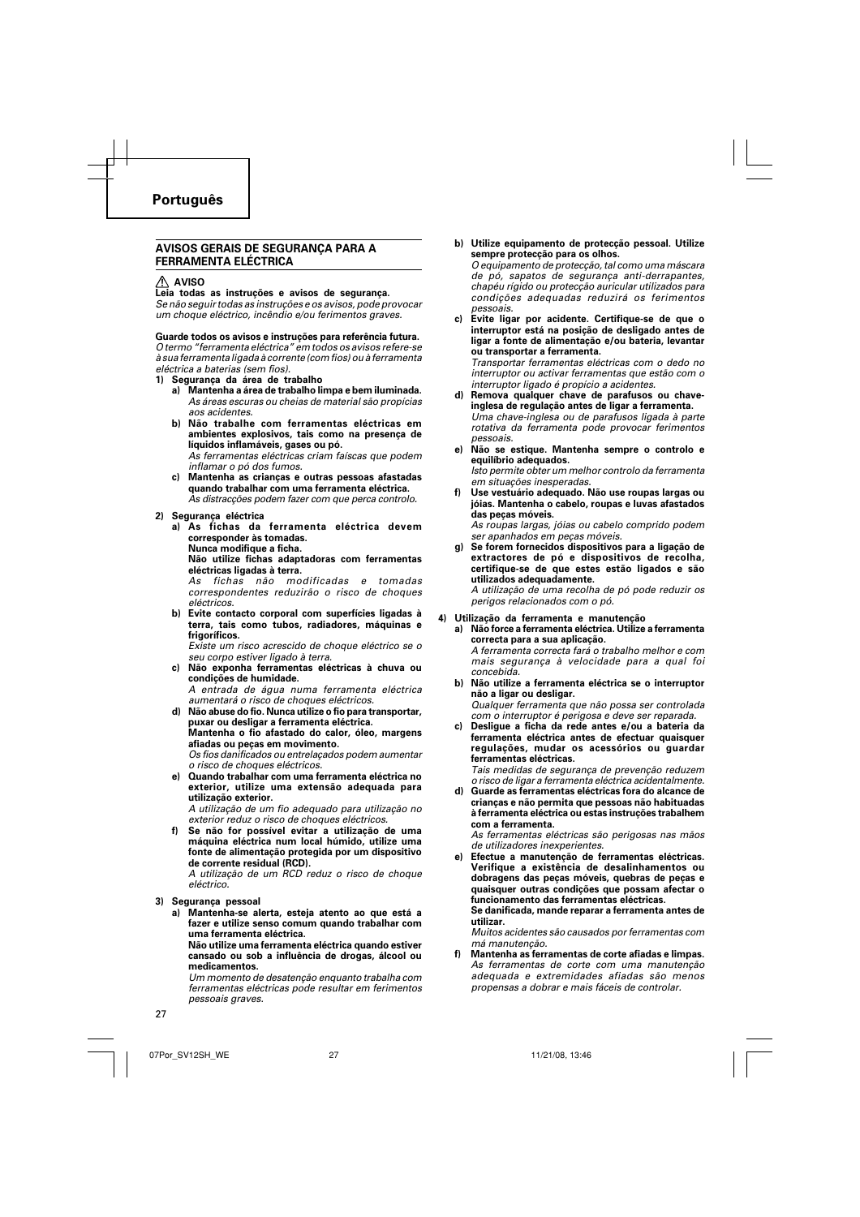# Português

## AVISOS GERAIS DE SEGURANÇA PARA A FERRAMENTA ELÉCTRICA

⚠ **AVISO**

**Leia todas as instruções e avisos de segurança.**
*Se não seguir todas as instruções e os avisos, pode provocar um choque eléctrico, incêndio e/ou ferimentos graves.*

**Guarde todos os avisos e instruções para referência futura.**
*O termo "ferramenta eléctrica" em todos os avisos refere-se à sua ferramenta ligada à corrente (com fios) ou à ferramenta eléctrica a baterias (sem fios).*

**1) Segurança da área de trabalho**

a) **Mantenha a área de trabalho limpa e bem iluminada.**
*As áreas escuras ou cheias de material são propícias aos acidentes.*

b) **Não trabalhe com ferramentas eléctricas em ambientes explosivos, tais como na presença de líquidos inflamáveis, gases ou pó.**
*As ferramentas eléctricas criam faíscas que podem inflamar o pó dos fumos.*

c) **Mantenha as crianças e outras pessoas afastadas quando trabalhar com uma ferramenta eléctrica.**
*As distracções podem fazer com que perca controlo.*

**2) Segurança eléctrica**

a) **As fichas da ferramenta eléctrica devem corresponder às tomadas.**
**Nunca modifique a ficha.**
**Não utilize fichas adaptadoras com ferramentas eléctricas ligadas à terra.**
*As fichas não modificadas e tomadas correspondentes reduzirão o risco de choques eléctricos.*

b) **Evite contacto corporal com superfícies ligadas à terra, tais como tubos, radiadores, máquinas e frigoríficos.**
*Existe um risco acrescido de choque eléctrico se o seu corpo estiver ligado à terra.*

c) **Não exponha ferramentas eléctricas à chuva ou condições de humidade.**
*A entrada de água numa ferramenta eléctrica aumentará o risco de choques eléctricos.*

d) **Não abuse do fio. Nunca utilize o fio para transportar, puxar ou desligar a ferramenta eléctrica.**
**Mantenha o fio afastado do calor, óleo, margens afiadas ou peças em movimento.**
*Os fios danificados ou entrelaçados podem aumentar o risco de choques eléctricos.*

e) **Quando trabalhar com uma ferramenta eléctrica no exterior, utilize uma extensão adequada para utilização exterior.**
*A utilização de um fio adequado para utilização no exterior reduz o risco de choques eléctricos.*

f) **Se não for possível evitar a utilização de uma máquina eléctrica num local húmido, utilize uma fonte de alimentação protegida por um dispositivo de corrente residual (RCD).**
*A utilização de um RCD reduz o risco de choque eléctrico.*

**3) Segurança pessoal**

a) **Mantenha-se alerta, esteja atento ao que está a fazer e utilize senso comum quando trabalhar com uma ferramenta eléctrica.**
**Não utilize uma ferramenta eléctrica quando estiver cansado ou sob a influência de drogas, álcool ou medicamentos.**
*Um momento de desatenção enquanto trabalha com ferramentas eléctricas pode resultar em ferimentos pessoais graves.*

b) **Utilize equipamento de protecção pessoal. Utilize sempre protecção para os olhos.**
*O equipamento de protecção, tal como uma máscara de pó, sapatos de segurança anti-derrapantes, chapéu rígido ou protecção auricular utilizados para condições adequadas reduzirá os ferimentos pessoais.*

c) **Evite ligar por acidente. Certifique-se de que o interruptor está na posição de desligado antes de ligar a fonte de alimentação e/ou bateria, levantar ou transportar a ferramenta.**
*Transportar ferramentas eléctricas com o dedo no interruptor ou activar ferramentas que estão com o interruptor ligado é propício a acidentes.*

d) **Remova qualquer chave de parafusos ou chave-inglesa de regulação antes de ligar a ferramenta.**
*Uma chave-inglesa ou de parafusos ligada à parte rotativa da ferramenta pode provocar ferimentos pessoais.*

e) **Não se estique. Mantenha sempre o controlo e equilíbrio adequados.**
*Isto permite obter um melhor controlo da ferramenta em situações inesperadas.*

f) **Use vestuário adequado. Não use roupas largas ou jóias. Mantenha o cabelo, roupas e luvas afastados das peças móveis.**
*As roupas largas, jóias ou cabelo comprido podem ser apanhados em peças móveis.*

g) **Se forem fornecidos dispositivos para a ligação de extractores de pó e dispositivos de recolha, certifique-se de que estes estão ligados e são utilizados adequadamente.**
*A utilização de uma recolha de pó pode reduzir os perigos relacionados com o pó.*

**4) Utilização da ferramenta e manutenção**

a) **Não force a ferramenta eléctrica. Utilize a ferramenta correcta para a sua aplicação.**
*A ferramenta correcta fará o trabalho melhor e com mais segurança à velocidade para a qual foi concebida.*

b) **Não utilize a ferramenta eléctrica se o interruptor não a ligar ou desligar.**
*Qualquer ferramenta que não possa ser controlada com o interruptor é perigosa e deve ser reparada.*

c) **Desligue a ficha da rede antes e/ou a bateria da ferramenta eléctrica antes de efectuar quaisquer regulações, mudar os acessórios ou guardar ferramentas eléctricas.**
*Tais medidas de segurança de prevenção reduzem o risco de ligar a ferramenta eléctrica acidentalmente.*

d) **Guarde as ferramentas eléctricas fora do alcance de crianças e não permita que pessoas não habituadas à ferramenta eléctrica ou estas instruções trabalhem com a ferramenta.**
*As ferramentas eléctricas são perigosas nas mãos de utilizadores inexperientes.*

e) **Efectue a manutenção de ferramentas eléctricas. Verifique a existência de desalinhamentos ou dobragens das peças móveis, quebras de peças e quaisquer outras condições que possam afectar o funcionamento das ferramentas eléctricas.**
**Se danificada, mande reparar a ferramenta antes de utilizar.**
*Muitos acidentes são causados por ferramentas com má manutenção.*

f) **Mantenha as ferramentas de corte afiadas e limpas.**
*As ferramentas de corte com uma manutenção adequada e extremidades afiadas são menos propensas a dobrar e mais fáceis de controlar.*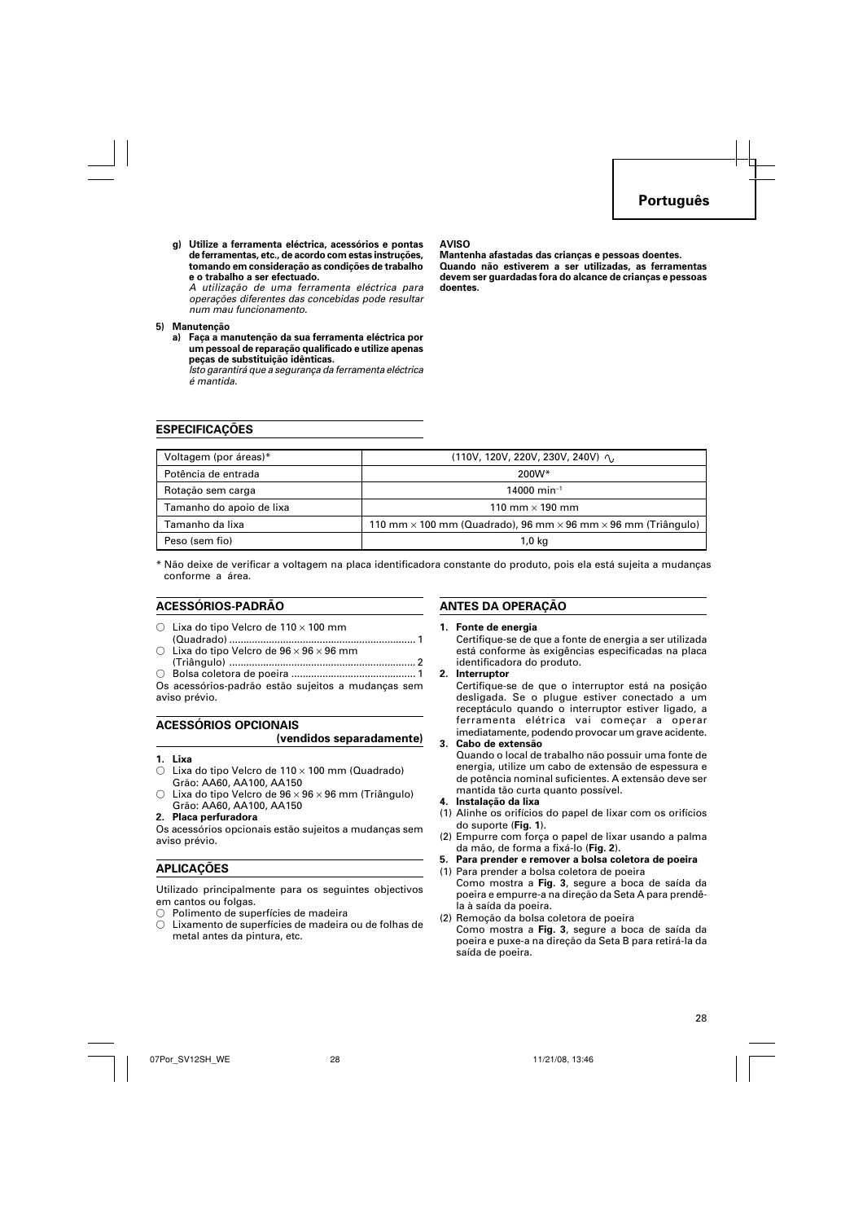g) **Utilize a ferramenta eléctrica, acessórios e pontas de ferramentas, etc., de acordo com estas instruções, tomando em consideração as condições de trabalho e o trabalho a ser efectuado.**
*A utilização de uma ferramenta eléctrica para operações diferentes das concebidas pode resultar num mau funcionamento.*

5) **Manutenção**
a) **Faça a manutenção da sua ferramenta eléctrica por um pessoal de reparação qualificado e utilize apenas peças de substituição idênticas.**
*Isto garantirá que a segurança da ferramenta eléctrica é mantida.*

**AVISO**
**Mantenha afastadas das crianças e pessoas doentes.**
**Quando não estiverem a ser utilizadas, as ferramentas devem ser guardadas fora do alcance de crianças e pessoas doentes.**

## ESPECIFICAÇÕES

| Voltagem (por áreas)* | (110V, 120V, 220V, 230V, 240V) ∿ |
|---|---|
| Potência de entrada | 200W* |
| Rotação sem carga | 14000 min$^{-1}$ |
| Tamanho do apoio de lixa | 110 mm × 190 mm |
| Tamanho da lixa | 110 mm × 100 mm (Quadrado), 96 mm × 96 mm × 96 mm (Triângulo) |
| Peso (sem fio) | 1,0 kg |

\* Não deixe de verificar a voltagem na placa identificadora constante do produto, pois ela está sujeita a mudanças conforme a área.

## ACESSÓRIOS-PADRÃO

○ Lixa do tipo Velcro de 110 × 100 mm (Quadrado) .................................................................. 1
○ Lixa do tipo Velcro de 96 × 96 × 96 mm (Triângulo) ................................................................. 2
○ Bolsa coletora de poeira ........................................... 1

Os acessórios-padrão estão sujeitos a mudanças sem aviso prévio.

## ACESSÓRIOS OPCIONAIS (vendidos separadamente)

1. **Lixa**
○ Lixa do tipo Velcro de 110 × 100 mm (Quadrado)
Grão: AA60, AA100, AA150
○ Lixa do tipo Velcro de 96 × 96 × 96 mm (Triângulo)
Grão: AA60, AA100, AA150
2. **Placa perfuradora**

Os acessórios opcionais estão sujeitos a mudanças sem aviso prévio.

## APLICAÇÕES

Utilizado principalmente para os seguintes objectivos em cantos ou folgas.
○ Polimento de superfícies de madeira
○ Lixamento de superfícies de madeira ou de folhas de metal antes da pintura, etc.

## ANTES DA OPERAÇÃO

1. **Fonte de energia**
Certifique-se de que a fonte de energia a ser utilizada está conforme às exigências especificadas na placa identificadora do produto.
2. **Interruptor**
Certifique-se de que o interruptor está na posição desligada. Se o plugue estiver conectado a um receptáculo quando o interruptor estiver ligado, a ferramenta elétrica vai começar a operar imediatamente, podendo provocar um grave acidente.
3. **Cabo de extensão**
Quando o local de trabalho não possuir uma fonte de energia, utilize um cabo de extensão de espessura e de potência nominal suficientes. A extensão deve ser mantida tão curta quanto possível.
4. **Instalação da lixa**
(1) Alinhe os orifícios do papel de lixar com os orifícios do suporte (**Fig. 1**).
(2) Empurre com força o papel de lixar usando a palma da mão, de forma a fixá-lo (**Fig. 2**).
5. **Para prender e remover a bolsa coletora de poeira**
(1) Para prender a bolsa coletora de poeira
Como mostra a **Fig. 3**, segure a boca de saída da poeira e empurre-a na direção da Seta A para prendê-la à saída da poeira.
(2) Remoção da bolsa coletora de poeira
Como mostra a **Fig. 3**, segure a boca de saída da poeira e puxe-a na direção da Seta B para retirá-la da saída de poeira.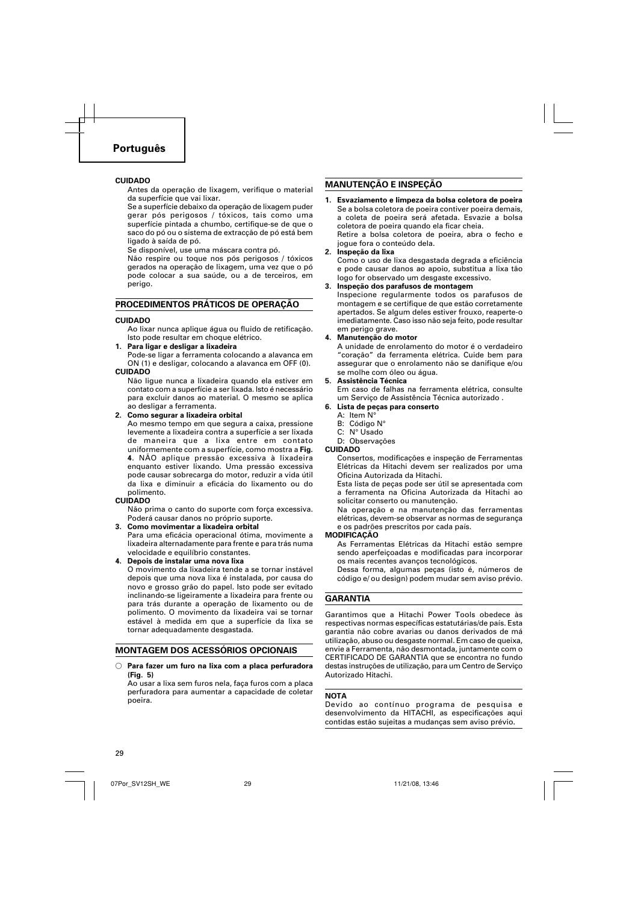## Português

**CUIDADO**

Antes da operação de lixagem, verifique o material da superfície que vai lixar.

Se a superfície debaixo da operação de lixagem puder gerar pós perigosos / tóxicos, tais como uma superfície pintada a chumbo, certifique-se de que o saco do pó ou o sistema de extracção de pó está bem ligado à saída de pó.

Se disponível, use uma máscara contra pó.

Não respire ou toque nos pós perigosos / tóxicos gerados na operação de lixagem, uma vez que o pó pode colocar a sua saúde, ou a de terceiros, em perigo.

### PROCEDIMENTOS PRÁTICOS DE OPERAÇÃO

**CUIDADO**

Ao lixar nunca aplique água ou fluido de retificação. Isto pode resultar em choque elétrico.

1. **Para ligar e desligar a lixadeira**
   Pode-se ligar a ferramenta colocando a alavanca em ON (1) e desligar, colocando a alavanca em OFF (0).

**CUIDADO**

Não ligue nunca a lixadeira quando ela estiver em contato com a superfície a ser lixada. Isto é necessário para excluir danos ao material. O mesmo se aplica ao desligar a ferramenta.

2. **Como segurar a lixadeira orbital**
   Ao mesmo tempo em que segura a caixa, pressione levemente a lixadeira contra a superfície a ser lixada de maneira que a lixa entre em contato uniformemente com a superfície, como mostra a **Fig. 4**. NÃO aplique pressão excessiva à lixadeira enquanto estiver lixando. Uma pressão excessiva pode causar sobrecarga do motor, reduzir a vida útil da lixa e diminuir a eficácia do lixamento ou do polimento.

**CUIDADO**

Não prima o canto do suporte com força excessiva. Poderá causar danos no próprio suporte.

3. **Como movimentar a lixadeira orbital**
   Para uma eficácia operacional ótima, movimente a lixadeira alternadamente para frente e para trás numa velocidade e equilíbrio constantes.
4. **Depois de instalar uma nova lixa**
   O movimento da lixadeira tende a se tornar instável depois que uma nova lixa é instalada, por causa do novo e grosso grão do papel. Isto pode ser evitado inclinando-se ligeiramente a lixadeira para frente ou para trás durante a operação de lixamento ou de polimento. O movimento da lixadeira vai se tornar estável à medida em que a superfície da lixa se tornar adequadamente desgastada.

### MONTAGEM DOS ACESSÓRIOS OPCIONAIS

○ **Para fazer um furo na lixa com a placa perfuradora (Fig. 5)**
Ao usar a lixa sem furos nela, faça furos com a placa perfuradora para aumentar a capacidade de coletar poeira.

### MANUTENÇÃO E INSPEÇÃO

1. **Esvaziamento e limpeza da bolsa coletora de poeira**
   Se a bolsa coletora de poeira contiver poeira demais, a coleta de poeira será afetada. Esvazie a bolsa coletora de poeira quando ela ficar cheia.
   Retire a bolsa coletora de poeira, abra o fecho e jogue fora o conteúdo dela.
2. **Inspeção da lixa**
   Como o uso de lixa desgastada degrada a eficiência e pode causar danos ao apoio, substitua a lixa tão logo for observado um desgaste excessivo.
3. **Inspeção dos parafusos de montagem**
   Inspecione regularmente todos os parafusos de montagem e se certifique de que estão corretamente apertados. Se algum deles estiver frouxo, reaperte-o imediatamente. Caso isso não seja feito, pode resultar em perigo grave.
4. **Manutenção do motor**
   A unidade de enrolamento do motor é o verdadeiro "coração" da ferramenta elétrica. Cuide bem para assegurar que o enrolamento não se danifique e/ou se molhe com óleo ou água.
5. **Assistência Técnica**
   Em caso de falhas na ferramenta elétrica, consulte um Serviço de Assistência Técnica autorizado .
6. **Lista de peças para conserto**
   A: Item N°
   B: Código N°
   C: N° Usado
   D: Observações

**CUIDADO**

Consertos, modificações e inspeção de Ferramentas Elétricas da Hitachi devem ser realizados por uma Oficina Autorizada da Hitachi.

Esta lista de peças pode ser útil se apresentada com a ferramenta na Oficina Autorizada da Hitachi ao solicitar conserto ou manutenção.

Na operação e na manutenção das ferramentas elétricas, devem-se observar as normas de segurança e os padrões prescritos por cada país.

**MODIFICAÇÃO**

As Ferramentas Elétricas da Hitachi estão sempre sendo aperfeiçoadas e modificadas para incorporar os mais recentes avanços tecnológicos.

Dessa forma, algumas peças (isto é, números de código e/ ou design) podem mudar sem aviso prévio.

### GARANTIA

Garantimos que a Hitachi Power Tools obedece às respectivas normas específicas estatutárias/de país. Esta garantia não cobre avarias ou danos derivados de má utilização, abuso ou desgaste normal. Em caso de queixa, envie a Ferramenta, não desmontada, juntamente com o CERTIFICADO DE GARANTIA que se encontra no fundo destas instruções de utilização, para um Centro de Serviço Autorizado Hitachi.

**NOTA**

Devido ao contínuo programa de pesquisa e desenvolvimento da HITACHI, as especificações aqui contidas estão sujeitas a mudanças sem aviso prévio.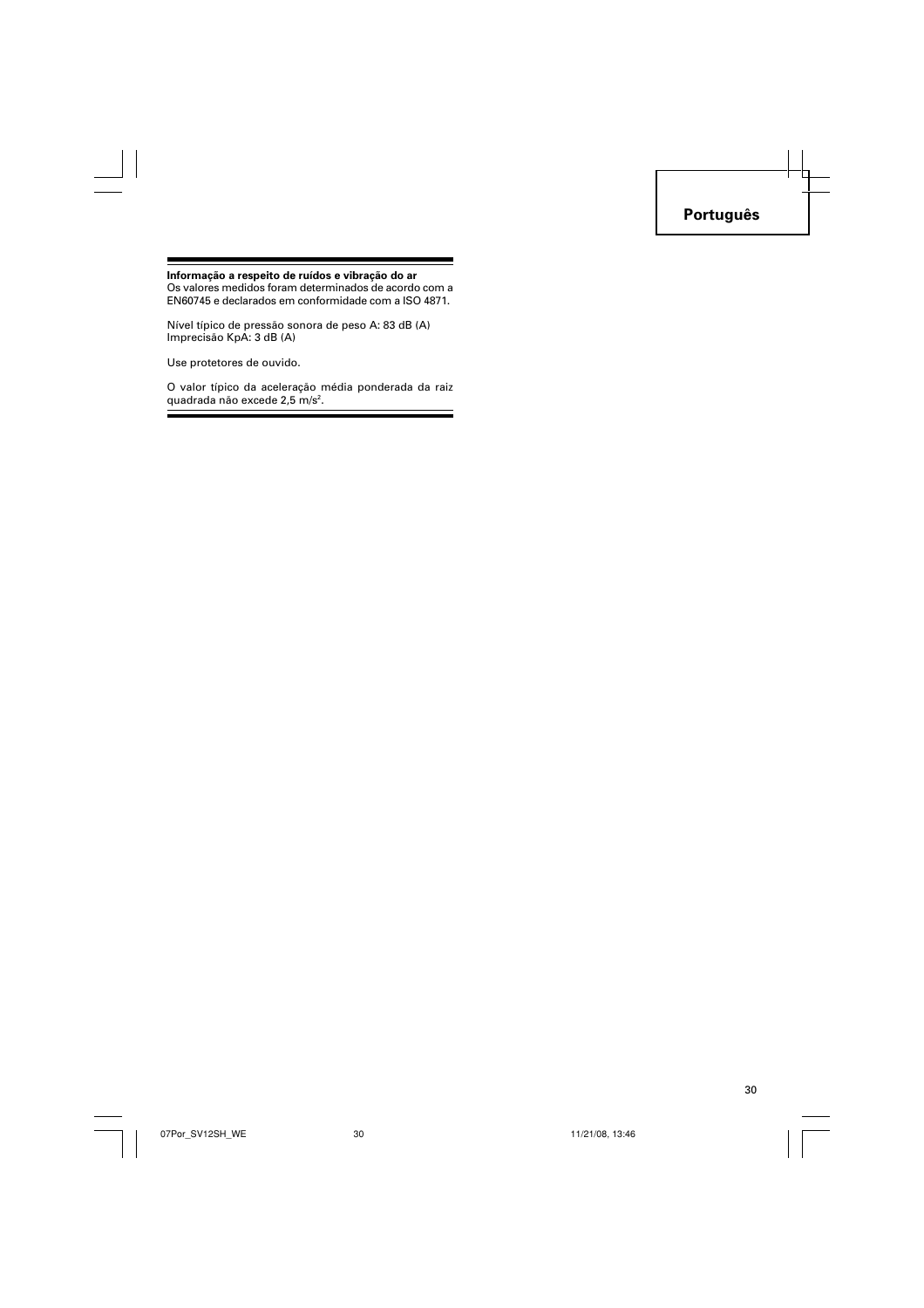**Informação a respeito de ruídos e vibração do ar**

Os valores medidos foram determinados de acordo com a EN60745 e declarados em conformidade com a ISO 4871.

Nível típico de pressão sonora de peso A: 83 dB (A)
Imprecisão KpA: 3 dB (A)

Use protetores de ouvido.

O valor típico da aceleração média ponderada da raiz quadrada não excede 2,5 $m/s^2$.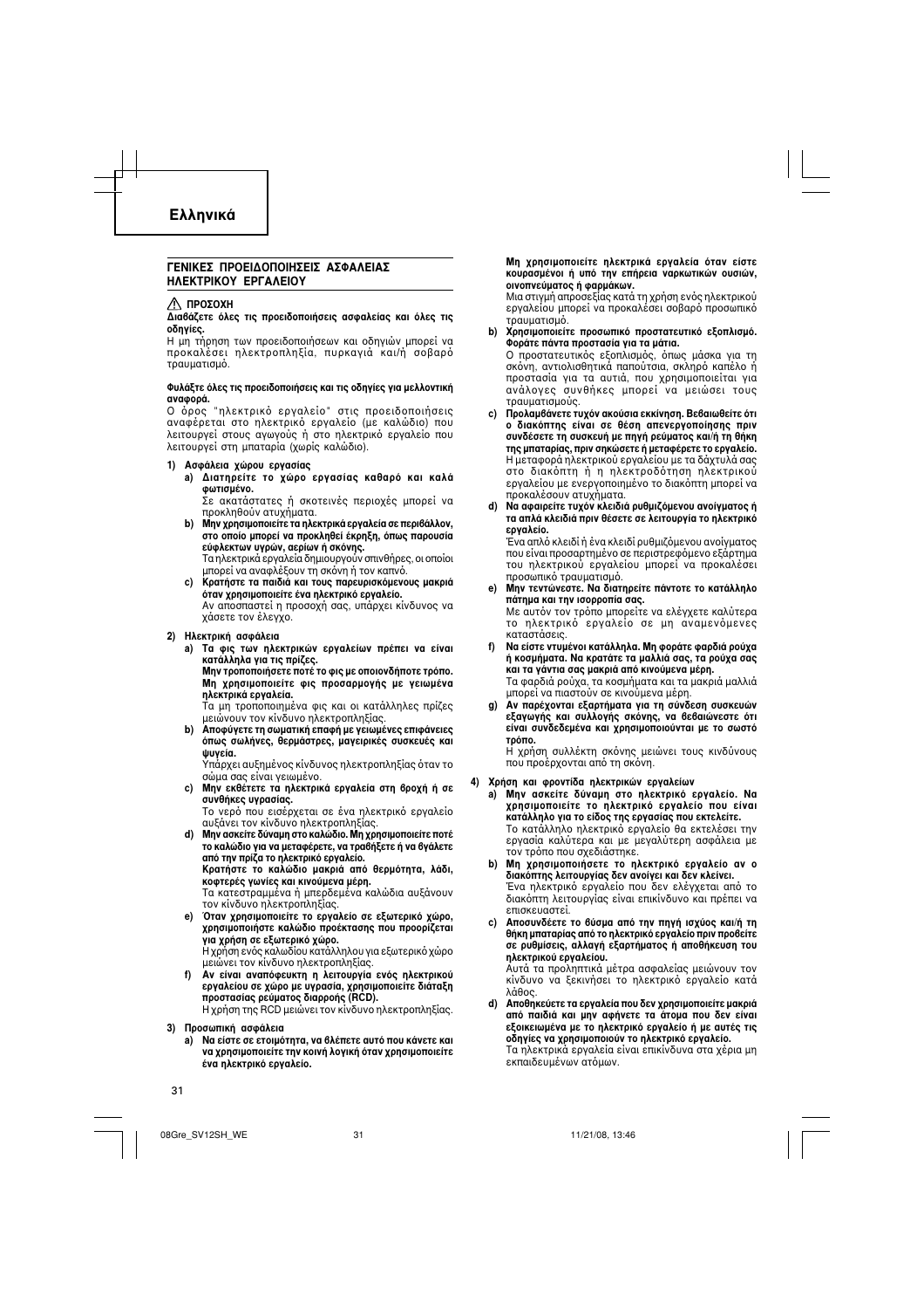# Ελληνικά

## ΓΕΝΙΚΕΣ ΠΡΟΕΙΔΟΠΟΙΗΣΕΙΣ ΑΣΦΑΛΕΙΑΣ ΗΛΕΚΤΡΙΚΟΥ ΕΡΓΑΛΕΙΟΥ

### ⚠ ΠΡΟΣΟΧΗ

**Διαβάζετε όλες τις προειδοποιήσεις ασφαλείας και όλες τις οδηγίες.**

Η μη τήρηση των προειδοποιήσεων και οδηγιών μπορεί να προκαλέσει ηλεκτροπληξία, πυρκαγιά και/ή σοβαρό τραυματισμό.

**Φυλάξτε όλες τις προειδοποιήσεις και τις οδηγίες για μελλοντική αναφορά.**

Ο όρος "ηλεκτρικό εργαλείο" στις προειδοποιήσεις αναφέρεται στο ηλεκτρικό εργαλείο (με καλώδιο) που λειτουργεί στους αγωγούς ή στο ηλεκτρικό εργαλείο που λειτουργεί στη μπαταρία (χωρίς καλώδιο).

**1) Ασφάλεια χώρου εργασίας**

a) **Διατηρείτε το χώρο εργασίας καθαρό και καλά φωτισμένο.**
Σε ακατάστατες ή σκοτεινές περιοχές μπορεί να προκληθούν ατυχήματα.

b) **Μην χρησιμοποιείτε τα ηλεκτρικά εργαλεία σε περιβάλλον, στο οποίο μπορεί να προκληθεί έκρηξη, όπως παρουσία εύφλεκτων υγρών, αερίων ή σκόνης.**
Τα ηλεκτρικά εργαλεία δημιουργούν σπινθήρες, οι οποίοι μπορεί να αναφλέξουν τη σκόνη ή τον καπνό.

c) **Κρατήστε τα παιδιά και τους παρευρισκόμενους μακριά όταν χρησιμοποιείτε ένα ηλεκτρικό εργαλείο.**
Αν αποσπαστεί η προσοχή σας, υπάρχει κίνδυνος να χάσετε τον έλεγχο.

**2) Ηλεκτρική ασφάλεια**

a) **Τα φις των ηλεκτρικών εργαλείων πρέπει να είναι κατάλληλα για τις πρίζες.**
**Μην τροποποιήσετε ποτέ το φις με οποιονδήποτε τρόπο. Μη χρησιμοποιείτε φις προσαρμογής με γειωμένα ηλεκτρικά εργαλεία.**
Τα μη τροποποιημένα φις και οι κατάλληλες πρίζες μειώνουν τον κίνδυνο ηλεκτροπληξίας.

b) **Αποφύγετε τη σωματική επαφή με γειωμένες επιφάνειες όπως σωλήνες, θερμάστρες, μαγειρικές συσκευές και ψυγεία.**
Υπάρχει αυξημένος κίνδυνος ηλεκτροπληξίας όταν το σώμα σας είναι γειωμένο.

c) **Μην εκθέτετε τα ηλεκτρικά εργαλεία στη βροχή ή σε συνθήκες υγρασίας.**
Το νερό που εισέρχεται σε ένα ηλεκτρικό εργαλείο αυξάνει τον κίνδυνο ηλεκτροπληξίας.

d) **Μην ασκείτε δύναμη στο καλώδιο. Μη χρησιμοποιείτε ποτέ το καλώδιο για να μεταφέρετε, να τραβήξετε ή να βγάλετε από την πρίζα το ηλεκτρικό εργαλείο.**
**Κρατήστε το καλώδιο μακριά από θερμότητα, λάδι, κοφτερές γωνίες και κινούμενα μέρη.**
Τα κατεστραμμένα ή μπερδεμένα καλώδια αυξάνουν τον κίνδυνο ηλεκτροπληξίας.

e) **Όταν χρησιμοποιείτε το εργαλείο σε εξωτερικό χώρο, χρησιμοποιήστε καλώδιο προέκτασης που προορίζεται για χρήση σε εξωτερικό χώρο.**
Η χρήση ενός καλωδίου κατάλληλου για εξωτερικό χώρο μειώνει τον κίνδυνο ηλεκτροπληξίας.

f) **Αν είναι αναπόφευκτη η λειτουργία ενός ηλεκτρικού εργαλείου σε χώρο με υγρασία, χρησιμοποιείτε διάταξη προστασίας ρεύματος διαρροής (RCD).**
Η χρήση της RCD μειώνει τον κίνδυνο ηλεκτροπληξίας.

**3) Προσωπική ασφάλεια**

a) **Να είστε σε ετοιμότητα, να βλέπετε αυτό που κάνετε και να χρησιμοποιείτε την κοινή λογική όταν χρησιμοποιείτε ένα ηλεκτρικό εργαλείο.**
**Μη χρησιμοποιείτε ηλεκτρικά εργαλεία όταν είστε κουρασμένοι ή υπό την επήρεια ναρκωτικών ουσιών, οινοπνεύματος ή φαρμάκων.**
Μια στιγμή απροσεξίας κατά τη χρήση ενός ηλεκτρικού εργαλείου μπορεί να προκαλέσει σοβαρό προσωπικό τραυματισμό.

b) **Χρησιμοποιείτε προσωπικό προστατευτικό εξοπλισμό. Φοράτε πάντα προστασία για τα μάτια.**
Ο προστατευτικός εξοπλισμός, όπως μάσκα για τη σκόνη, αντιολισθητικά παπούτσια, σκληρό καπέλο ή προστασία για τα αυτιά, που χρησιμοποιείται για ανάλογες συνθήκες μπορεί να μειώσει τους τραυματισμούς.

c) **Προλαμβάνετε τυχόν ακούσια εκκίνηση. Βεβαιωθείτε ότι ο διακόπτης είναι σε θέση απενεργοποίησης πριν συνδέσετε τη συσκευή με πηγή ρεύματος και/ή τη θήκη της μπαταρίας, πριν σηκώσετε ή μεταφέρετε το εργαλείο.**
Η μεταφορά ηλεκτρικού εργαλείου με τα δάχτυλά σας στο διακόπτη ή η ηλεκτροδότηση ηλεκτρικού εργαλείου με ενεργοποιημένο το διακόπτη μπορεί να προκαλέσουν ατυχήματα.

d) **Να αφαιρείτε τυχόν κλειδιά ρυθμιζόμενου ανοίγματος ή τα απλά κλειδιά πριν θέσετε σε λειτουργία το ηλεκτρικό εργαλείο.**
Ένα απλό κλειδί ή ένα κλειδί ρυθμιζόμενου ανοίγματος που είναι προσαρτημένο σε περιστρεφόμενο εξάρτημα του ηλεκτρικού εργαλείου μπορεί να προκαλέσει προσωπικό τραυματισμό.

e) **Μην τεντώνεστε. Να διατηρείτε πάντοτε το κατάλληλο πάτημα και την ισορροπία σας.**
Με αυτόν τον τρόπο μπορείτε να ελέγχετε καλύτερα το ηλεκτρικό εργαλείο σε μη αναμενόμενες καταστάσεις.

f) **Να είστε ντυμένοι κατάλληλα. Μη φοράτε φαρδιά ρούχα ή κοσμήματα. Να κρατάτε τα μαλλιά σας, τα ρούχα σας και τα γάντια σας μακριά από κινούμενα μέρη.**
Τα φαρδιά ρούχα, τα κοσμήματα και τα μακριά μαλλιά μπορεί να πιαστούν σε κινούμενα μέρη.

g) **Αν παρέχονται εξαρτήματα για τη σύνδεση συσκευών εξαγωγής και συλλογής σκόνης, να βεβαιώνεστε ότι είναι συνδεδεμένα και χρησιμοποιούνται με το σωστό τρόπο.**
Η χρήση συλλέκτη σκόνης μειώνει τους κινδύνους που προέρχονται από τη σκόνη.

**4) Χρήση και φροντίδα ηλεκτρικών εργαλείων**

a) **Μην ασκείτε δύναμη στο ηλεκτρικό εργαλείο. Να χρησιμοποιείτε το ηλεκτρικό εργαλείο που είναι κατάλληλο για το είδος της εργασίας που εκτελείτε.**
Το κατάλληλο ηλεκτρικό εργαλείο θα εκτελέσει την εργασία καλύτερα και με μεγαλύτερη ασφάλεια με τον τρόπο που σχεδιάστηκε.

b) **Μη χρησιμοποιήσετε το ηλεκτρικό εργαλείο αν ο διακόπτης λειτουργίας δεν ανοίγει και δεν κλείνει.**
Ένα ηλεκτρικό εργαλείο που δεν ελέγχεται από το διακόπτη λειτουργίας είναι επικίνδυνο και πρέπει να επισκευαστεί.

c) **Αποσυνδέετε το φις από την πηγή ισχύος και/ή τη θήκη μπαταρίας από το ηλεκτρικό εργαλείο πριν προβείτε σε ρυθμίσεις, αλλαγή εξαρτήματος ή αποθήκευση του ηλεκτρικού εργαλείου.**
Αυτά τα προληπτικά μέτρα ασφαλείας μειώνουν τον κίνδυνο να ξεκινήσει το ηλεκτρικό εργαλείο κατά λάθος.

d) **Αποθηκεύετε τα εργαλεία που δεν χρησιμοποιείτε μακριά από παιδιά και μην αφήνετε τα άτομα που δεν είναι εξοικειωμένα με το ηλεκτρικό εργαλείο ή με αυτές τις οδηγίες να χρησιμοποιούν το ηλεκτρικό εργαλείο.**
Τα ηλεκτρικά εργαλεία είναι επικίνδυνα στα χέρια μη εκπαιδευμένων ατόμων.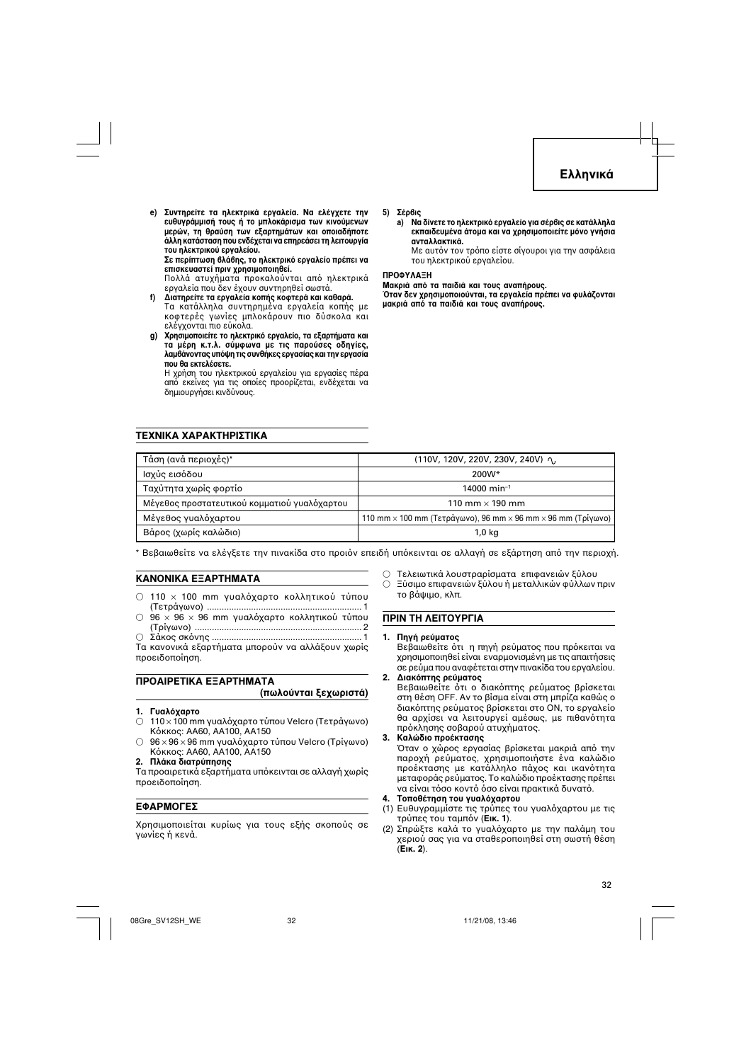**e) Συντηρείτε τα ηλεκτρικά εργαλεία. Να ελέγχετε την ευθυγράμμισή τους ή το μπλοκάρισμα των κινούμενων μερών, τη θραύση των εξαρτημάτων και οποιαδήποτε άλλη κατάσταση που ενδέχεται να επηρεάσει τη λειτουργία του ηλεκτρικού εργαλείου.**
**Σε περίπτωση βλάβης, το ηλεκτρικό εργαλείο πρέπει να επισκευαστεί πριν χρησιμοποιηθεί.**
Πολλά ατυχήματα προκαλούνται από ηλεκτρικά εργαλεία που δεν έχουν συντηρηθεί σωστά.

**f) Διατηρείτε τα εργαλεία κοπής κοφτερά και καθαρά.**
Τα κατάλληλα συντηρημένα εργαλεία κοπής με κοφτερές γωνίες μπλοκάρουν πιο δύσκολα και ελέγχονται πιο εύκολα.

**g) Χρησιμοποιείτε το ηλεκτρικό εργαλείο, τα εξαρτήματα και τα μέρη κ.τ.λ. σύμφωνα με τις παρούσες οδηγίες, λαμβάνοντας υπόψη τις συνθήκες εργασίας και την εργασία που θα εκτελέσετε.**
Η χρήση του ηλεκτρικού εργαλείου για εργασίες πέρα από εκείνες για τις οποίες προορίζεται, ενδέχεται να δημιουργήσει κινδύνους.

**5) Σέρβις**

**a) Να δίνετε το ηλεκτρικό εργαλείο για σέρβις σε κατάλληλα εκπαιδευμένα άτομα και να χρησιμοποιείτε μόνο γνήσια ανταλλακτικά.**
Με αυτόν τον τρόπο είστε σίγουροι για την ασφάλεια του ηλεκτρικού εργαλείου.

**ΠΡΟΦΥΛΑΞΗ**
**Μακριά από τα παιδιά και τους αναπήρους.**
**Όταν δεν χρησιμοποιούνται, τα εργαλεία πρέπει να φυλάζονται μακριά από τα παιδιά και τους αναπήρους.**

## ΤΕΧΝΙΚΑ ΧΑΡΑΚΤΗΡΙΣΤΙΚΑ

| | |
|---|---|
| Τάση (ανά περιοχές)* | (110V, 120V, 220V, 230V, 240V) ∿ |
| Ισχύς εισόδου | 200W* |
| Ταχύτητα χωρίς φορτίο | 14000 $min^{-1}$ |
| Μέγεθος προστατευτικού κομματιού γυαλόχαρτου | 110 mm × 190 mm |
| Μέγεθος γυαλόχαρτου | 110 mm × 100 mm (Τετράγωνο), 96 mm × 96 mm × 96 mm (Τρίγωνο) |
| Βάρος (χωρίς καλώδιο) | 1,0 kg |

\* Βεβαιωθείτε να ελέγξετε την πινακίδα στο προϊόν επειδή υπόκειται σε αλλαγή σε εξάρτηση από την περιοχή.

## ΚΑΝΟΝΙΚΑ ΕΞΑΡΤΗΜΑΤΑ

- ○ 110 × 100 mm γυαλόχαρτο κολλητικού τύπου (Τετράγωνο) ............ 1
- ○ 96 × 96 × 96 mm γυαλόχαρτο κολλητικού τύπου (Τρίγωνο) ............ 2
- ○ Σάκος σκόνης ............ 1

Τα κανονικά εξαρτήματα μπορούν να αλλάξουν χωρίς προειδοποίηση.

## ΠΡΟΑΙΡΕΤΙΚΑ ΕΞΑΡΤΗΜΑΤΑ (πωλούνται ξεχωριστά)

**1. Γυαλόχαρτο**
- ○ 110 × 100 mm γυαλόχαρτο τύπου Velcro (Τετράγωνο) Κόκκος: AA60, AA100, AA150
- ○ 96 × 96 × 96 mm γυαλόχαρτο τύπου Velcro (Τρίγωνο) Κόκκος: AA60, AA100, AA150

**2. Πλάκα διατρύπησης**

Τα προαιρετικά εξαρτήματα υπόκεινται σε αλλαγή χωρίς προειδοποίηση.

## ΕΦΑΡΜΟΓΕΣ

Χρησιμοποιείται κυρίως για τους εξής σκοπούς σε γωνίες ή κενά.

- ○ Τελειωτικά λουστραρίσματα επιφανειών ξύλου
- ○ Ξύσιμο επιφανειών ξύλου ή μεταλλικών φύλλων πριν το βάψιμο, κλπ.

## ΠΡΙΝ ΤΗ ΛΕΙΤΟΥΡΓΙΑ

**1. Πηγή ρεύματος**
Βεβαιωθείτε ότι η πηγή ρεύματος που πρόκειται να χρησιμοποιηθεί είναι εναρμονισμένη με τις απαιτήσεις σε ρεύμα που αναφέρεται στην πινακίδα του εργαλείου.

**2. Διακόπτης ρεύματος**
Βεβαιωθείτε ότι ο διακόπτης ρεύματος βρίσκεται στη θέση OFF. Αν το βίσμα είναι στη μπρίζα καθώς ο διακόπτης ρεύματος βρίσκεται στο ON, το εργαλείο θα αρχίσει να λειτουργεί αμέσως, με πιθανότητα πρόκλησης σοβαρού ατυχήματος.

**3. Καλώδιο προέκτασης**
Όταν ο χώρος εργασίας βρίσκεται μακριά από την παροχή ρεύματος, χρησιμοποιήστε ένα καλώδιο προέκτασης με κατάλληλο πάχος και ικανότητα μεταφοράς ρεύματος. Το καλώδιο προέκτασης πρέπει να είναι τόσο κοντό όσο είναι πρακτικά δυνατό.

**4. Τοποθέτηση του γυαλόχαρτου**
(1) Ευθυγραμμίστε τις τρύπες του γυαλόχαρτου με τις τρύπες του ταμπόν (**Εικ. 1**).
(2) Σπρώξτε καλά το γυαλόχαρτο με την παλάμη του χεριού σας για να σταθεροποιηθεί στη σωστή θέση (**Εικ. 2**).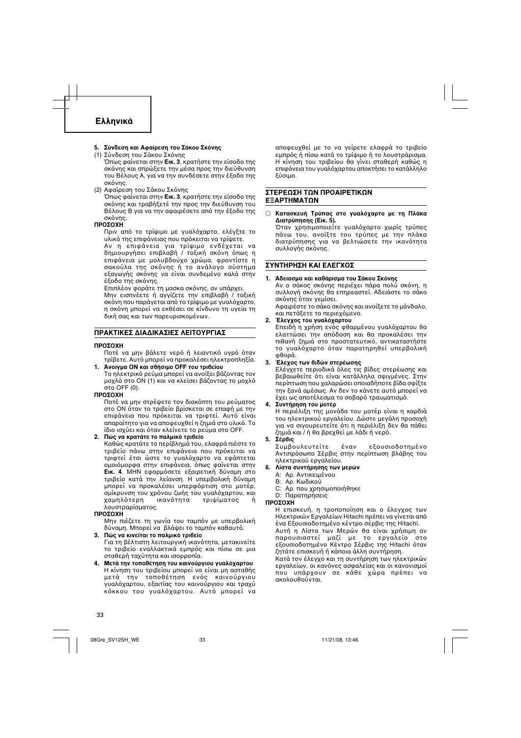## Ελληνικά

**5. Σύνδεση και Αφαίρεση του Σάκου Σκόνης**

(1) Σύνδεση του Σάκου Σκόνης
Όπως φαίνεται στην **Εικ. 3**, κρατήστε την είσοδο της σκόνης και σπρώξετε την μέσα προς την διεύθυνση του Βέλους A, για να την συνδέσετε στην έξοδο της σκόνης.

(2) Αφαίρεση του Σάκου Σκόνης
Όπως φαίνεται στην **Εικ. 3**, κρατήστε την είσοδο της σκόνης και τραβήξετέ την προς την διεύθυνση του Βέλους B για να την αφαιρέσετε από την έξοδο της σκόνης.

**ΠΡΟΣΟΧΗ**

Πριν από το τρίψιμο με γυαλόχαρτο, ελέγξτε το υλικό της επιφάνειας που πρόκειται να τρίψετε.
Αν η επιφάνεια για τρίψιμο ενδέχεται να δημιουργήσει επιβλαβή / τοξική σκόνη όπως η επιφάνεια με μολυβδούχο χρώμα, φροντίστε η σακούλα της σκόνης ή το ανάλογο σύστημα εξαγωγής σκόνης να είναι συνδεμένο καλά στην έξοδο της σκόνης.
Επιπλέον φοράτε τη μασκα σκόνης, αν υπάρχει.
Μην εισπνέετε ή αγγίζετε την επιβλαβή / τοξική σκόνη που παράγεται από το τρίψιμο με γυαλόχαρτο, η σκόνη μπορεί να εκθέσει σε κίνδυνο τη υγεία τη δική σας και των παρευρισκομένων.

## ΠΡΑΚΤΙΚΕΣ ΔΙΑΔΙΚΑΣΙΕΣ ΛΕΙΤΟΥΡΓΙΑΣ

**ΠΡΟΣΟΧΗ**

Ποτέ να μην βάλετε νερό ή λειαντικό υγρό όταν τρίβετε. Αυτό μπορεί να προκαλέσει ηλεκτροπληξία.

**1. Άνοιγμα ON και σβήσιμο OFF του τριβείου**
Το ηλεκτρικό ρεύμα μπορεί να ανοίξει βάζοντας τον μοχλό στο ON (1) και να κλείσει βάζοντας το μοχλό στο OFF (0).

**ΠΡΟΣΟΧΗ**

Ποτέ να μην στρέψετε τον διακόπτη του ρεύματος στο ON όταν το τριβείο βρίσκεται σε επαφή με την επιφάνεια που πρόκειται να τριφτεί. Αυτό είναι απαραίτητο για να αποφευχθεί η ζημιά στο υλικό. Το ίδιο ισχύει και όταν κλείνετε το ρεύμα στο OFF.

**2. Πώς να κρατάτε το παλμικό τριβείο**
Καθώς κρατάτε το περίβλημά του, ελαφρά πιέστε το τριβείο πάνω στην επιφάνεια που πρόκειται να τριφτεί έτσι ώστε το γυαλόχαρτο να εφάπτεται ομοιόμορφα στην επιφάνεια, όπως φαίνεται στην **Εικ. 4**. ΜΗΝ εφαρμόσετε εξαιρετική δύναμη στο τριβείο κατά την λείανση. Η υπερβολική δύναμη μπορεί να προκαλέσει υπερφόρτιση στο μοτέρ, σμίκρυνση του χρόνου ζωής του γυαλόχαρτου, και χαμηλότερη ικανότητα τριψίματος ή λουστραρίσματος.

**ΠΡΟΣΟΧΗ**

Μην πιέζετε τη γωνία του ταμπόν με υπερβολική δύναμη. Μπορεί να βλάψει το ταμπόν καθαυτό.

**3. Πώς να κινείται το παλμικό τριβείο**
Για τη βέλτιστη λειτουργική ικανότητα, μετακινείτε το τριβείο εναλλακτικά εμπρός και πίσω σε μια σταθερή ταχύτητα και ισορροπία.

**4. Μετά την τοποθέτηση του καινούργιου γυαλόχαρτου**
Η κίνηση του τριβείου μπορεί να είναι μη ασταθής μετά την τοποθέτηση ενός καινούργιου γυαλόχαρτου, εξαιτίας του καινούργιου και τραχύ κόκκου του γυαλόχαρτου. Αυτό μπορεί να αποφευχθεί με το να γείρετε ελαφρά το τριβείο εμπρός ή πίσω κατά το τρίψιμο ή το λουστράρισμα. Η κίνηση του τριβείου θα γίνει σταθερή καθώς η επιφάνεια του γυαλόχαρτου αποκτήσει το κατάλληλο ξύσιμο.

## ΣΤΕΡΕΩΣΗ ΤΩΝ ΠΡΟΑΙΡΕΤΙΚΩΝ ΕΞΑΡΤΗΜΑΤΩΝ

○ **Κατασκευή Τρύπας στο γυαλόχαρτο με τη Πλάκα Διατρύπησης (Εικ. 5).**
Όταν χρησιμοποιείτε γυαλόχαρτο χωρίς τρύπες πάνω του, ανοίξτε του τρύπες με την πλάκα διατρύπησης για να βελτιώσετε την ικανότητα συλλογής σκόνης.

## ΣΥΝΤΗΡΗΣΗ ΚΑΙ ΕΛΕΓΧΟΣ

**1. Άδειασμα και καθάρισμα του Σάκου Σκόνης**
Αν ο σάκος σκόνης περιέχει πάρα πολύ σκόνη, η συλλογή σκόνης θα επηρεαστεί. Αδειάστε το σάκο σκόνης όταν γεμίσει.
Αφαιρέστε το σάκο σκόνης και ανοίξετε το μάνδαλο, και πετάξετε το περιεχόμενο.

**2. Έλεγχος του γυαλόχαρτου**
Επειδή η χρήση ενός φθαρμένου γυαλόχαρτου θα ελαττώσει την απόδοση και θα προκαλέσει την πιθανή ζημιά στο προστατευτικό, αντικαταστήστε το γυαλόχαρτο όταν παρατηρηθεί υπερβολική φθορά.

**3. Έλεγχος των βιδών στερέωσης**
Ελέγχετε περιοδικά όλες τις βίδες στερέωσης και βεβαιωθείτε ότι είναι κατάλληλα σφιγμένες. Στην περίπτωση που χαλαρώσει οποιαδήποτε βίδα σφίξτε την ξανά αμέσως. Αν δεν το κάνετε αυτό μπορεί να έχει ως αποτέλεσμα το σοβαρό τραυματισμό.

**4. Συντήρηση του μοτέρ**
Η περιέλιξη της μονάδα του μοτέρ είναι η καρδιά του ηλεκτρικού εργαλείου. Δώστε μεγάλη προσοχή για να σιγουρευτείτε ότι η περιέλιξη δεν θα πάθει ζημιά και / ή θα βρεχθεί με λάδι ή νερό.

**5. Σέρβις**
Συμβουλευτείτε έναν εξουσιοδοτημένο Αντιπρόσωπο Σέρβις στην περίπτωση βλάβης του ηλεκτρικού εργαλείου.

**6. Λίστα συντήρησης των μερών**
A: Αρ. Αντικειμένου
B: Αρ. Κωδικού
C: Αρ. που χρησιμοποιήθηκε
D: Παρατηρήσεις

**ΠΡΟΣΟΧΗ**

Η επισκευή, η τροποποίηση και ο έλεγχος των Ηλεκτρικών Εργαλείων Hitachi πρέπει να γίνεται από ένα Εξουσιοδοτημένο κέντρο σέρβις της Hitachi.
Αυτή η Λίστα των Μερών θα είναι χρήσιμη αν παρουσιαστεί μαζί με το εργαλείο στο εξουσιοδοτημένο Κέντρο Σέρβις της Hitachi όταν ζητάτε επισκευή ή κάποια άλλη συντήρηση.
Κατά τον έλεγχο και τη συντήρηση των ηλεκτρικών εργαλείων, οι κανόνες ασφαλείας και οι κανονισμοί που υπάρχουν σε κάθε χώρα πρέπει να ακολουθούνται.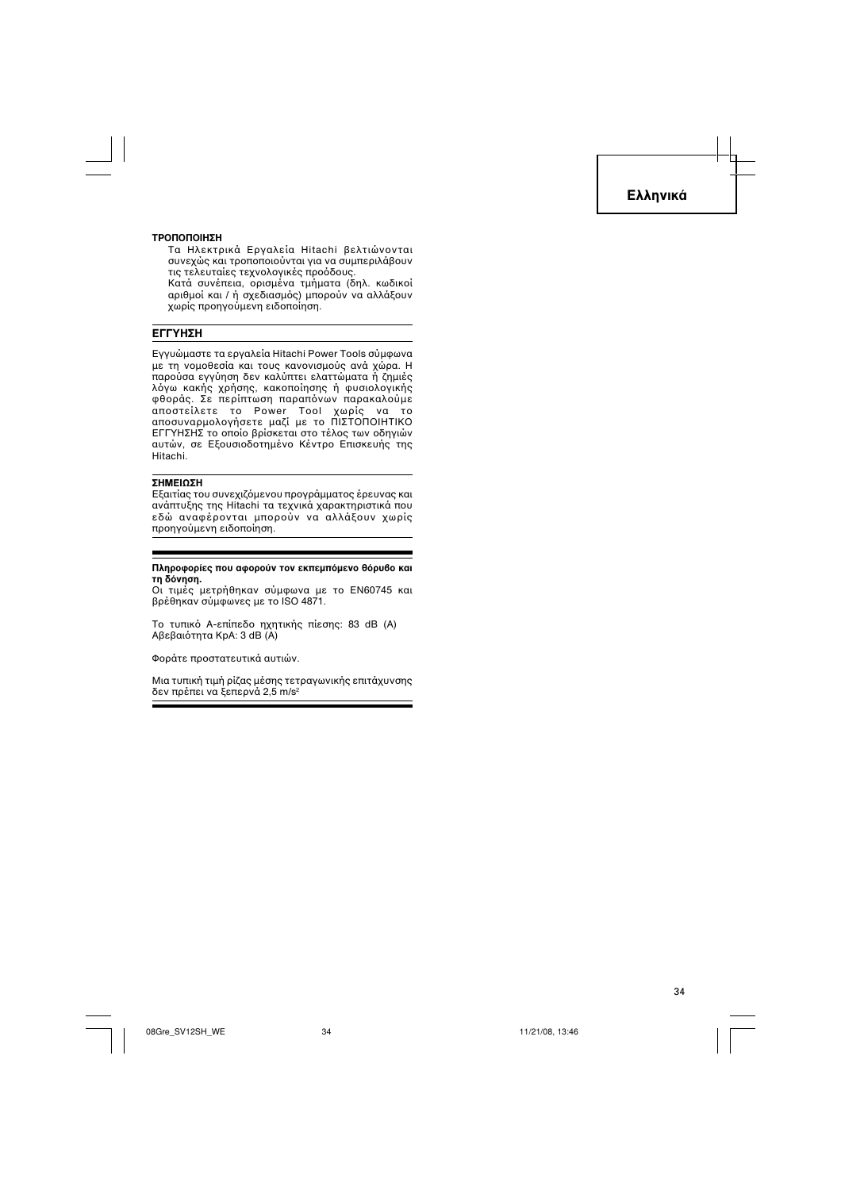### ΤΡΟΠΟΠΟΙΗΣΗ

Τα Ηλεκτρικά Εργαλεία Hitachi βελτιώνονται συνεχώς και τροποποιούνται για να συμπεριλάβουν τις τελευταίες τεχνολογικές προόδους.
Κατά συνέπεια, ορισμένα τμήματα (δηλ. κωδικοί αριθμοί και / ή σχεδιασμός) μπορούν να αλλάξουν χωρίς προηγούμενη ειδοποίηση.

### ΕΓΓΥΗΣΗ

Εγγυώμαστε τα εργαλεία Hitachi Power Tools σύμφωνα με τη νομοθεσία και τους κανονισμούς ανά χώρα. Η παρούσα εγγύηση δεν καλύπτει ελαττώματα ή ζημιές λόγω κακής χρήσης, κακοποίησης ή φυσιολογικής φθοράς. Σε περίπτωση παραπόνων παρακαλούμε αποστείλετε το Power Tool χωρίς να το αποσυναρμολογήσετε μαζί με το ΠΙΣΤΟΠΟΙΗΤΙΚΟ ΕΓΓΥΗΣΗΣ το οποίο βρίσκεται στο τέλος των οδηγιών αυτών, σε Εξουσιοδοτημένο Κέντρο Επισκευής της Hitachi.

### ΣΗΜΕΙΩΣΗ

Εξαιτίας του συνεχιζόμενου προγράμματος έρευνας και ανάπτυξης της Hitachi τα τεχνικά χαρακτηριστικά που εδώ αναφέρονται μπορούν να αλλάξουν χωρίς προηγούμενη ειδοποίηση.

**Πληροφορίες που αφορούν τον εκπεμπόμενο θόρυβο και τη δόνηση.**

Οι τιμές μετρήθηκαν σύμφωνα με το EN60745 και βρέθηκαν σύμφωνες με το ISO 4871.

Το τυπικό A-επίπεδο ηχητικής πίεσης: 83 dB (A)
Αβεβαιότητα KpA: 3 dB (A)

Φοράτε προστατευτικά αυτιών.

Μια τυπική τιμή ρίζας μέσης τετραγωνικής επιτάχυνσης δεν πρέπει να ξεπερνά 2,5 m/s²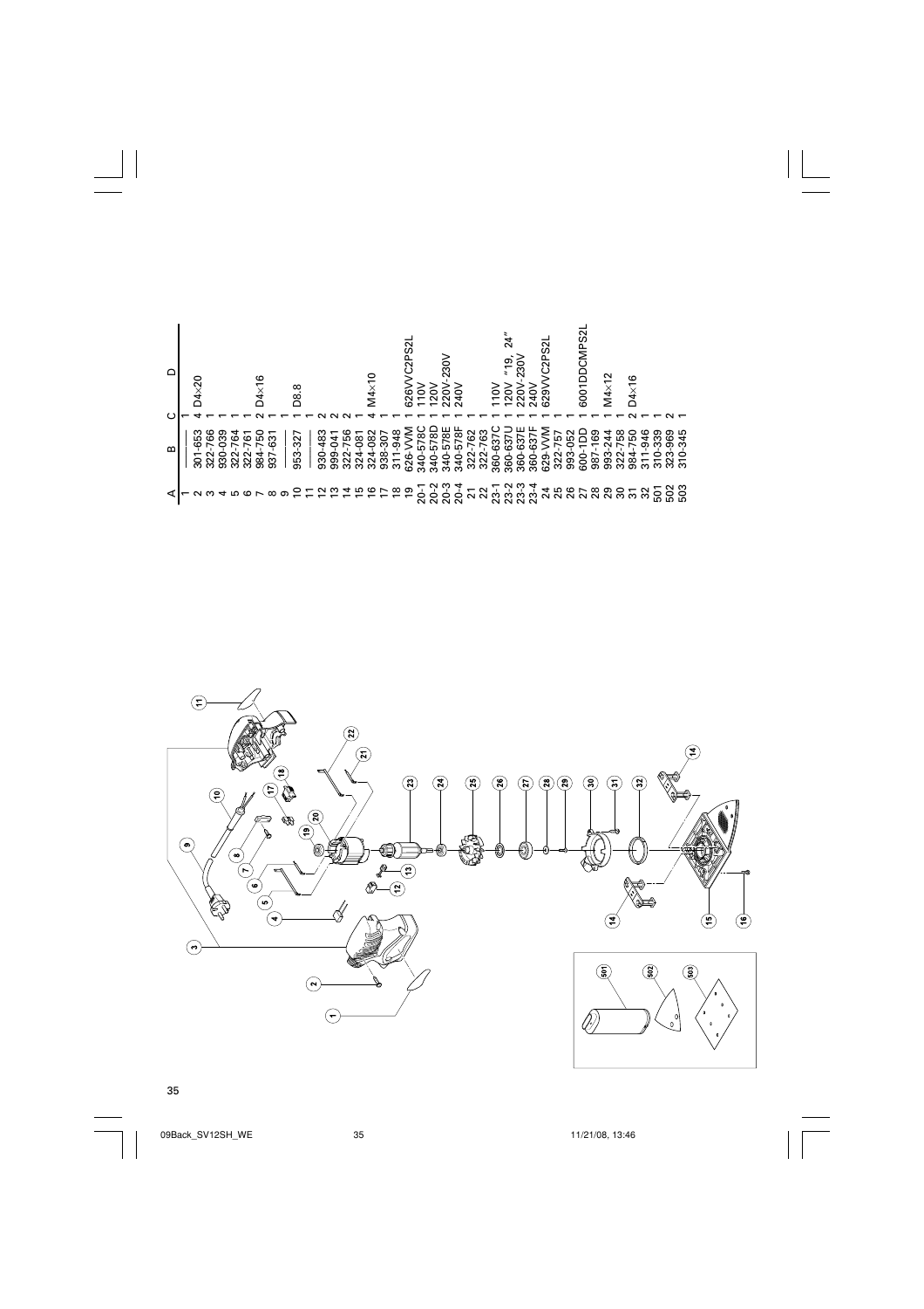| A | B | C | D |
|---|---|---|---|
| 1 | | 1 | |
| 2 | 301-653 | 4 | D4×20 |
| 3 | 322-766 | 1 | |
| 4 | 930-039 | 1 | |
| 5 | 322-764 | 1 | |
| 6 | 322-761 | 1 | |
| 7 | 984-750 | 2 | D4×16 |
| 8 | 937-631 | 1 | |
| 9 | | 1 | |
| 10 | 953-327 | 1 | D8.8 |
| 11 | | 1 | |
| 12 | 930-483 | 2 | |
| 13 | 999-041 | 2 | |
| 14 | 322-756 | 2 | |
| 15 | 324-081 | 1 | |
| 16 | 324-082 | 4 | M4×10 |
| 17 | 938-307 | 1 | |
| 18 | 311-948 | 1 | |
| 19 | 626-VVM | 1 | 626VVC2PS2L |
| 20-1 | 340-578C | 1 | 110V |
| 20-2 | 340-578D | 1 | 120V |
| 20-3 | 340-578E | 1 | 220V-230V |
| 20-4 | 340-578F | 1 | 240V |
| 21 | 322-762 | 1 | |
| 22 | 322-763 | 1 | |
| 23-1 | 360-637C | 1 | 110V |
| 23-2 | 360-637U | 1 | 120V "19, 24" |
| 23-3 | 360-637E | 1 | 220V-230V |
| 23-4 | 360-637F | 1 | 240V |
| 24 | 629-VVM | 1 | 629VVC2PS2L |
| 25 | 322-757 | 1 | |
| 26 | 993-052 | 1 | |
| 27 | 600-1DD | 1 | 6001DDCMPS2L |
| 28 | 987-169 | 1 | |
| 29 | 993-244 | 1 | M4×12 |
| 30 | 322-758 | 1 | |
| 31 | 984-750 | 2 | D4×16 |
| 32 | 311-946 | 1 | |
| 501 | 310-339 | 1 | |
| 502 | 323-969 | 2 | |
| 503 | 310-345 | 1 | |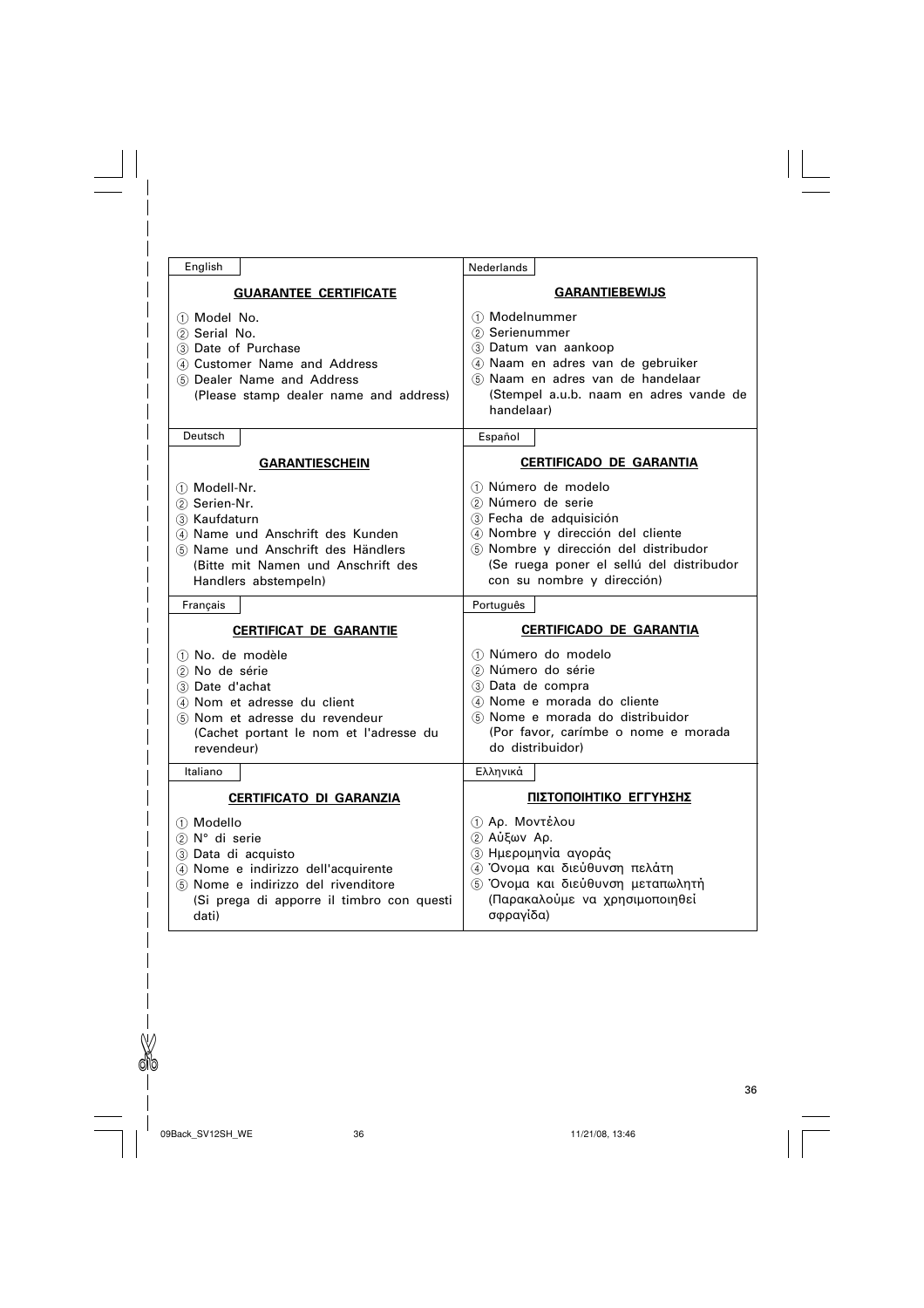English

## GUARANTEE CERTIFICATE

① Model No.
② Serial No.
③ Date of Purchase
④ Customer Name and Address
⑤ Dealer Name and Address
(Please stamp dealer name and address)

Nederlands

## GARANTIEBEWIJS

① Modelnummer
② Serienummer
③ Datum van aankoop
④ Naam en adres van de gebruiker
⑤ Naam en adres van de handelaar
(Stempel a.u.b. naam en adres vande de handelaar)

Deutsch

## GARANTIESCHEIN

① Modell-Nr.
② Serien-Nr.
③ Kaufdaturn
④ Name und Anschrift des Kunden
⑤ Name und Anschrift des Händlers
(Bitte mit Namen und Anschrift des Handlers abstempeln)

Español

## CERTIFICADO DE GARANTIA

① Número de modelo
② Número de serie
③ Fecha de adquisición
④ Nombre y dirección del cliente
⑤ Nombre y dirección del distribudor
(Se ruega poner el sellú del distribudor con su nombre y dirección)

Français

## CERTIFICAT DE GARANTIE

① No. de modèle
② No de série
③ Date d'achat
④ Nom et adresse du client
⑤ Nom et adresse du revendeur
(Cachet portant le nom et l'adresse du revendeur)

Português

## CERTIFICADO DE GARANTIA

① Número do modelo
② Número do série
③ Data de compra
④ Nome e morada do cliente
⑤ Nome e morada do distribuidor
(Por favor, carímbe o nome e morada do distribuidor)

Italiano

## CERTIFICATO DI GARANZIA

① Modello
② N° di serie
③ Data di acquisto
④ Nome e indirizzo dell'acquirente
⑤ Nome e indirizzo del rivenditore
(Si prega di apporre il timbro con questi dati)

Ελληνικά

## ΠΙΣΤΟΠΟΙΗΤΙΚΟ ΕΓΓΥΗΣΗΣ

① Αρ. Μοντέλου
② Αύξων Αρ.
③ Ημερομηνία αγοράς
④ Όνομα και διεύθυνση πελάτη
⑤ Όνομα και διεύθυνση μεταπωλητή
(Παρακαλούμε να χρησιμοποιηθεί σφραγίδα)

09Back_SV12SH_WE 36 11/21/08, 13:46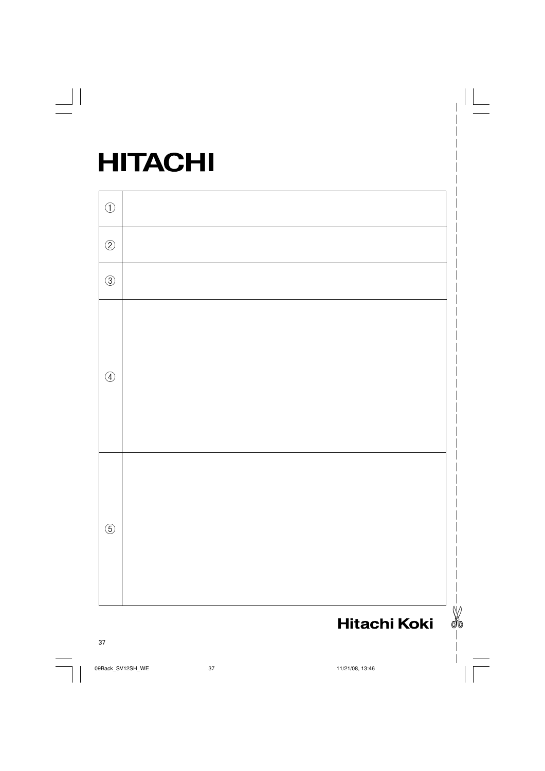# HITACHI

| | |
|---|---|
| ① | |
| ② | |
| ③ | |
| ④ | |
| ⑤ | |

**Hitachi Koki**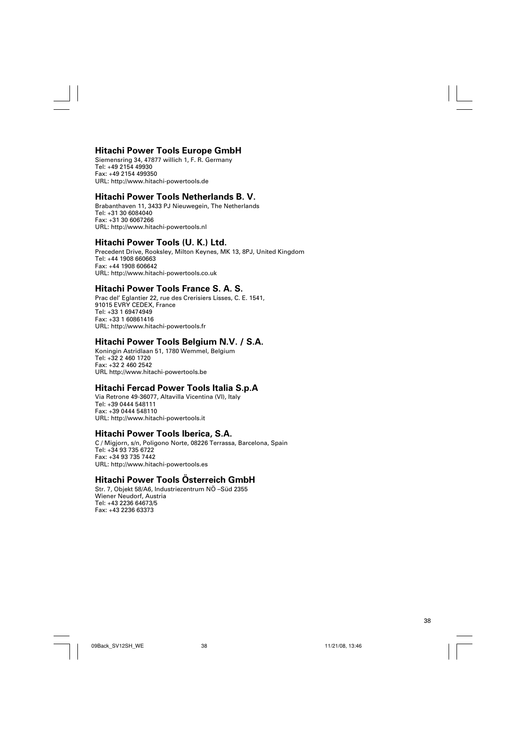## Hitachi Power Tools Europe GmbH

Siemensring 34, 47877 willich 1, F. R. Germany
Tel: +49 2154 49930
Fax: +49 2154 499350
URL: http://www.hitachi-powertools.de

## Hitachi Power Tools Netherlands B. V.

Brabanthaven 11, 3433 PJ Nieuwegein, The Netherlands
Tel: +31 30 6084040
Fax: +31 30 6067266
URL: http://www.hitachi-powertools.nl

## Hitachi Power Tools (U. K.) Ltd.

Precedent Drive, Rooksley, Milton Keynes, MK 13, 8PJ, United Kingdom
Tel: +44 1908 660663
Fax: +44 1908 606642
URL: http://www.hitachi-powertools.co.uk

## Hitachi Power Tools France S. A. S.

Prac del' Eglantier 22, rue des Crerisiers Lisses, C. E. 1541,
91015 EVRY CEDEX, France
Tel: +33 1 69474949
Fax: +33 1 60861416
URL: http://www.hitachi-powertools.fr

## Hitachi Power Tools Belgium N.V. / S.A.

Koningin Astridlaan 51, 1780 Wemmel, Belgium
Tel: +32 2 460 1720
Fax: +32 2 460 2542
URL http://www.hitachi-powertools.be

## Hitachi Fercad Power Tools Italia S.p.A

Via Retrone 49-36077, Altavilla Vicentina (VI), Italy
Tel: +39 0444 548111
Fax: +39 0444 548110
URL: http://www.hitachi-powertools.it

## Hitachi Power Tools Iberica, S.A.

C / Migjorn, s/n, Poligono Norte, 08226 Terrassa, Barcelona, Spain
Tel: +34 93 735 6722
Fax: +34 93 735 7442
URL: http://www.hitachi-powertools.es

## Hitachi Power Tools Österreich GmbH

Str. 7, Objekt 58/A6, Industriezentrum NÖ –Süd 2355
Wiener Neudorf, Austria
Tel: +43 2236 64673/5
Fax: +43 2236 63373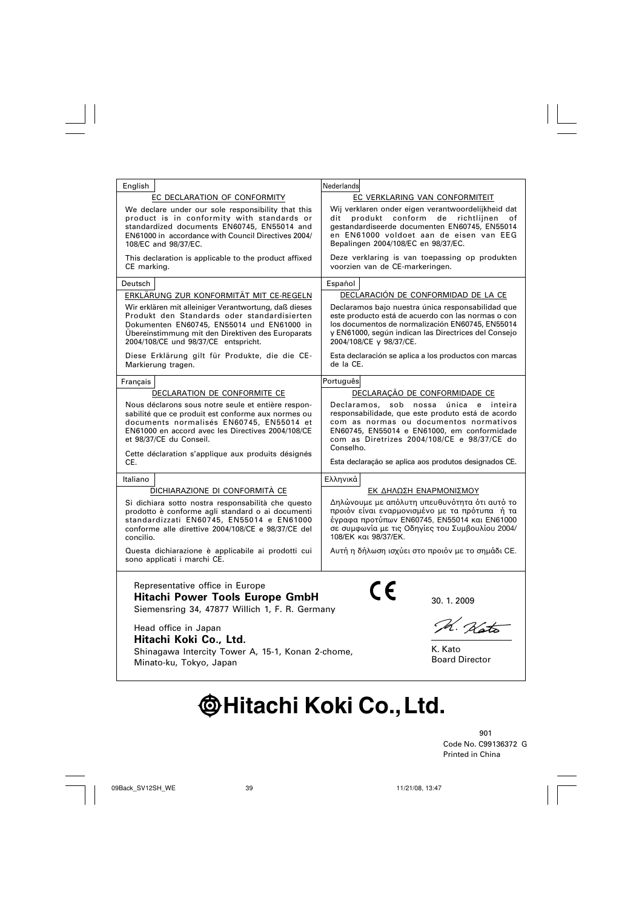English

## EC DECLARATION OF CONFORMITY

We declare under our sole responsibility that this product is in conformity with standards or standardized documents EN60745, EN55014 and EN61000 in accordance with Council Directives 2004/108/EC and 98/37/EC.

This declaration is applicable to the product affixed CE marking.

Nederlands

## EC VERKLARING VAN CONFORMITEIT

Wij verklaren onder eigen verantwoordelijkheid dat dit produkt conform de richtlijnen of gestandardiseerde documenten EN60745, EN55014 en EN61000 voldoet aan de eisen van EEG Bepalingen 2004/108/EC en 98/37/EC.

Deze verklaring is van toepassing op produkten voorzien van de CE-markeringen.

Deutsch

## ERKLÄRUNG ZUR KONFORMITÄT MIT CE-REGELN

Wir erklären mit alleiniger Verantwortung, daß dieses Produkt den Standards oder standardisierten Dokumenten EN60745, EN55014 und EN61000 in Übereinstimmung mit den Direktiven des Europarats 2004/108/CE und 98/37/CE entspricht.

Diese Erklärung gilt für Produkte, die die CE-Markierung tragen.

Español

## DECLARACIÓN DE CONFORMIDAD DE LA CE

Declaramos bajo nuestra única responsabilidad que este producto está de acuerdo con las normas o con los documentos de normalización EN60745, EN55014 y EN61000, según indican las Directrices del Consejo 2004/108/CE y 98/37/CE.

Esta declaración se aplica a los productos con marcas de la CE.

Français

## DECLARATION DE CONFORMITE CE

Nous déclarons sous notre seule et entière responsabilité que ce produit est conforme aux normes ou documents normalisés EN60745, EN55014 et EN61000 en accord avec les Directives 2004/108/CE et 98/37/CE du Conseil.

Cette déclaration s'applique aux produits désignés CE.

Português

## DECLARAÇÃO DE CONFORMIDADE CE

Declaramos, sob nossa única e inteira responsabilidade, que este produto está de acordo com as normas ou documentos normativos EN60745, EN55014 e EN61000, em conformidade com as Diretrizes 2004/108/CE e 98/37/CE do Conselho.

Esta declaração se aplica aos produtos designados CE.

Italiano

## DICHIARAZIONE DI CONFORMITÀ CE

Si dichiara sotto nostra responsabilità che questo prodotto è conforme agli standard o ai documenti standardizzati EN60745, EN55014 e EN61000 conforme alle direttive 2004/108/CE e 98/37/CE del concilio.

Questa dichiarazione è applicabile ai prodotti cui sono applicati i marchi CE.

Ελληνικά

## ΕΚ ΔΗΛΩΣΗ ΕΝΑΡΜΟΝΙΣΜΟΥ

Δηλώνουμε με απόλυτη υπευθυνότητα ότι αυτό το προιόν είναι εναρμονισμένο με τα πρότυπα ή τα έγραφα προτύπων EN60745, EN55014 και EN61000 σε συμφωνία με τις Οδηγίες του Συμβουλίου 2004/108/ΕΚ και 98/37/ΕΚ.

Αυτή η δήλωση ισχύει στο προιόν με το σημάδι CE.

CE

Representative office in Europe
**Hitachi Power Tools Europe GmbH**
Siemensring 34, 47877 Willich 1, F. R. Germany

Head office in Japan
**Hitachi Koki Co., Ltd.**
Shinagawa Intercity Tower A, 15-1, Konan 2-chome, Minato-ku, Tokyo, Japan

30. 1. 2009

K. Kato
K. Kato
Board Director

# Hitachi Koki Co., Ltd.

901
Code No. C99136372 G
Printed in China